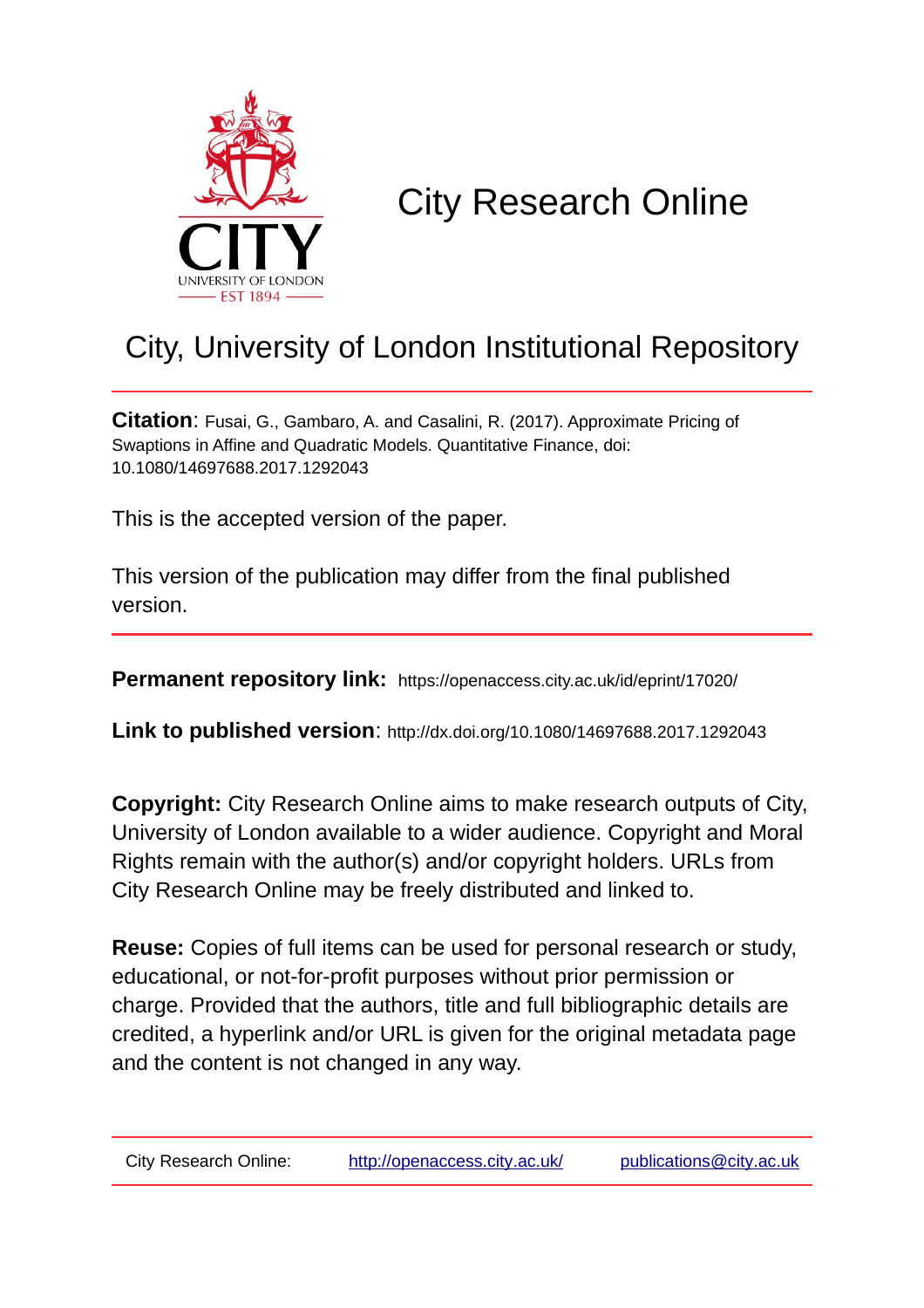# City Research Online

## City, University of London Institutional Repository

**Citation**: Fusai, G., Gambaro, A. and Casalini, R. (2017). Approximate Pricing of Swaptions in Affine and Quadratic Models. Quantitative Finance, doi: 10.1080/14697688.2017.1292043

This is the accepted version of the paper.

This version of the publication may differ from the final published version.

**Permanent repository link:** https://openaccess.city.ac.uk/id/eprint/17020/

**Link to published version**: http://dx.doi.org/10.1080/14697688.2017.1292043

**Copyright:** City Research Online aims to make research outputs of City, University of London available to a wider audience. Copyright and Moral Rights remain with the author(s) and/or copyright holders. URLs from City Research Online may be freely distributed and linked to.

**Reuse:** Copies of full items can be used for personal research or study, educational, or not-for-profit purposes without prior permission or charge. Provided that the authors, title and full bibliographic details are credited, a hyperlink and/or URL is given for the original metadata page and the content is not changed in any way.

City Research Online: http://openaccess.city.ac.uk/ publications@city.ac.uk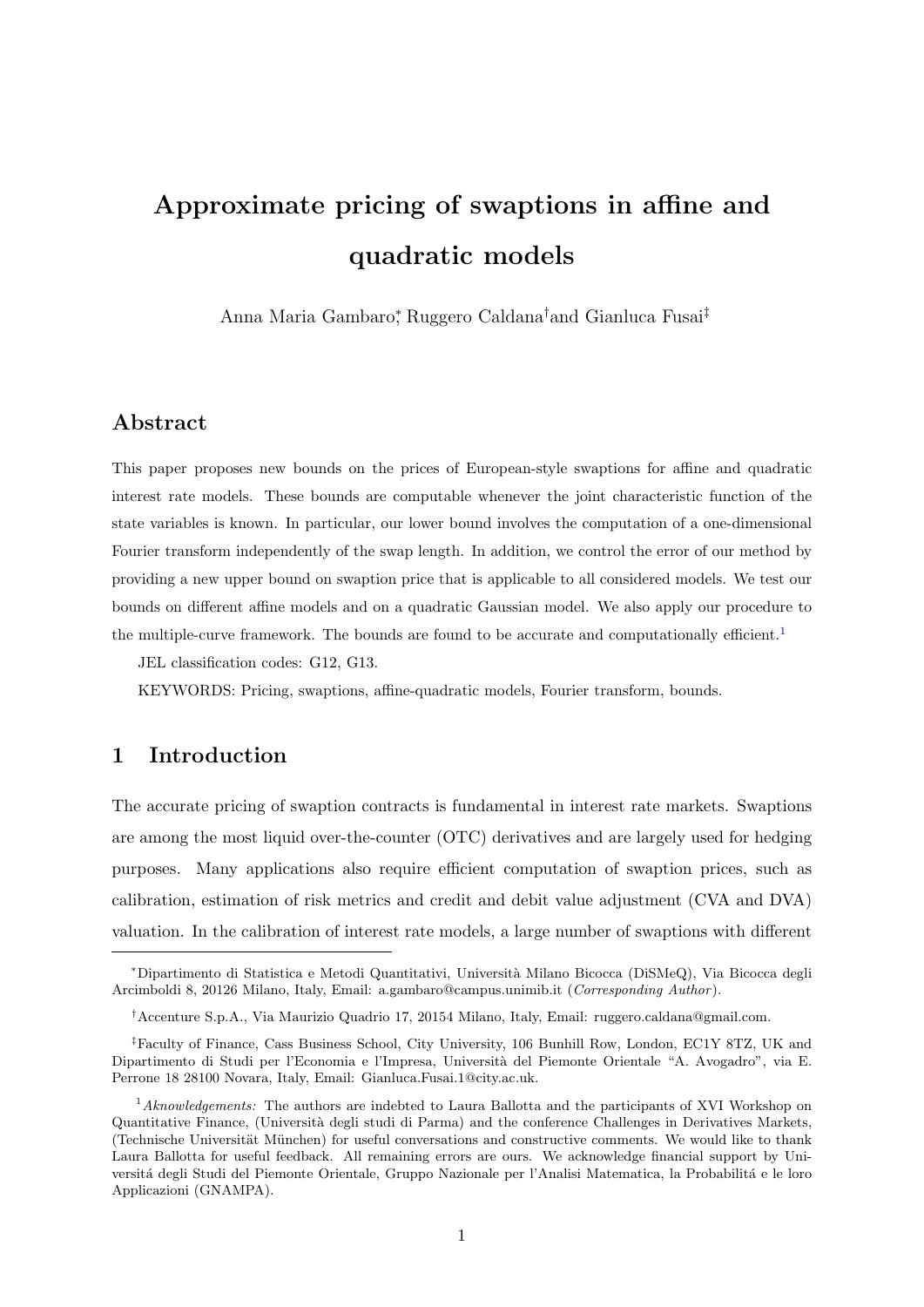# Approximate pricing of swaptions in affine and quadratic models

Anna Maria Gambaro[*], Ruggero Caldana[†] and Gianluca Fusai[‡]

## Abstract

This paper proposes new bounds on the prices of European-style swaptions for affine and quadratic interest rate models. These bounds are computable whenever the joint characteristic function of the state variables is known. In particular, our lower bound involves the computation of a one-dimensional Fourier transform independently of the swap length. In addition, we control the error of our method by providing a new upper bound on swaption price that is applicable to all considered models. We test our bounds on different affine models and on a quadratic Gaussian model. We also apply our procedure to the multiple-curve framework. The bounds are found to be accurate and computationally efficient.[1]

JEL classification codes: G12, G13.

KEYWORDS: Pricing, swaptions, affine-quadratic models, Fourier transform, bounds.

## 1 Introduction

The accurate pricing of swaption contracts is fundamental in interest rate markets. Swaptions are among the most liquid over-the-counter (OTC) derivatives and are largely used for hedging purposes. Many applications also require efficient computation of swaption prices, such as calibration, estimation of risk metrics and credit and debit value adjustment (CVA and DVA) valuation. In the calibration of interest rate models, a large number of swaptions with different

---

[*] Dipartimento di Statistica e Metodi Quantitativi, Università Milano Bicocca (DiSMeQ), Via Bicocca degli Arcimboldi 8, 20126 Milano, Italy, Email: a.gambaro@campus.unimib.it (*Corresponding Author*).

[†] Accenture S.p.A., Via Maurizio Quadrio 17, 20154 Milano, Italy, Email: ruggero.caldana@gmail.com.

[‡] Faculty of Finance, Cass Business School, City University, 106 Bunhill Row, London, EC1Y 8TZ, UK and Dipartimento di Studi per l'Economia e l'Impresa, Università del Piemonte Orientale "A. Avogadro", via E. Perrone 18 28100 Novara, Italy, Email: Gianluca.Fusai.1@city.ac.uk.

[1] *Aknowledgements:* The authors are indebted to Laura Ballotta and the participants of XVI Workshop on Quantitative Finance, (Università degli studi di Parma) and the conference Challenges in Derivatives Markets, (Technische Universität München) for useful conversations and constructive comments. We would like to thank Laura Ballotta for useful feedback. All remaining errors are ours. We acknowledge financial support by Universitá degli Studi del Piemonte Orientale, Gruppo Nazionale per l'Analisi Matematica, la Probabilitá e le loro Applicazioni (GNAMPA).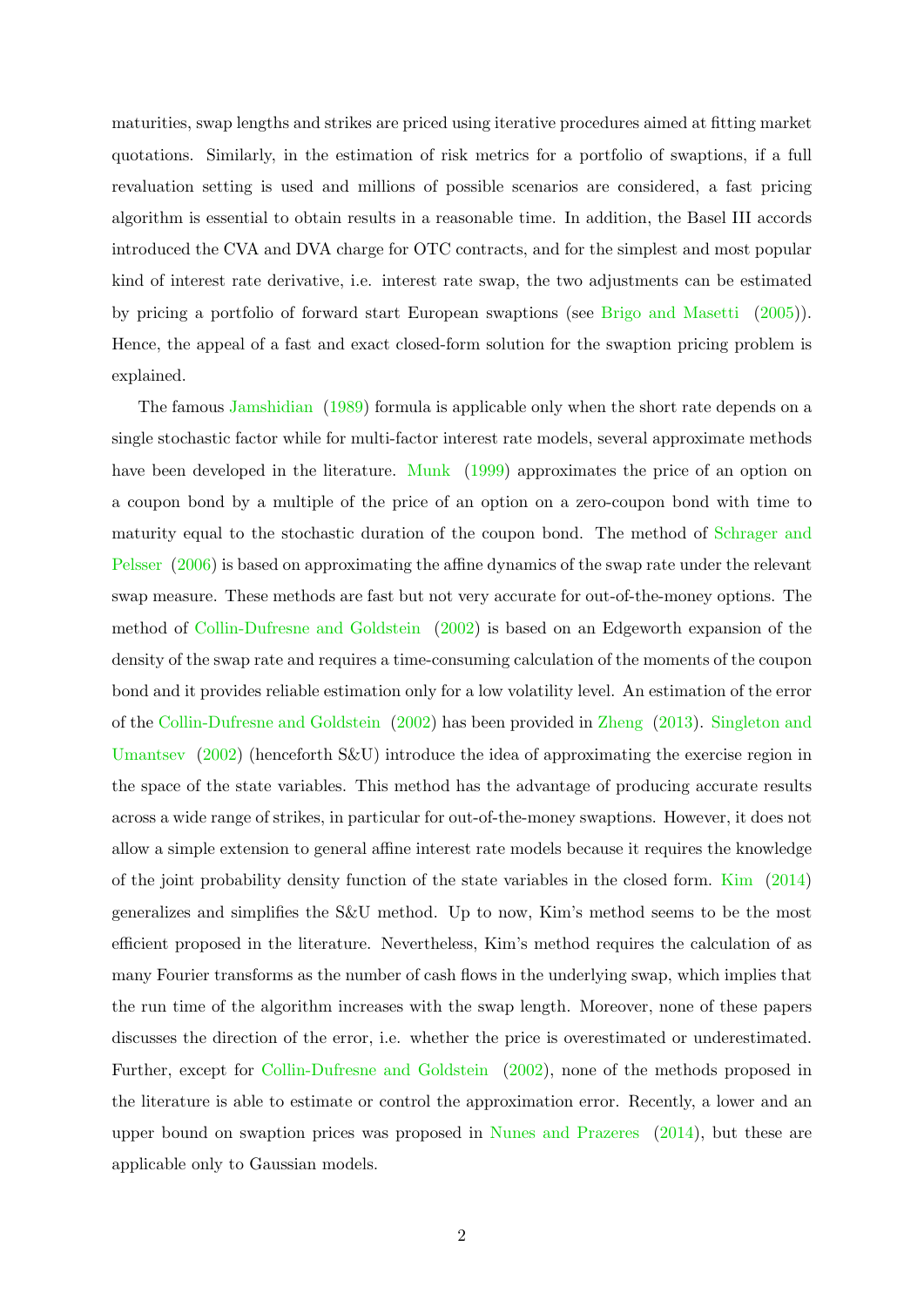maturities, swap lengths and strikes are priced using iterative procedures aimed at fitting market quotations. Similarly, in the estimation of risk metrics for a portfolio of swaptions, if a full revaluation setting is used and millions of possible scenarios are considered, a fast pricing algorithm is essential to obtain results in a reasonable time. In addition, the Basel III accords introduced the CVA and DVA charge for OTC contracts, and for the simplest and most popular kind of interest rate derivative, i.e. interest rate swap, the two adjustments can be estimated by pricing a portfolio of forward start European swaptions (see Brigo and Masetti (2005)). Hence, the appeal of a fast and exact closed-form solution for the swaption pricing problem is explained.

The famous Jamshidian (1989) formula is applicable only when the short rate depends on a single stochastic factor while for multi-factor interest rate models, several approximate methods have been developed in the literature. Munk (1999) approximates the price of an option on a coupon bond by a multiple of the price of an option on a zero-coupon bond with time to maturity equal to the stochastic duration of the coupon bond. The method of Schrager and Pelsser (2006) is based on approximating the affine dynamics of the swap rate under the relevant swap measure. These methods are fast but not very accurate for out-of-the-money options. The method of Collin-Dufresne and Goldstein (2002) is based on an Edgeworth expansion of the density of the swap rate and requires a time-consuming calculation of the moments of the coupon bond and it provides reliable estimation only for a low volatility level. An estimation of the error of the Collin-Dufresne and Goldstein (2002) has been provided in Zheng (2013). Singleton and Umantsev (2002) (henceforth S&U) introduce the idea of approximating the exercise region in the space of the state variables. This method has the advantage of producing accurate results across a wide range of strikes, in particular for out-of-the-money swaptions. However, it does not allow a simple extension to general affine interest rate models because it requires the knowledge of the joint probability density function of the state variables in the closed form. Kim (2014) generalizes and simplifies the S&U method. Up to now, Kim's method seems to be the most efficient proposed in the literature. Nevertheless, Kim's method requires the calculation of as many Fourier transforms as the number of cash flows in the underlying swap, which implies that the run time of the algorithm increases with the swap length. Moreover, none of these papers discusses the direction of the error, i.e. whether the price is overestimated or underestimated. Further, except for Collin-Dufresne and Goldstein (2002), none of the methods proposed in the literature is able to estimate or control the approximation error. Recently, a lower and an upper bound on swaption prices was proposed in Nunes and Prazeres (2014), but these are applicable only to Gaussian models.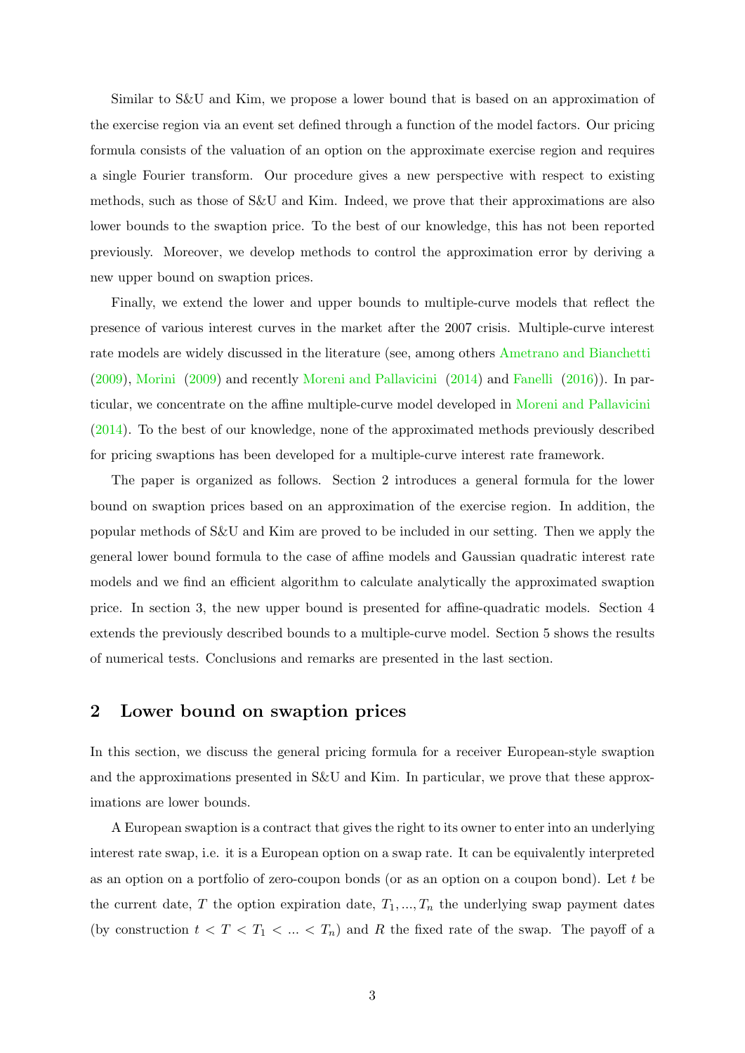Similar to S&U and Kim, we propose a lower bound that is based on an approximation of the exercise region via an event set defined through a function of the model factors. Our pricing formula consists of the valuation of an option on the approximate exercise region and requires a single Fourier transform. Our procedure gives a new perspective with respect to existing methods, such as those of S&U and Kim. Indeed, we prove that their approximations are also lower bounds to the swaption price. To the best of our knowledge, this has not been reported previously. Moreover, we develop methods to control the approximation error by deriving a new upper bound on swaption prices.

Finally, we extend the lower and upper bounds to multiple-curve models that reflect the presence of various interest curves in the market after the 2007 crisis. Multiple-curve interest rate models are widely discussed in the literature (see, among others Ametrano and Bianchetti (2009), Morini (2009) and recently Moreni and Pallavicini (2014) and Fanelli (2016)). In particular, we concentrate on the affine multiple-curve model developed in Moreni and Pallavicini (2014). To the best of our knowledge, none of the approximated methods previously described for pricing swaptions has been developed for a multiple-curve interest rate framework.

The paper is organized as follows. Section 2 introduces a general formula for the lower bound on swaption prices based on an approximation of the exercise region. In addition, the popular methods of S&U and Kim are proved to be included in our setting. Then we apply the general lower bound formula to the case of affine models and Gaussian quadratic interest rate models and we find an efficient algorithm to calculate analytically the approximated swaption price. In section 3, the new upper bound is presented for affine-quadratic models. Section 4 extends the previously described bounds to a multiple-curve model. Section 5 shows the results of numerical tests. Conclusions and remarks are presented in the last section.

## 2 Lower bound on swaption prices

In this section, we discuss the general pricing formula for a receiver European-style swaption and the approximations presented in S&U and Kim. In particular, we prove that these approximations are lower bounds.

A European swaption is a contract that gives the right to its owner to enter into an underlying interest rate swap, i.e. it is a European option on a swap rate. It can be equivalently interpreted as an option on a portfolio of zero-coupon bonds (or as an option on a coupon bond). Let $t$ be the current date, $T$ the option expiration date, $T_1, ..., T_n$ the underlying swap payment dates (by construction $t < T < T_1 < ... < T_n$) and $R$ the fixed rate of the swap. The payoff of a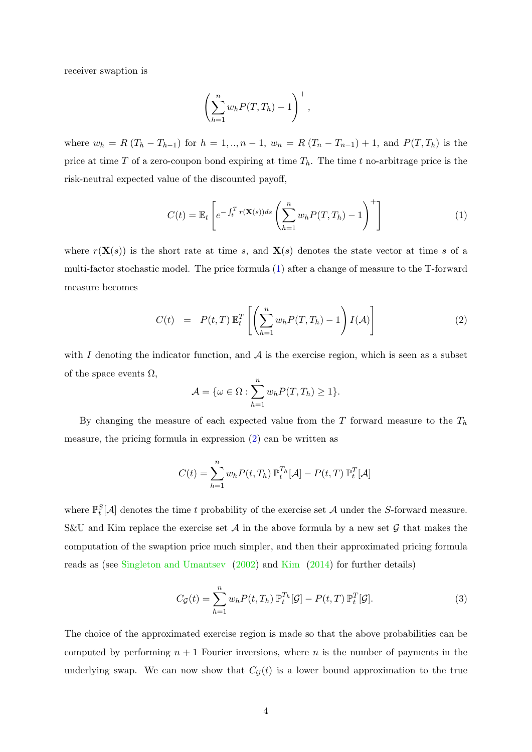receiver swaption is

$$\left(\sum_{h=1}^{n} w_h P(T, T_h) - 1\right)^+,$$

where $w_h = R\,(T_h - T_{h-1})$ for $h = 1, .., n-1$, $w_n = R\,(T_n - T_{n-1}) + 1$, and $P(T, T_h)$ is the price at time $T$ of a zero-coupon bond expiring at time $T_h$. The time $t$ no-arbitrage price is the risk-neutral expected value of the discounted payoff,

$$C(t) = \mathbb{E}_t\left[e^{-\int_t^T r(\mathbf{X}(s))ds}\left(\sum_{h=1}^{n} w_h P(T, T_h) - 1\right)^+\right] \tag{1}$$

where $r(\mathbf{X}(s))$ is the short rate at time $s$, and $\mathbf{X}(s)$ denotes the state vector at time $s$ of a multi-factor stochastic model. The price formula (1) after a change of measure to the T-forward measure becomes

$$C(t) \;\; = \;\; P(t, T)\,\mathbb{E}_t^T\left[\left(\sum_{h=1}^{n} w_h P(T, T_h) - 1\right) I(\mathcal{A})\right] \tag{2}$$

with $I$ denoting the indicator function, and $\mathcal{A}$ is the exercise region, which is seen as a subset of the space events $\Omega$,

$$\mathcal{A} = \{\omega \in \Omega : \sum_{h=1}^{n} w_h P(T, T_h) \geq 1\}.$$

By changing the measure of each expected value from the $T$ forward measure to the $T_h$ measure, the pricing formula in expression (2) can be written as

$$C(t) = \sum_{h=1}^{n} w_h P(t, T_h)\,\mathbb{P}_t^{T_h}[\mathcal{A}] - P(t, T)\,\mathbb{P}_t^{T}[\mathcal{A}]$$

where $\mathbb{P}_t^S[\mathcal{A}]$ denotes the time $t$ probability of the exercise set $\mathcal{A}$ under the $S$-forward measure. S&U and Kim replace the exercise set $\mathcal{A}$ in the above formula by a new set $\mathcal{G}$ that makes the computation of the swaption price much simpler, and then their approximated pricing formula reads as (see Singleton and Umantsev (2002) and Kim (2014) for further details)

$$C_{\mathcal{G}}(t) = \sum_{h=1}^{n} w_h P(t, T_h)\,\mathbb{P}_t^{T_h}[\mathcal{G}] - P(t, T)\,\mathbb{P}_t^{T}[\mathcal{G}]. \tag{3}$$

The choice of the approximated exercise region is made so that the above probabilities can be computed by performing $n+1$ Fourier inversions, where $n$ is the number of payments in the underlying swap. We can now show that $C_{\mathcal{G}}(t)$ is a lower bound approximation to the true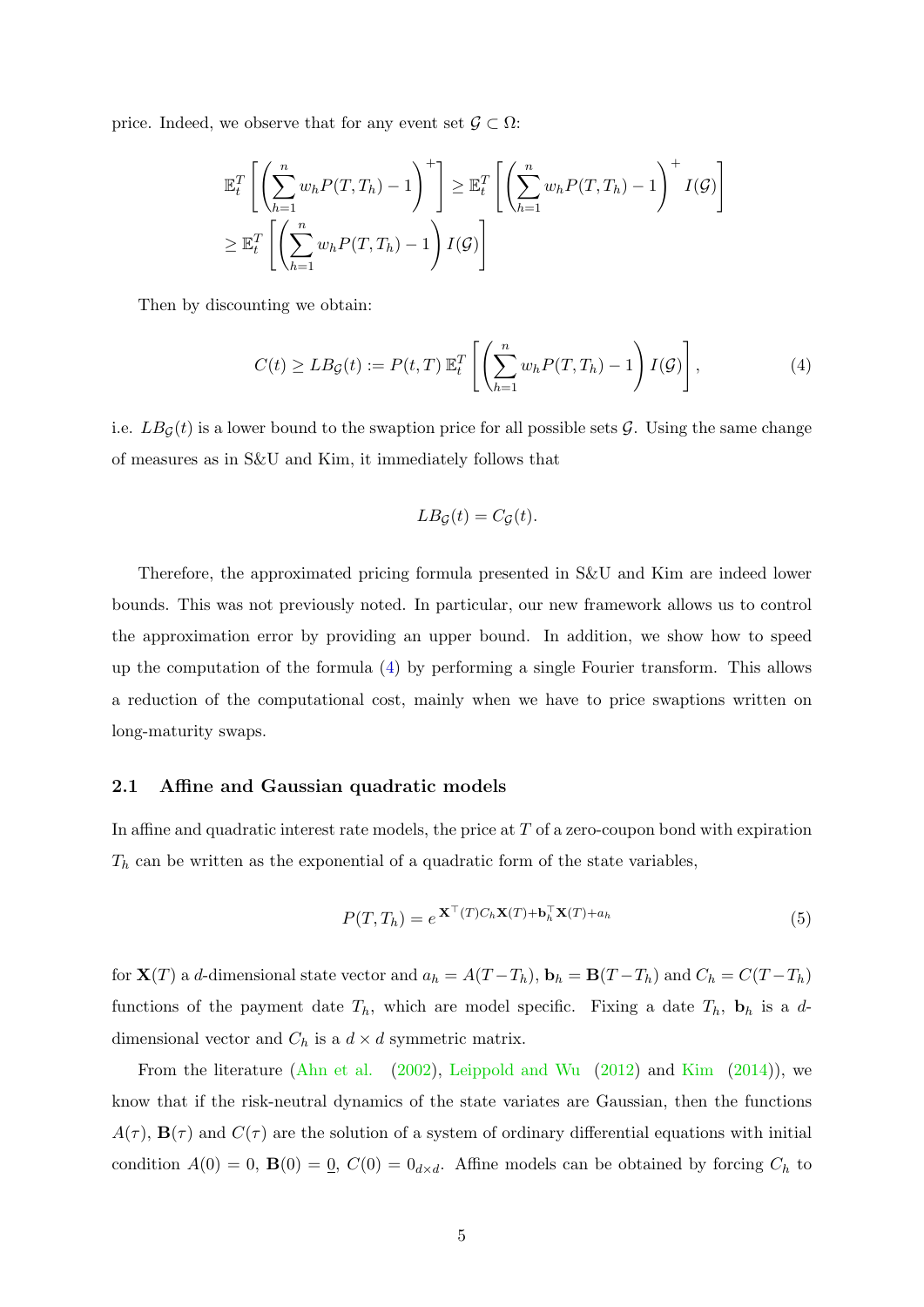price. Indeed, we observe that for any event set $\mathcal{G} \subset \Omega$:

$$\mathbb{E}_t^T\left[\left(\sum_{h=1}^n w_h P(T,T_h) - 1\right)^+\right] \geq \mathbb{E}_t^T\left[\left(\sum_{h=1}^n w_h P(T,T_h) - 1\right)^+ I(\mathcal{G})\right]$$
$$\geq \mathbb{E}_t^T\left[\left(\sum_{h=1}^n w_h P(T,T_h) - 1\right) I(\mathcal{G})\right]$$

Then by discounting we obtain:

$$C(t) \geq LB_{\mathcal{G}}(t) := P(t,T)\,\mathbb{E}_t^T\left[\left(\sum_{h=1}^n w_h P(T,T_h) - 1\right) I(\mathcal{G})\right], \tag{4}$$

i.e. $LB_{\mathcal{G}}(t)$ is a lower bound to the swaption price for all possible sets $\mathcal{G}$. Using the same change of measures as in S&U and Kim, it immediately follows that

$$LB_{\mathcal{G}}(t) = C_{\mathcal{G}}(t).$$

Therefore, the approximated pricing formula presented in S&U and Kim are indeed lower bounds. This was not previously noted. In particular, our new framework allows us to control the approximation error by providing an upper bound. In addition, we show how to speed up the computation of the formula (4) by performing a single Fourier transform. This allows a reduction of the computational cost, mainly when we have to price swaptions written on long-maturity swaps.

### 2.1 Affine and Gaussian quadratic models

In affine and quadratic interest rate models, the price at $T$ of a zero-coupon bond with expiration $T_h$ can be written as the exponential of a quadratic form of the state variables,

$$P(T,T_h) = e^{\mathbf{X}^\top(T) C_h \mathbf{X}(T) + \mathbf{b}_h^\top \mathbf{X}(T) + a_h} \tag{5}$$

for $\mathbf{X}(T)$ a $d$-dimensional state vector and $a_h = A(T-T_h)$, $\mathbf{b}_h = \mathbf{B}(T-T_h)$ and $C_h = C(T-T_h)$ functions of the payment date $T_h$, which are model specific. Fixing a date $T_h$, $\mathbf{b}_h$ is a $d$-dimensional vector and $C_h$ is a $d \times d$ symmetric matrix.

From the literature (Ahn et al. (2002), Leippold and Wu (2012) and Kim (2014)), we know that if the risk-neutral dynamics of the state variates are Gaussian, then the functions $A(\tau)$, $\mathbf{B}(\tau)$ and $C(\tau)$ are the solution of a system of ordinary differential equations with initial condition $A(0) = 0$, $\mathbf{B}(0) = \underline{0}$, $C(0) = 0_{d\times d}$. Affine models can be obtained by forcing $C_h$ to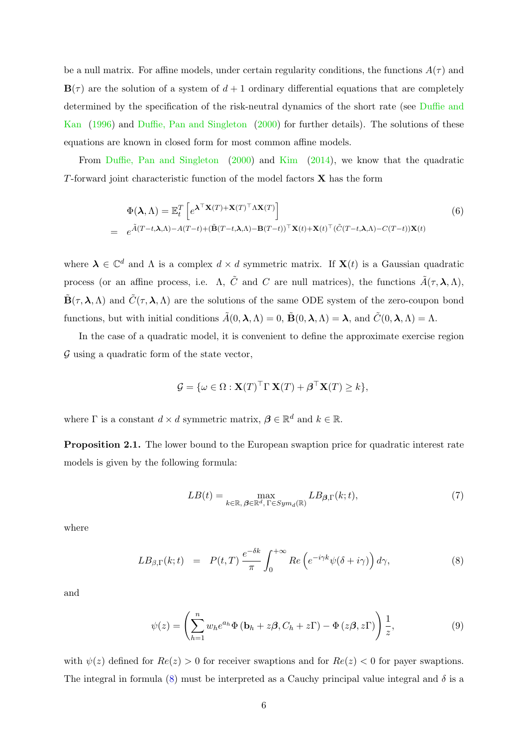be a null matrix. For affine models, under certain regularity conditions, the functions $A(\tau)$ and $\mathbf{B}(\tau)$ are the solution of a system of $d+1$ ordinary differential equations that are completely determined by the specification of the risk-neutral dynamics of the short rate (see Duffie and Kan (1996) and Duffie, Pan and Singleton (2000) for further details). The solutions of these equations are known in closed form for most common affine models.

From Duffie, Pan and Singleton (2000) and Kim (2014), we know that the quadratic $T$-forward joint characteristic function of the model factors $\mathbf{X}$ has the form

$$
\begin{aligned}
&\Phi(\boldsymbol{\lambda}, \Lambda) = \mathbb{E}_t^T\left[e^{\boldsymbol{\lambda}^\top \mathbf{X}(T) + \mathbf{X}(T)^\top \Lambda \mathbf{X}(T)}\right] \\
= \quad & e^{\tilde{A}(T-t,\boldsymbol{\lambda},\Lambda) - A(T-t) + (\tilde{\mathbf{B}}(T-t,\boldsymbol{\lambda},\Lambda) - \mathbf{B}(T-t))^\top \mathbf{X}(t) + \mathbf{X}(t)^\top (\tilde{C}(T-t,\boldsymbol{\lambda},\Lambda) - C(T-t))\mathbf{X}(t)}
\end{aligned}
\tag{6}
$$

where $\boldsymbol{\lambda} \in \mathbb{C}^d$ and $\Lambda$ is a complex $d \times d$ symmetric matrix. If $\mathbf{X}(t)$ is a Gaussian quadratic process (or an affine process, i.e. $\Lambda$, $\tilde{C}$ and $C$ are null matrices), the functions $\tilde{A}(\tau, \boldsymbol{\lambda}, \Lambda)$, $\tilde{\mathbf{B}}(\tau, \boldsymbol{\lambda}, \Lambda)$ and $\tilde{C}(\tau, \boldsymbol{\lambda}, \Lambda)$ are the solutions of the same ODE system of the zero-coupon bond functions, but with initial conditions $\tilde{A}(0, \boldsymbol{\lambda}, \Lambda) = 0$, $\tilde{\mathbf{B}}(0, \boldsymbol{\lambda}, \Lambda) = \boldsymbol{\lambda}$, and $\tilde{C}(0, \boldsymbol{\lambda}, \Lambda) = \Lambda$.

In the case of a quadratic model, it is convenient to define the approximate exercise region $\mathcal{G}$ using a quadratic form of the state vector,

$$
\mathcal{G} = \{\omega \in \Omega : \mathbf{X}(T)^\top \Gamma \, \mathbf{X}(T) + \boldsymbol{\beta}^\top \mathbf{X}(T) \geq k\},
$$

where $\Gamma$ is a constant $d \times d$ symmetric matrix, $\boldsymbol{\beta} \in \mathbb{R}^d$ and $k \in \mathbb{R}$.

**Proposition 2.1.** The lower bound to the European swaption price for quadratic interest rate models is given by the following formula:

$$
LB(t) = \max_{k \in \mathbb{R},\, \boldsymbol{\beta} \in \mathbb{R}^d,\, \Gamma \in Sym_d(\mathbb{R})} LB_{\boldsymbol{\beta},\Gamma}(k; t),
\tag{7}
$$

where

$$
LB_{\beta,\Gamma}(k;t) \quad = \quad P(t,T)\, \frac{e^{-\delta k}}{\pi} \int_0^{+\infty} Re\left(e^{-i\gamma k} \psi(\delta + i\gamma)\right) d\gamma,
\tag{8}
$$

and

$$
\psi(z) = \left(\sum_{h=1}^{n} w_h e^{a_h} \Phi\left(\mathbf{b}_h + z\boldsymbol{\beta}, C_h + z\Gamma\right) - \Phi\left(z\boldsymbol{\beta}, z\Gamma\right)\right) \frac{1}{z},
\tag{9}
$$

with $\psi(z)$ defined for $Re(z) > 0$ for receiver swaptions and for $Re(z) < 0$ for payer swaptions. The integral in formula (8) must be interpreted as a Cauchy principal value integral and $\delta$ is a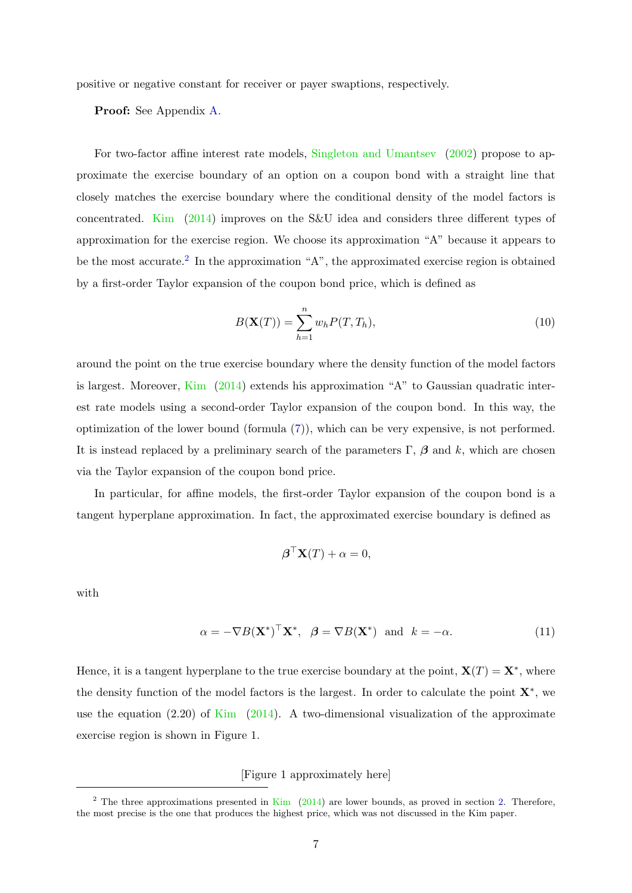positive or negative constant for receiver or payer swaptions, respectively.

**Proof:** See Appendix A.

For two-factor affine interest rate models, Singleton and Umantsev (2002) propose to approximate the exercise boundary of an option on a coupon bond with a straight line that closely matches the exercise boundary where the conditional density of the model factors is concentrated. Kim (2014) improves on the S&U idea and considers three different types of approximation for the exercise region. We choose its approximation "A" because it appears to be the most accurate.[2] In the approximation "A", the approximated exercise region is obtained by a first-order Taylor expansion of the coupon bond price, which is defined as

$$B(\mathbf{X}(T)) = \sum_{h=1}^{n} w_h P(T, T_h), \tag{10}$$

around the point on the true exercise boundary where the density function of the model factors is largest. Moreover, Kim (2014) extends his approximation "A" to Gaussian quadratic interest rate models using a second-order Taylor expansion of the coupon bond. In this way, the optimization of the lower bound (formula (7)), which can be very expensive, is not performed. It is instead replaced by a preliminary search of the parameters $\Gamma$, $\boldsymbol{\beta}$ and $k$, which are chosen via the Taylor expansion of the coupon bond price.

In particular, for affine models, the first-order Taylor expansion of the coupon bond is a tangent hyperplane approximation. In fact, the approximated exercise boundary is defined as

$$\boldsymbol{\beta}^{\top}\mathbf{X}(T) + \alpha = 0,$$

with

$$\alpha = -\nabla B(\mathbf{X}^*)^{\top}\mathbf{X}^*, \quad \boldsymbol{\beta} = \nabla B(\mathbf{X}^*) \;\text{ and }\; k = -\alpha. \tag{11}$$

Hence, it is a tangent hyperplane to the true exercise boundary at the point, $\mathbf{X}(T) = \mathbf{X}^*$, where the density function of the model factors is the largest. In order to calculate the point $\mathbf{X}^*$, we use the equation (2.20) of Kim (2014). A two-dimensional visualization of the approximate exercise region is shown in Figure 1.

[Figure 1 approximately here]

[2] The three approximations presented in Kim (2014) are lower bounds, as proved in section 2. Therefore, the most precise is the one that produces the highest price, which was not discussed in the Kim paper.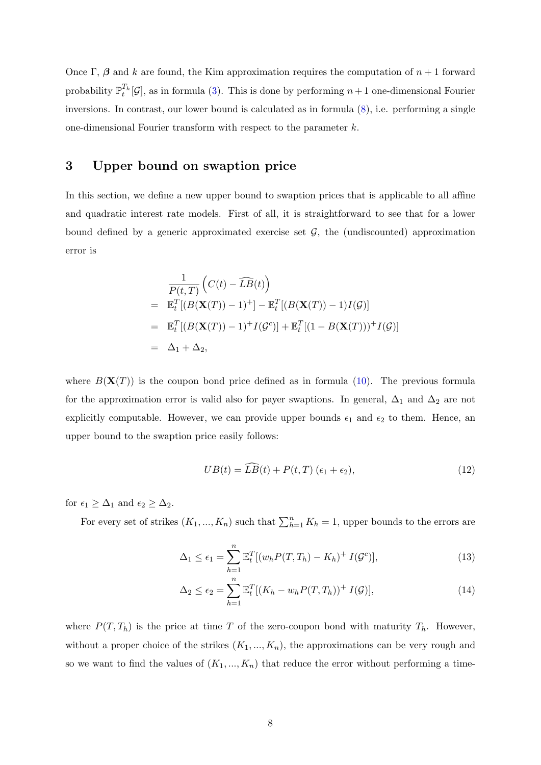Once $\Gamma$, $\boldsymbol{\beta}$ and $k$ are found, the Kim approximation requires the computation of $n+1$ forward probability $\mathbb{P}_t^{T_h}[\mathcal{G}]$, as in formula (3). This is done by performing $n+1$ one-dimensional Fourier inversions. In contrast, our lower bound is calculated as in formula (8), i.e. performing a single one-dimensional Fourier transform with respect to the parameter $k$.

## 3 Upper bound on swaption price

In this section, we define a new upper bound to swaption prices that is applicable to all affine and quadratic interest rate models. First of all, it is straightforward to see that for a lower bound defined by a generic approximated exercise set $\mathcal{G}$, the (undiscounted) approximation error is

$$
\begin{aligned}
& \frac{1}{P(t,T)}\left(C(t) - \widehat{LB}(t)\right) \\
= \; & \mathbb{E}_t^T[(B(\mathbf{X}(T)) - 1)^+] - \mathbb{E}_t^T[(B(\mathbf{X}(T)) - 1)I(\mathcal{G})] \\
= \; & \mathbb{E}_t^T[(B(\mathbf{X}(T)) - 1)^+ I(\mathcal{G}^c)] + \mathbb{E}_t^T[(1 - B(\mathbf{X}(T)))^+ I(\mathcal{G})] \\
= \; & \Delta_1 + \Delta_2,
\end{aligned}
$$

where $B(\mathbf{X}(T))$ is the coupon bond price defined as in formula (10). The previous formula for the approximation error is valid also for payer swaptions. In general, $\Delta_1$ and $\Delta_2$ are not explicitly computable. However, we can provide upper bounds $\epsilon_1$ and $\epsilon_2$ to them. Hence, an upper bound to the swaption price easily follows:

$$
UB(t) = \widehat{LB}(t) + P(t,T)\,(\epsilon_1 + \epsilon_2), \tag{12}
$$

for $\epsilon_1 \geq \Delta_1$ and $\epsilon_2 \geq \Delta_2$.

For every set of strikes $(K_1, ..., K_n)$ such that $\sum_{h=1}^n K_h = 1$, upper bounds to the errors are

$$
\Delta_1 \leq \epsilon_1 = \sum_{h=1}^n \mathbb{E}_t^T[(w_h P(T,T_h) - K_h)^+ \, I(\mathcal{G}^c)], \tag{13}
$$

$$
\Delta_2 \leq \epsilon_2 = \sum_{h=1}^n \mathbb{E}_t^T[(K_h - w_h P(T,T_h))^+ \, I(\mathcal{G})], \tag{14}
$$

where $P(T,T_h)$ is the price at time $T$ of the zero-coupon bond with maturity $T_h$. However, without a proper choice of the strikes $(K_1, ..., K_n)$, the approximations can be very rough and so we want to find the values of $(K_1, ..., K_n)$ that reduce the error without performing a time-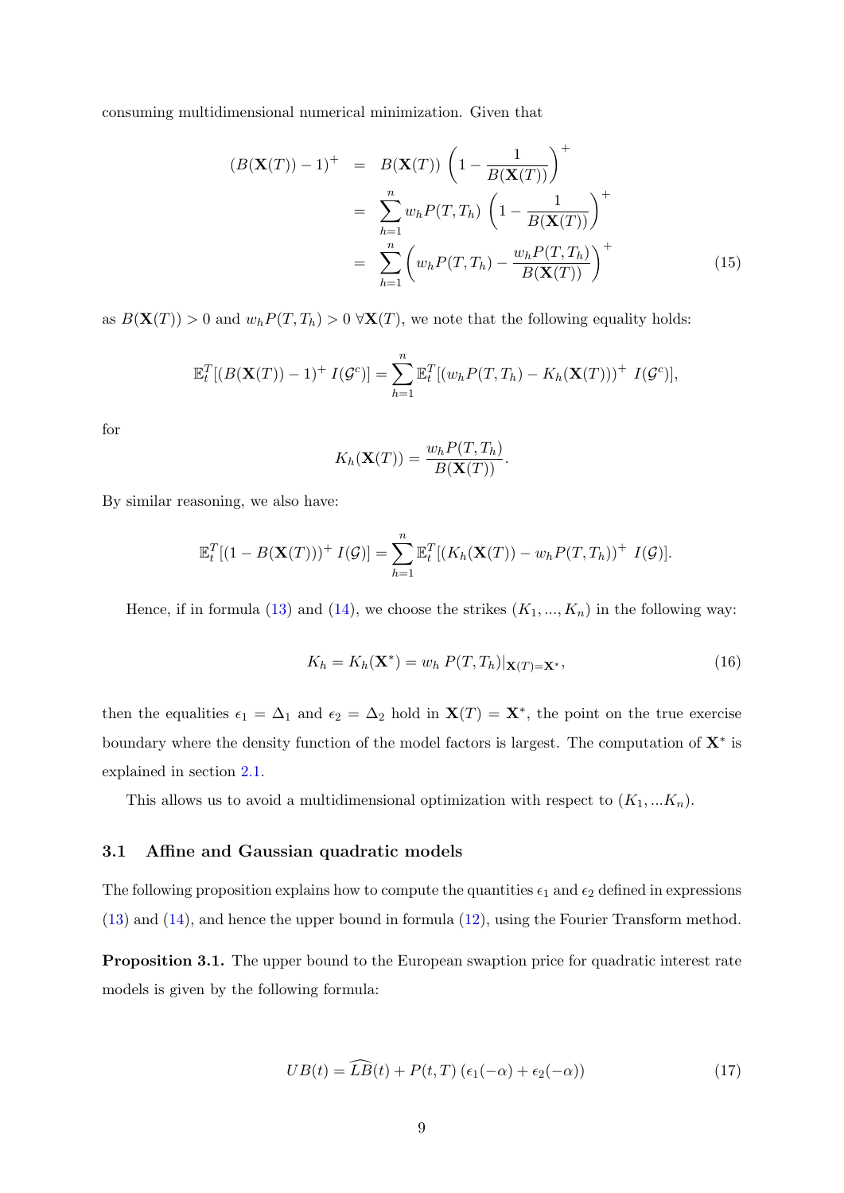consuming multidimensional numerical minimization. Given that

$$
\begin{aligned}
(B(\mathbf{X}(T)) - 1)^{+} &= B(\mathbf{X}(T)) \left(1 - \frac{1}{B(\mathbf{X}(T))}\right)^{+} \\
&= \sum_{h=1}^{n} w_h P(T, T_h) \left(1 - \frac{1}{B(\mathbf{X}(T))}\right)^{+} \\
&= \sum_{h=1}^{n} \left(w_h P(T, T_h) - \frac{w_h P(T, T_h)}{B(\mathbf{X}(T))}\right)^{+} \qquad (15)
\end{aligned}
$$

as $B(\mathbf{X}(T)) > 0$ and $w_h P(T, T_h) > 0 \ \forall \mathbf{X}(T)$, we note that the following equality holds:

$$
\mathbb{E}_t^T[(B(\mathbf{X}(T)) - 1)^{+} \, I(\mathcal{G}^c)] = \sum_{h=1}^{n} \mathbb{E}_t^T[(w_h P(T, T_h) - K_h(\mathbf{X}(T)))^{+} \, I(\mathcal{G}^c)],
$$

for

$$
K_h(\mathbf{X}(T)) = \frac{w_h P(T, T_h)}{B(\mathbf{X}(T))}.
$$

By similar reasoning, we also have:

$$
\mathbb{E}_t^T[(1 - B(\mathbf{X}(T)))^{+} \, I(\mathcal{G})] = \sum_{h=1}^{n} \mathbb{E}_t^T[(K_h(\mathbf{X}(T)) - w_h P(T, T_h))^{+} \, I(\mathcal{G})].
$$

Hence, if in formula (13) and (14), we choose the strikes $(K_1, ..., K_n)$ in the following way:

$$
K_h = K_h(\mathbf{X}^*) = w_h \, P(T, T_h)|_{\mathbf{X}(T) = \mathbf{X}^*}, \qquad (16)
$$

then the equalities $\epsilon_1 = \Delta_1$ and $\epsilon_2 = \Delta_2$ hold in $\mathbf{X}(T) = \mathbf{X}^*$, the point on the true exercise boundary where the density function of the model factors is largest. The computation of $\mathbf{X}^*$ is explained in section 2.1.

This allows us to avoid a multidimensional optimization with respect to $(K_1, ...K_n)$.

### 3.1 Affine and Gaussian quadratic models

The following proposition explains how to compute the quantities $\epsilon_1$ and $\epsilon_2$ defined in expressions (13) and (14), and hence the upper bound in formula (12), using the Fourier Transform method.

**Proposition 3.1.** The upper bound to the European swaption price for quadratic interest rate models is given by the following formula:

$$
UB(t) = \widehat{LB}(t) + P(t, T) \left(\epsilon_1(-\alpha) + \epsilon_2(-\alpha)\right) \qquad (17)
$$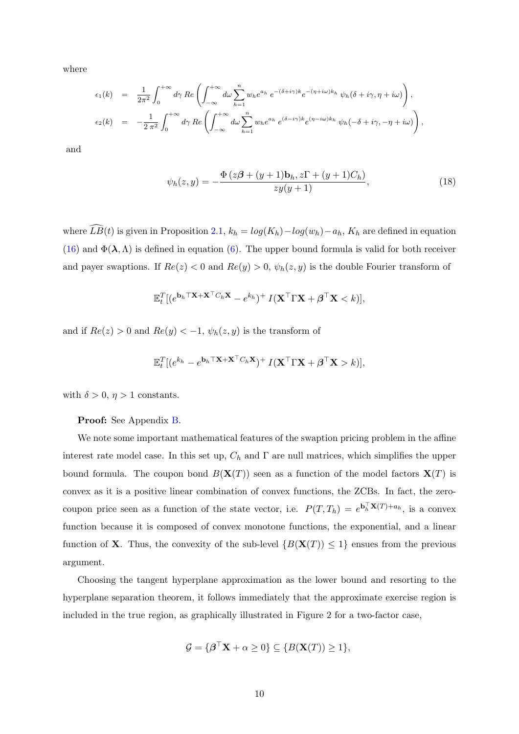where

$$
\begin{aligned}
\epsilon_1(k) &= \frac{1}{2\pi^2}\int_0^{+\infty} d\gamma \; Re\left(\int_{-\infty}^{+\infty} d\omega \sum_{h=1}^{n} w_h e^{a_h}\; e^{-(\delta+i\gamma)k} e^{-(\eta+i\omega)k_h}\; \psi_h(\delta+i\gamma, \eta+i\omega)\right),\\
\epsilon_2(k) &= -\frac{1}{2\,\pi^2}\int_0^{+\infty} d\gamma \; Re\left(\int_{-\infty}^{+\infty} d\omega \sum_{h=1}^{n} w_h e^{a_h}\; e^{(\delta-i\gamma)k} e^{(\eta-i\omega)k_h}\; \psi_h(-\delta+i\gamma, -\eta+i\omega)\right),
\end{aligned}
$$

and

$$
\psi_h(z,y) = -\frac{\Phi\left(z\boldsymbol{\beta} + (y+1)\mathbf{b}_h, z\Gamma + (y+1)C_h\right)}{zy(y+1)}, \tag{18}
$$

where $\widehat{LB}(t)$ is given in Proposition 2.1, $k_h = log(K_h) - log(w_h) - a_h$, $K_h$ are defined in equation (16) and $\Phi(\boldsymbol{\lambda}, \Lambda)$ is defined in equation (6). The upper bound formula is valid for both receiver and payer swaptions. If $Re(z) < 0$ and $Re(y) > 0$, $\psi_h(z,y)$ is the double Fourier transform of

$$
\mathbb{E}_t^T[(e^{\mathbf{b}_h{}^\top \mathbf{X} + \mathbf{X}^\top C_h \mathbf{X}} - e^{k_h})^+ \, I(\mathbf{X}^\top \Gamma \mathbf{X} + \boldsymbol{\beta}^\top \mathbf{X} < k)],
$$

and if $Re(z) > 0$ and $Re(y) < -1$, $\psi_h(z,y)$ is the transform of

$$
\mathbb{E}_t^T[(e^{k_h} - e^{\mathbf{b}_h{}^\top \mathbf{X} + \mathbf{X}^\top C_h \mathbf{X}})^+ \, I(\mathbf{X}^\top \Gamma \mathbf{X} + \boldsymbol{\beta}^\top \mathbf{X} > k)],
$$

with $\delta > 0$, $\eta > 1$ constants.

**Proof:** See Appendix B.

We note some important mathematical features of the swaption pricing problem in the affine interest rate model case. In this set up, $C_h$ and $\Gamma$ are null matrices, which simplifies the upper bound formula. The coupon bond $B(\mathbf{X}(T))$ seen as a function of the model factors $\mathbf{X}(T)$ is convex as it is a positive linear combination of convex functions, the ZCBs. In fact, the zero-coupon price seen as a function of the state vector, i.e. $P(T, T_h) = e^{\mathbf{b}_h^\top \mathbf{X}(T) + a_h}$, is a convex function because it is composed of convex monotone functions, the exponential, and a linear function of $\mathbf{X}$. Thus, the convexity of the sub-level $\{B(\mathbf{X}(T)) \le 1\}$ ensues from the previous argument.

Choosing the tangent hyperplane approximation as the lower bound and resorting to the hyperplane separation theorem, it follows immediately that the approximate exercise region is included in the true region, as graphically illustrated in Figure 2 for a two-factor case,

$$
\mathcal{G} = \{\boldsymbol{\beta}^\top \mathbf{X} + \alpha \ge 0\} \subseteq \{B(\mathbf{X}(T)) \ge 1\},
$$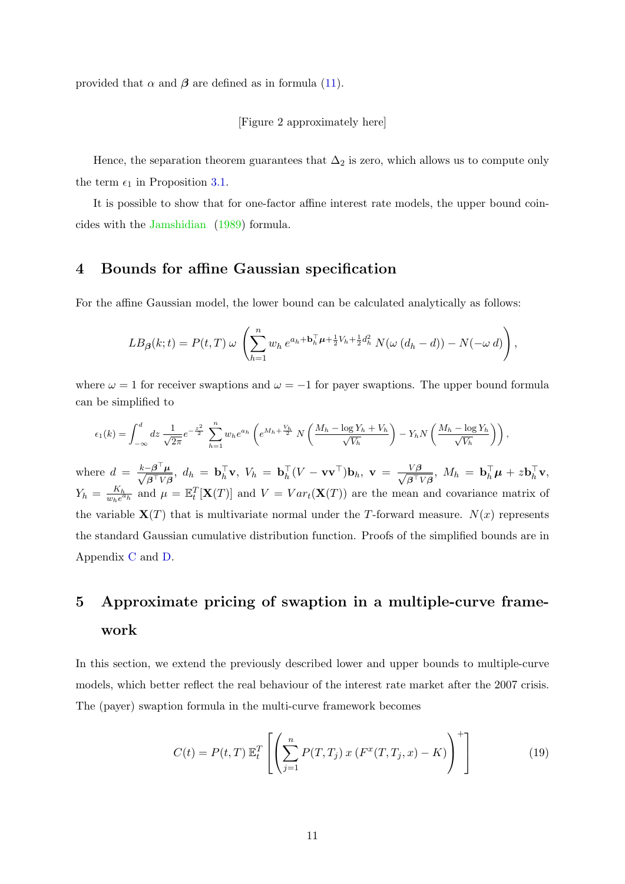provided that $\alpha$ and $\boldsymbol{\beta}$ are defined as in formula (11).

[Figure 2 approximately here]

Hence, the separation theorem guarantees that $\Delta_2$ is zero, which allows us to compute only the term $\epsilon_1$ in Proposition 3.1.

It is possible to show that for one-factor affine interest rate models, the upper bound coincides with the Jamshidian (1989) formula.

## 4 Bounds for affine Gaussian specification

For the affine Gaussian model, the lower bound can be calculated analytically as follows:

$$LB_{\boldsymbol{\beta}}(k;t) = P(t,T)\,\omega\,\left(\sum_{h=1}^{n} w_h\, e^{a_h + \mathbf{b}_h^\top \boldsymbol{\mu} + \frac{1}{2}V_h + \frac{1}{2}d_h^2}\, N(\omega\,(d_h - d)) - N(-\omega\, d)\right),$$

where $\omega = 1$ for receiver swaptions and $\omega = -1$ for payer swaptions. The upper bound formula can be simplified to

$$\epsilon_1(k) = \int_{-\infty}^{d} dz\, \frac{1}{\sqrt{2\pi}} e^{-\frac{z^2}{2}} \sum_{h=1}^{n} w_h e^{a_h} \left( e^{M_h + \frac{V_h}{2}}\, N\left(\frac{M_h - \log Y_h + V_h}{\sqrt{V_h}}\right) - Y_h N\left(\frac{M_h - \log Y_h}{\sqrt{V_h}}\right)\right),$$

where $d = \frac{k - \boldsymbol{\beta}^\top \boldsymbol{\mu}}{\sqrt{\boldsymbol{\beta}^\top V \boldsymbol{\beta}}}$, $d_h = \mathbf{b}_h^\top \mathbf{v}$, $V_h = \mathbf{b}_h^\top (V - \mathbf{v}\mathbf{v}^\top)\mathbf{b}_h$, $\mathbf{v} = \frac{V\boldsymbol{\beta}}{\sqrt{\boldsymbol{\beta}^\top V \boldsymbol{\beta}}}$, $M_h = \mathbf{b}_h^\top \boldsymbol{\mu} + z\mathbf{b}_h^\top \mathbf{v}$, $Y_h = \frac{K_h}{w_h e^{a_h}}$ and $\mu = \mathbb{E}_t^T[\mathbf{X}(T)]$ and $V = Var_t(\mathbf{X}(T))$ are the mean and covariance matrix of the variable $\mathbf{X}(T)$ that is multivariate normal under the $T$-forward measure. $N(x)$ represents the standard Gaussian cumulative distribution function. Proofs of the simplified bounds are in Appendix C and D.

## 5 Approximate pricing of swaption in a multiple-curve framework

In this section, we extend the previously described lower and upper bounds to multiple-curve models, which better reflect the real behaviour of the interest rate market after the 2007 crisis. The (payer) swaption formula in the multi-curve framework becomes

$$C(t) = P(t,T)\,\mathbb{E}_t^T\left[\left(\sum_{j=1}^{n} P(T,T_j)\,x\,(F^x(T,T_j,x) - K)\right)^+\right] \tag{19}$$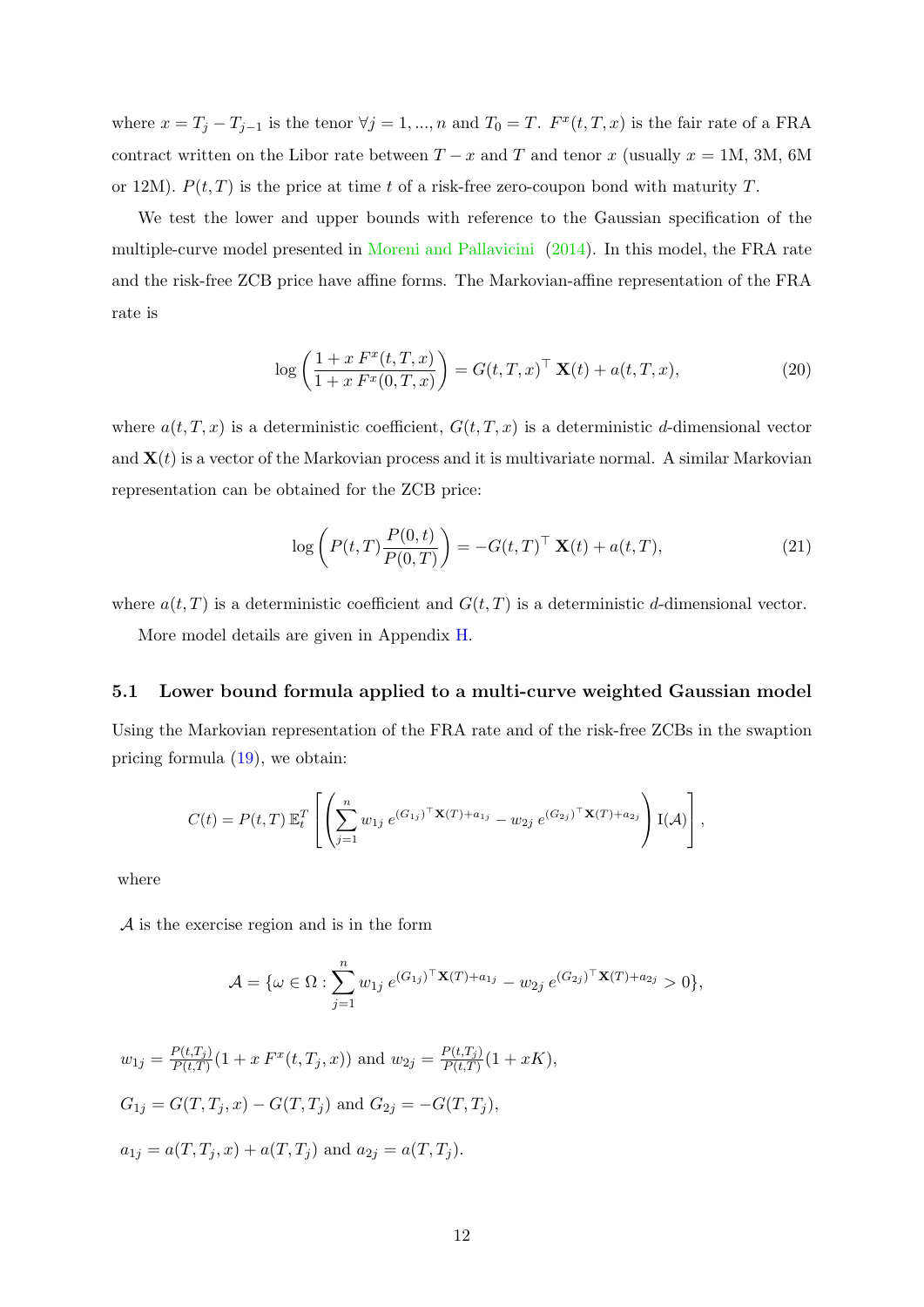where $x = T_j - T_{j-1}$ is the tenor $\forall j = 1, ..., n$ and $T_0 = T$. $F^x(t, T, x)$ is the fair rate of a FRA contract written on the Libor rate between $T - x$ and $T$ and tenor $x$ (usually $x =$ 1M, 3M, 6M or 12M). $P(t, T)$ is the price at time $t$ of a risk-free zero-coupon bond with maturity $T$.

We test the lower and upper bounds with reference to the Gaussian specification of the multiple-curve model presented in Moreni and Pallavicini (2014). In this model, the FRA rate and the risk-free ZCB price have affine forms. The Markovian-affine representation of the FRA rate is

$$\log\left(\frac{1 + x\, F^x(t, T, x)}{1 + x\, F^x(0, T, x)}\right) = G(t, T, x)^\top\, \mathbf{X}(t) + a(t, T, x), \tag{20}$$

where $a(t, T, x)$ is a deterministic coefficient, $G(t, T, x)$ is a deterministic $d$-dimensional vector and $\mathbf{X}(t)$ is a vector of the Markovian process and it is multivariate normal. A similar Markovian representation can be obtained for the ZCB price:

$$\log\left(P(t, T)\frac{P(0, t)}{P(0, T)}\right) = -G(t, T)^\top\, \mathbf{X}(t) + a(t, T), \tag{21}$$

where $a(t, T)$ is a deterministic coefficient and $G(t, T)$ is a deterministic $d$-dimensional vector.

More model details are given in Appendix H.

### 5.1 Lower bound formula applied to a multi-curve weighted Gaussian model

Using the Markovian representation of the FRA rate and of the risk-free ZCBs in the swaption pricing formula (19), we obtain:

$$C(t) = P(t, T)\, \mathbb{E}_t^T\left[\left(\sum_{j=1}^n w_{1j}\, e^{(G_{1j})^\top \mathbf{X}(T) + a_{1j}} - w_{2j}\, e^{(G_{2j})^\top \mathbf{X}(T) + a_{2j}}\right) \mathrm{I}(\mathcal{A})\right],$$

where

$\mathcal{A}$ is the exercise region and is in the form

$$\mathcal{A} = \{\omega \in \Omega : \sum_{j=1}^n w_{1j}\, e^{(G_{1j})^\top \mathbf{X}(T) + a_{1j}} - w_{2j}\, e^{(G_{2j})^\top \mathbf{X}(T) + a_{2j}} > 0\},$$

$w_{1j} = \frac{P(t,T_j)}{P(t,T)}(1 + x\, F^x(t, T_j, x))$ and $w_{2j} = \frac{P(t,T_j)}{P(t,T)}(1 + xK)$,

$G_{1j} = G(T, T_j, x) - G(T, T_j)$ and $G_{2j} = -G(T, T_j)$,

$a_{1j} = a(T, T_j, x) + a(T, T_j)$ and $a_{2j} = a(T, T_j)$.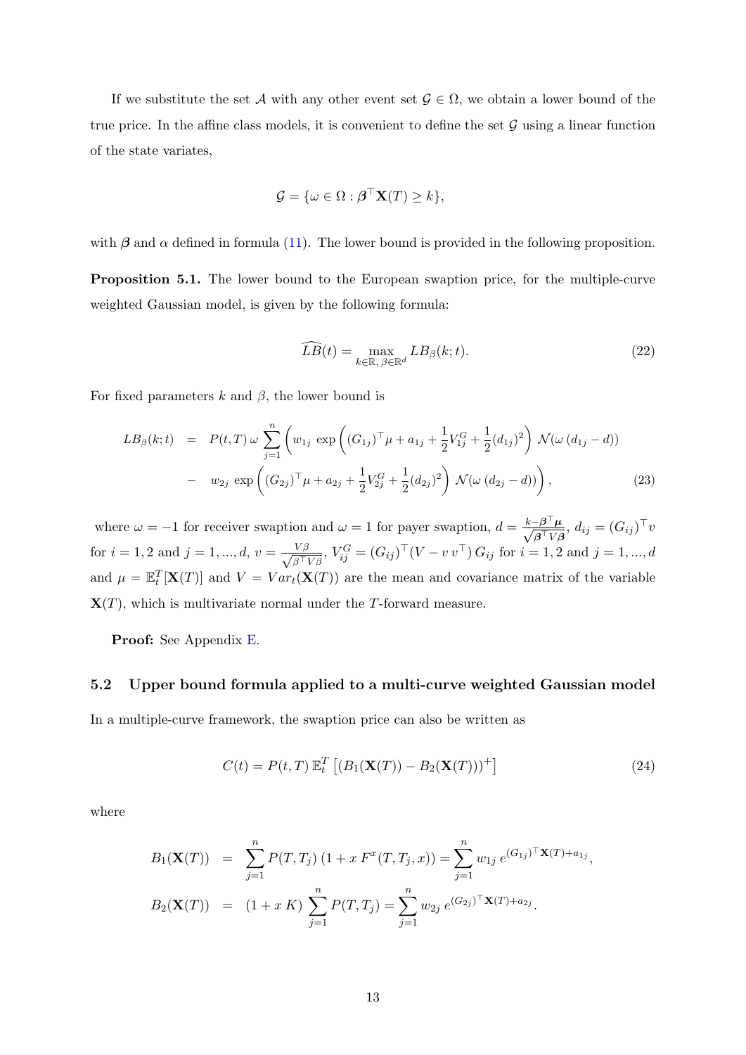If we substitute the set $\mathcal{A}$ with any other event set $\mathcal{G} \in \Omega$, we obtain a lower bound of the true price. In the affine class models, it is convenient to define the set $\mathcal{G}$ using a linear function of the state variates,

$$\mathcal{G} = \{\omega \in \Omega : \boldsymbol{\beta}^\top \mathbf{X}(T) \geq k\},$$

with $\boldsymbol{\beta}$ and $\alpha$ defined in formula (11). The lower bound is provided in the following proposition.

**Proposition 5.1.** The lower bound to the European swaption price, for the multiple-curve weighted Gaussian model, is given by the following formula:

$$\widehat{LB}(t) = \max_{k \in \mathbb{R},\, \beta \in \mathbb{R}^d} LB_\beta(k;t). \tag{22}$$

For fixed parameters $k$ and $\beta$, the lower bound is

$$\begin{aligned} LB_\beta(k;t) &= P(t,T)\,\omega \sum_{j=1}^{n} \left( w_{1j}\, \exp\left( (G_{1j})^\top \mu + a_{1j} + \frac{1}{2} V_{1j}^G + \frac{1}{2}(d_{1j})^2 \right) \mathcal{N}(\omega\,(d_{1j} - d)) \right. \\ &\quad \left. -\ w_{2j}\, \exp\left( (G_{2j})^\top \mu + a_{2j} + \frac{1}{2} V_{2j}^G + \frac{1}{2}(d_{2j})^2 \right) \mathcal{N}(\omega\,(d_{2j} - d)) \right), \end{aligned} \tag{23}$$

where $\omega = -1$ for receiver swaption and $\omega = 1$ for payer swaption, $d = \frac{k - \boldsymbol{\beta}^\top \boldsymbol{\mu}}{\sqrt{\boldsymbol{\beta}^\top V \boldsymbol{\beta}}}$, $d_{ij} = (G_{ij})^\top v$ for $i = 1,2$ and $j = 1,...,d$, $v = \frac{V\beta}{\sqrt{\beta^\top V \beta}}$, $V_{ij}^G = (G_{ij})^\top \left(V - v\, v^\top\right) G_{ij}$ for $i = 1,2$ and $j = 1,...,d$ and $\mu = \mathbb{E}_t^T[\mathbf{X}(T)]$ and $V = Var_t(\mathbf{X}(T))$ are the mean and covariance matrix of the variable $\mathbf{X}(T)$, which is multivariate normal under the $T$-forward measure.

**Proof:** See Appendix E.

### 5.2 Upper bound formula applied to a multi-curve weighted Gaussian model

In a multiple-curve framework, the swaption price can also be written as

$$C(t) = P(t,T)\,\mathbb{E}_t^T\left[ (B_1(\mathbf{X}(T)) - B_2(\mathbf{X}(T)))^+ \right] \tag{24}$$

where

$$\begin{aligned} B_1(\mathbf{X}(T)) &= \sum_{j=1}^{n} P(T,T_j)\,(1 + x\,F^x(T,T_j,x)) = \sum_{j=1}^{n} w_{1j}\, e^{(G_{1j})^\top \mathbf{X}(T) + a_{1j}}, \\ B_2(\mathbf{X}(T)) &= (1 + x\,K) \sum_{j=1}^{n} P(T,T_j) = \sum_{j=1}^{n} w_{2j}\, e^{(G_{2j})^\top \mathbf{X}(T) + a_{2j}}. \end{aligned}$$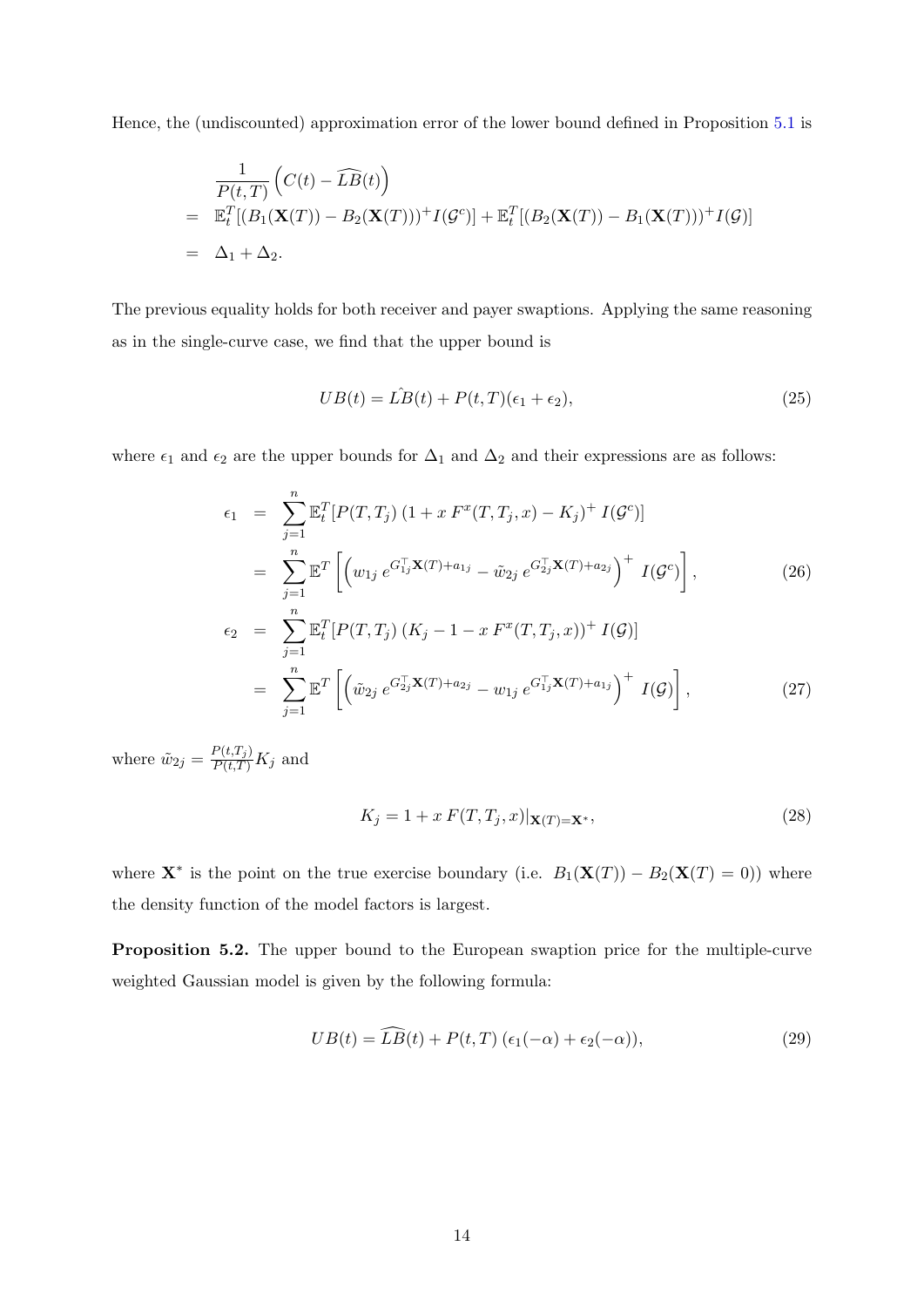Hence, the (undiscounted) approximation error of the lower bound defined in Proposition 5.1 is

$$
\begin{aligned}
& \frac{1}{P(t,T)}\left(C(t) - \widehat{LB}(t)\right) \\
= \;& \mathbb{E}_t^T[(B_1(\mathbf{X}(T)) - B_2(\mathbf{X}(T)))^+ I(\mathcal{G}^c)] + \mathbb{E}_t^T[(B_2(\mathbf{X}(T)) - B_1(\mathbf{X}(T)))^+ I(\mathcal{G})] \\
= \;& \Delta_1 + \Delta_2.
\end{aligned}
$$

The previous equality holds for both receiver and payer swaptions. Applying the same reasoning as in the single-curve case, we find that the upper bound is

$$
UB(t) = \hat{LB}(t) + P(t,T)(\epsilon_1 + \epsilon_2), \tag{25}
$$

where $\epsilon_1$ and $\epsilon_2$ are the upper bounds for $\Delta_1$ and $\Delta_2$ and their expressions are as follows:

$$
\begin{aligned}
\epsilon_1 &= \sum_{j=1}^{n} \mathbb{E}_t^T[P(T,T_j)\,(1 + x\,F^x(T,T_j,x) - K_j)^+\, I(\mathcal{G}^c)] \\
&= \sum_{j=1}^{n} \mathbb{E}^T\left[\left(w_{1j}\, e^{G_{1j}^\top \mathbf{X}(T) + a_{1j}} - \tilde{w}_{2j}\, e^{G_{2j}^\top \mathbf{X}(T) + a_{2j}}\right)^+ \, I(\mathcal{G}^c)\right], \qquad (26) \\
\epsilon_2 &= \sum_{j=1}^{n} \mathbb{E}_t^T[P(T,T_j)\,(K_j - 1 - x\,F^x(T,T_j,x))^+\, I(\mathcal{G})] \\
&= \sum_{j=1}^{n} \mathbb{E}^T\left[\left(\tilde{w}_{2j}\, e^{G_{2j}^\top \mathbf{X}(T) + a_{2j}} - w_{1j}\, e^{G_{1j}^\top \mathbf{X}(T) + a_{1j}}\right)^+ \, I(\mathcal{G})\right], \qquad (27)
\end{aligned}
$$

where $\tilde{w}_{2j} = \frac{P(t,T_j)}{P(t,T)} K_j$ and

$$
K_j = 1 + x\,F(T,T_j,x)|_{\mathbf{X}(T)=\mathbf{X}^*}, \tag{28}
$$

where $\mathbf{X}^*$ is the point on the true exercise boundary (i.e. $B_1(\mathbf{X}(T)) - B_2(\mathbf{X}(T) = 0)$) where the density function of the model factors is largest.

**Proposition 5.2.** The upper bound to the European swaption price for the multiple-curve weighted Gaussian model is given by the following formula:

$$
UB(t) = \widehat{LB}(t) + P(t,T)\,(\epsilon_1(-\alpha) + \epsilon_2(-\alpha)), \tag{29}
$$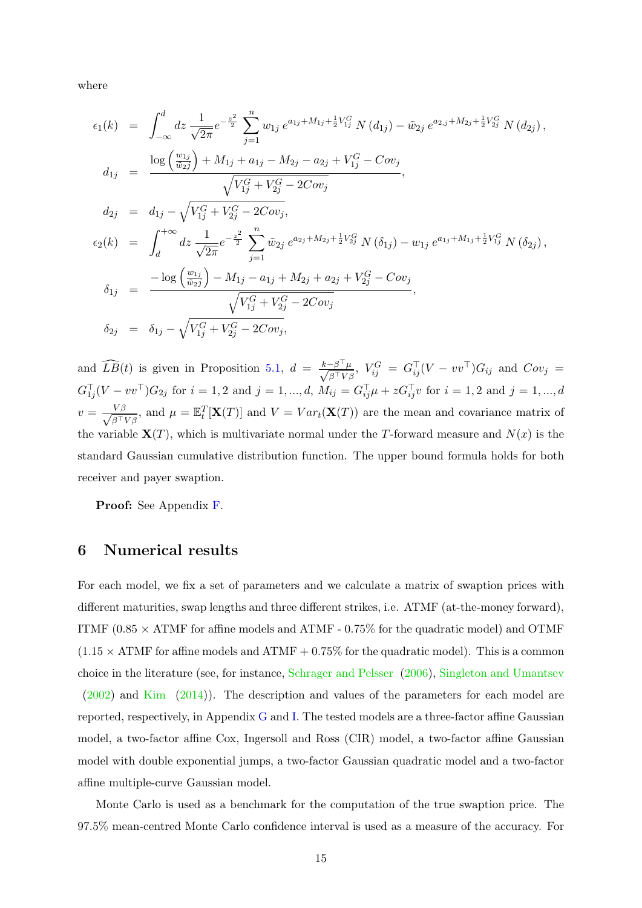where

$$
\begin{aligned}
\epsilon_1(k) &= \int_{-\infty}^{d} dz \, \frac{1}{\sqrt{2\pi}} e^{-\frac{z^2}{2}} \sum_{j=1}^{n} w_{1j} \, e^{a_{1j}+M_{1j}+\frac{1}{2}V_{1j}^G} \, N\left(d_{1j}\right) - \tilde{w}_{2j} \, e^{a_{2,j}+M_{2j}+\frac{1}{2}V_{2j}^G} \, N\left(d_{2j}\right), \\
d_{1j} &= \frac{\log\left(\frac{w_{1j}}{\tilde{w}_{2j}}\right) + M_{1j} + a_{1j} - M_{2j} - a_{2j} + V_{1j}^G - Cov_j}{\sqrt{V_{1j}^G + V_{2j}^G - 2Cov_j}}, \\
d_{2j} &= d_{1j} - \sqrt{V_{1j}^G + V_{2j}^G - 2Cov_j}, \\
\epsilon_2(k) &= \int_{d}^{+\infty} dz \, \frac{1}{\sqrt{2\pi}} e^{-\frac{z^2}{2}} \sum_{j=1}^{n} \tilde{w}_{2j} \, e^{a_{2j}+M_{2j}+\frac{1}{2}V_{2j}^G} \, N\left(\delta_{1j}\right) - w_{1j} \, e^{a_{1j}+M_{1j}+\frac{1}{2}V_{1j}^G} \, N\left(\delta_{2j}\right), \\
\delta_{1j} &= \frac{-\log\left(\frac{w_{1j}}{\tilde{w}_{2j}}\right) - M_{1j} - a_{1j} + M_{2j} + a_{2j} + V_{2j}^G - Cov_j}{\sqrt{V_{1j}^G + V_{2j}^G - 2Cov_j}}, \\
\delta_{2j} &= \delta_{1j} - \sqrt{V_{1j}^G + V_{2j}^G - 2Cov_j},
\end{aligned}
$$

and $\widehat{LB}(t)$ is given in Proposition 5.1, $d = \frac{k-\beta^\top\mu}{\sqrt{\beta^\top V\beta}}$, $V_{ij}^G = G_{ij}^\top(V - vv^\top)G_{ij}$ and $Cov_j = G_{1j}^\top(V - vv^\top)G_{2j}$ for $i = 1, 2$ and $j = 1, ..., d$, $M_{ij} = G_{ij}^\top\mu + zG_{ij}^\top v$ for $i = 1, 2$ and $j = 1, ..., d$ $v = \frac{V\beta}{\sqrt{\beta^\top V\beta}}$, and $\mu = \mathbb{E}_t^T[\mathbf{X}(T)]$ and $V = Var_t(\mathbf{X}(T))$ are the mean and covariance matrix of the variable $\mathbf{X}(T)$, which is multivariate normal under the $T$-forward measure and $N(x)$ is the standard Gaussian cumulative distribution function. The upper bound formula holds for both receiver and payer swaption.

**Proof:** See Appendix F.

## 6 Numerical results

For each model, we fix a set of parameters and we calculate a matrix of swaption prices with different maturities, swap lengths and three different strikes, i.e. ATMF (at-the-money forward), ITMF (0.85 × ATMF for affine models and ATMF - 0.75% for the quadratic model) and OTMF (1.15 × ATMF for affine models and ATMF + 0.75% for the quadratic model). This is a common choice in the literature (see, for instance, Schrager and Pelsser (2006), Singleton and Umantsev (2002) and Kim (2014)). The description and values of the parameters for each model are reported, respectively, in Appendix G and I. The tested models are a three-factor affine Gaussian model, a two-factor affine Cox, Ingersoll and Ross (CIR) model, a two-factor affine Gaussian model with double exponential jumps, a two-factor Gaussian quadratic model and a two-factor affine multiple-curve Gaussian model.

Monte Carlo is used as a benchmark for the computation of the true swaption price. The 97.5% mean-centred Monte Carlo confidence interval is used as a measure of the accuracy. For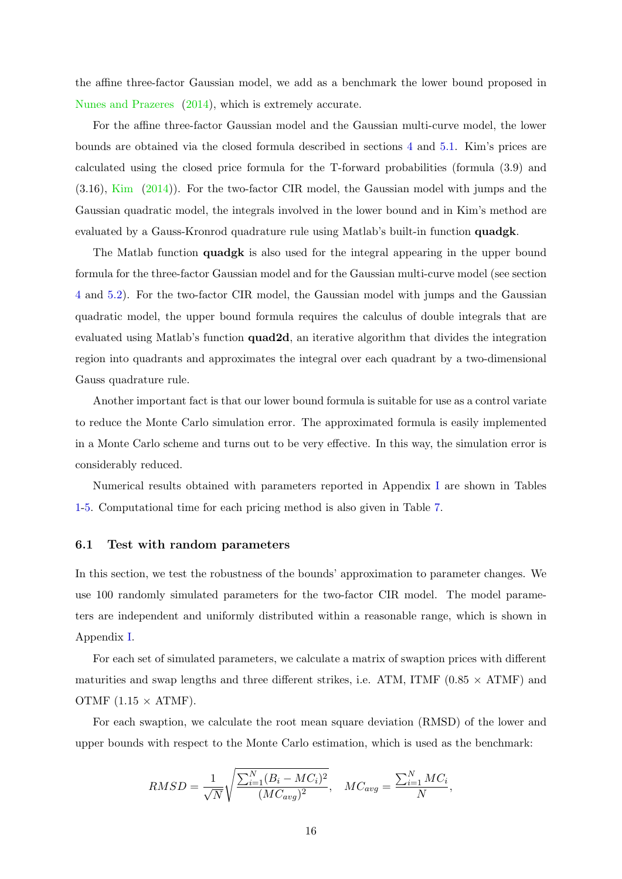the affine three-factor Gaussian model, we add as a benchmark the lower bound proposed in Nunes and Prazeres (2014), which is extremely accurate.

For the affine three-factor Gaussian model and the Gaussian multi-curve model, the lower bounds are obtained via the closed formula described in sections 4 and 5.1. Kim's prices are calculated using the closed price formula for the T-forward probabilities (formula (3.9) and (3.16), Kim (2014)). For the two-factor CIR model, the Gaussian model with jumps and the Gaussian quadratic model, the integrals involved in the lower bound and in Kim's method are evaluated by a Gauss-Kronrod quadrature rule using Matlab's built-in function **quadgk**.

The Matlab function **quadgk** is also used for the integral appearing in the upper bound formula for the three-factor Gaussian model and for the Gaussian multi-curve model (see section 4 and 5.2). For the two-factor CIR model, the Gaussian model with jumps and the Gaussian quadratic model, the upper bound formula requires the calculus of double integrals that are evaluated using Matlab's function **quad2d**, an iterative algorithm that divides the integration region into quadrants and approximates the integral over each quadrant by a two-dimensional Gauss quadrature rule.

Another important fact is that our lower bound formula is suitable for use as a control variate to reduce the Monte Carlo simulation error. The approximated formula is easily implemented in a Monte Carlo scheme and turns out to be very effective. In this way, the simulation error is considerably reduced.

Numerical results obtained with parameters reported in Appendix I are shown in Tables 1-5. Computational time for each pricing method is also given in Table 7.

### 6.1 Test with random parameters

In this section, we test the robustness of the bounds' approximation to parameter changes. We use 100 randomly simulated parameters for the two-factor CIR model. The model parameters are independent and uniformly distributed within a reasonable range, which is shown in Appendix I.

For each set of simulated parameters, we calculate a matrix of swaption prices with different maturities and swap lengths and three different strikes, i.e. ATM, ITMF ($0.85 \times$ ATMF) and OTMF ($1.15 \times$ ATMF).

For each swaption, we calculate the root mean square deviation (RMSD) of the lower and upper bounds with respect to the Monte Carlo estimation, which is used as the benchmark:

$$RMSD = \frac{1}{\sqrt{N}}\sqrt{\frac{\sum_{i=1}^{N}(B_i - MC_i)^2}{(MC_{avg})^2}}, \quad MC_{avg} = \frac{\sum_{i=1}^{N} MC_i}{N},$$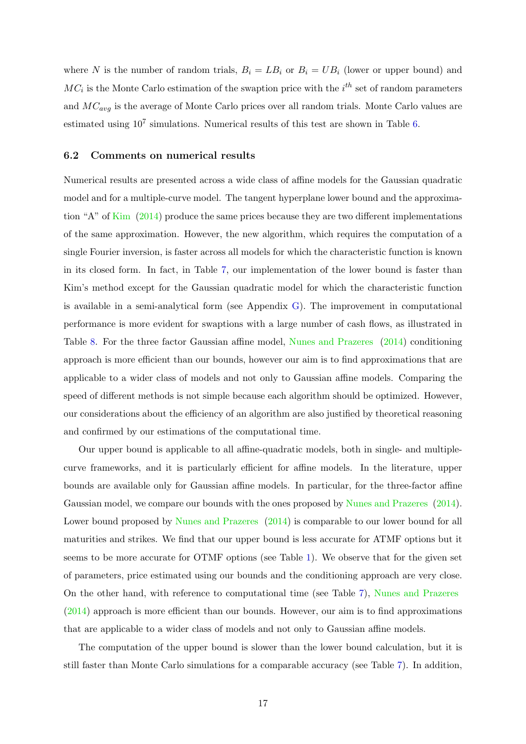where $N$ is the number of random trials, $B_i = LB_i$ or $B_i = UB_i$ (lower or upper bound) and $MC_i$ is the Monte Carlo estimation of the swaption price with the $i^{th}$ set of random parameters and $MC_{avg}$ is the average of Monte Carlo prices over all random trials. Monte Carlo values are estimated using $10^7$ simulations. Numerical results of this test are shown in Table 6.

### 6.2 Comments on numerical results

Numerical results are presented across a wide class of affine models for the Gaussian quadratic model and for a multiple-curve model. The tangent hyperplane lower bound and the approximation "A" of Kim (2014) produce the same prices because they are two different implementations of the same approximation. However, the new algorithm, which requires the computation of a single Fourier inversion, is faster across all models for which the characteristic function is known in its closed form. In fact, in Table 7, our implementation of the lower bound is faster than Kim's method except for the Gaussian quadratic model for which the characteristic function is available in a semi-analytical form (see Appendix G). The improvement in computational performance is more evident for swaptions with a large number of cash flows, as illustrated in Table 8. For the three factor Gaussian affine model, Nunes and Prazeres (2014) conditioning approach is more efficient than our bounds, however our aim is to find approximations that are applicable to a wider class of models and not only to Gaussian affine models. Comparing the speed of different methods is not simple because each algorithm should be optimized. However, our considerations about the efficiency of an algorithm are also justified by theoretical reasoning and confirmed by our estimations of the computational time.

Our upper bound is applicable to all affine-quadratic models, both in single- and multiple-curve frameworks, and it is particularly efficient for affine models. In the literature, upper bounds are available only for Gaussian affine models. In particular, for the three-factor affine Gaussian model, we compare our bounds with the ones proposed by Nunes and Prazeres (2014). Lower bound proposed by Nunes and Prazeres (2014) is comparable to our lower bound for all maturities and strikes. We find that our upper bound is less accurate for ATMF options but it seems to be more accurate for OTMF options (see Table 1). We observe that for the given set of parameters, price estimated using our bounds and the conditioning approach are very close. On the other hand, with reference to computational time (see Table 7), Nunes and Prazeres (2014) approach is more efficient than our bounds. However, our aim is to find approximations that are applicable to a wider class of models and not only to Gaussian affine models.

The computation of the upper bound is slower than the lower bound calculation, but it is still faster than Monte Carlo simulations for a comparable accuracy (see Table 7). In addition,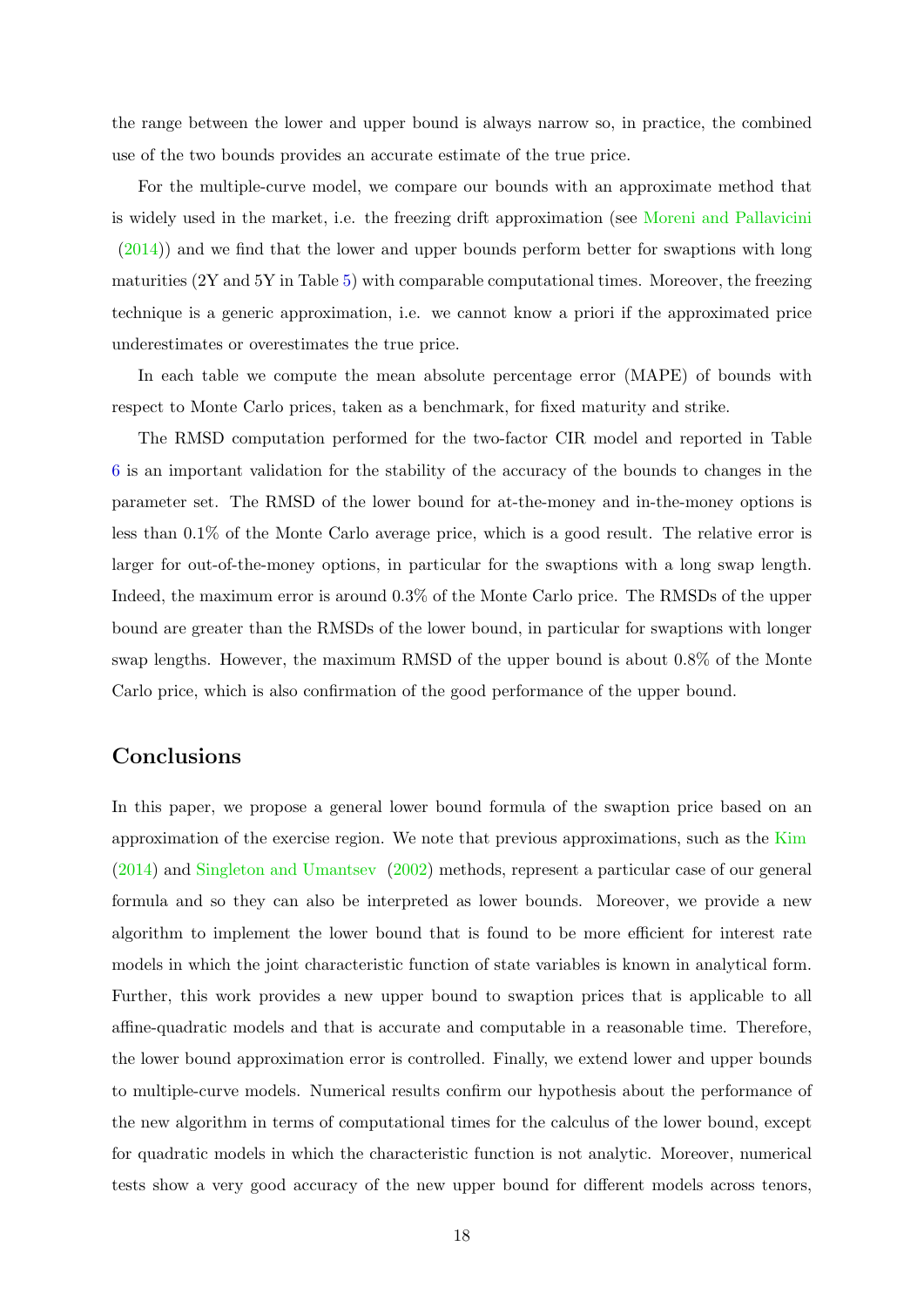the range between the lower and upper bound is always narrow so, in practice, the combined use of the two bounds provides an accurate estimate of the true price.

For the multiple-curve model, we compare our bounds with an approximate method that is widely used in the market, i.e. the freezing drift approximation (see Moreni and Pallavicini (2014)) and we find that the lower and upper bounds perform better for swaptions with long maturities (2Y and 5Y in Table 5) with comparable computational times. Moreover, the freezing technique is a generic approximation, i.e. we cannot know a priori if the approximated price underestimates or overestimates the true price.

In each table we compute the mean absolute percentage error (MAPE) of bounds with respect to Monte Carlo prices, taken as a benchmark, for fixed maturity and strike.

The RMSD computation performed for the two-factor CIR model and reported in Table 6 is an important validation for the stability of the accuracy of the bounds to changes in the parameter set. The RMSD of the lower bound for at-the-money and in-the-money options is less than 0.1% of the Monte Carlo average price, which is a good result. The relative error is larger for out-of-the-money options, in particular for the swaptions with a long swap length. Indeed, the maximum error is around 0.3% of the Monte Carlo price. The RMSDs of the upper bound are greater than the RMSDs of the lower bound, in particular for swaptions with longer swap lengths. However, the maximum RMSD of the upper bound is about 0.8% of the Monte Carlo price, which is also confirmation of the good performance of the upper bound.

## Conclusions

In this paper, we propose a general lower bound formula of the swaption price based on an approximation of the exercise region. We note that previous approximations, such as the Kim (2014) and Singleton and Umantsev (2002) methods, represent a particular case of our general formula and so they can also be interpreted as lower bounds. Moreover, we provide a new algorithm to implement the lower bound that is found to be more efficient for interest rate models in which the joint characteristic function of state variables is known in analytical form. Further, this work provides a new upper bound to swaption prices that is applicable to all affine-quadratic models and that is accurate and computable in a reasonable time. Therefore, the lower bound approximation error is controlled. Finally, we extend lower and upper bounds to multiple-curve models. Numerical results confirm our hypothesis about the performance of the new algorithm in terms of computational times for the calculus of the lower bound, except for quadratic models in which the characteristic function is not analytic. Moreover, numerical tests show a very good accuracy of the new upper bound for different models across tenors,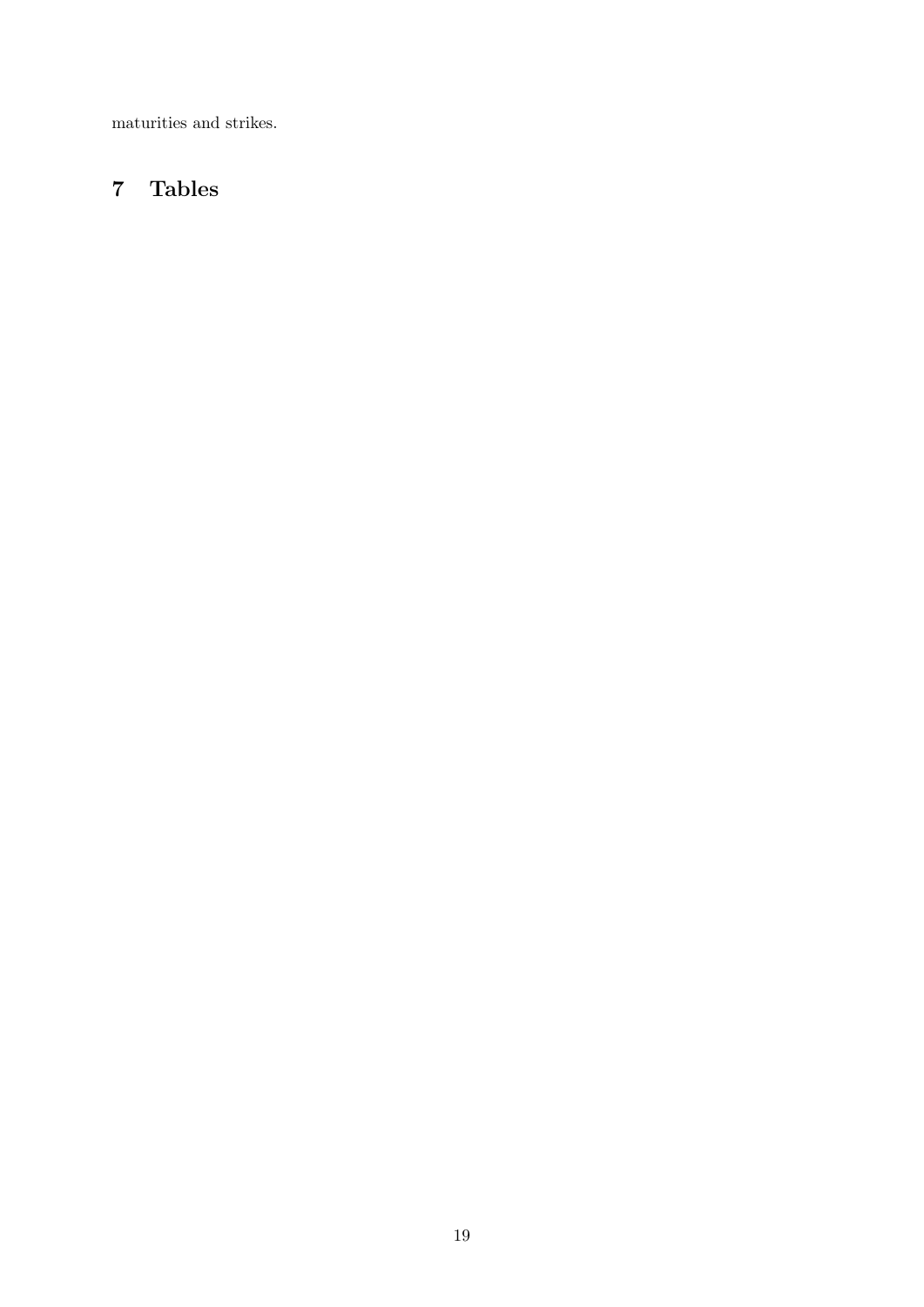maturities and strikes.

# 7 Tables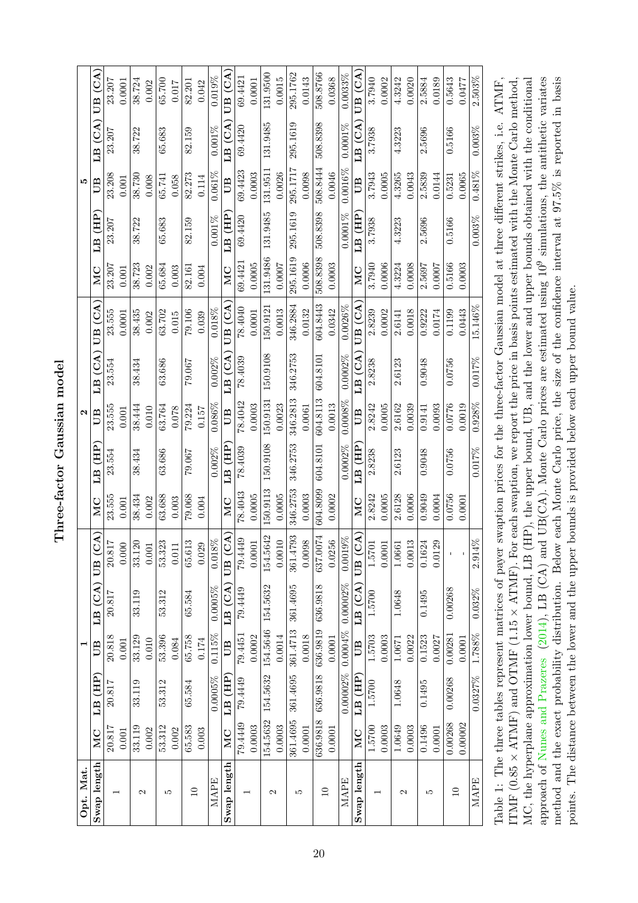# Three-factor Gaussian model

| Opt. Mat. | 1 | | | | | 2 | | | | | 5 | | | | |
|---|---|---|---|---|---|---|---|---|---|---|---|---|---|---|---|
| Swap length | MC | LB (HP) | UB | LB (CA) | UB (CA) | MC | LB (HP) | UB | LB (CA) | UB (CA) | MC | LB (HP) | UB | LB (CA) | UB (CA) |
| 1 | 20.817 | 20.817 | 20.818 | 20.817 | 20.817 | 23.555 | 23.554 | 23.555 | 23.554 | 23.555 | 23.207 | 23.207 | 23.208 | 23.207 | 23.207 |
| | 0.001 | | 0.001 | | 0.000 | 0.001 | | 0.001 | | 0.0001 | 0.001 | | 0.001 | | 0.0001 |
| 2 | 33.119 | 33.119 | 33.129 | 33.119 | 33.120 | 38.434 | 38.434 | 38.444 | 38.434 | 38.435 | 38.723 | 38.722 | 38.730 | 38.722 | 38.724 |
| | 0.002 | | 0.010 | | 0.001 | 0.002 | | 0.010 | | 0.002 | 0.002 | | 0.008 | | 0.002 |
| 5 | 53.312 | 53.312 | 53.396 | 53.312 | 53.323 | 63.688 | 63.686 | 63.764 | 63.686 | 63.702 | 65.684 | 65.683 | 65.741 | 65.683 | 65.700 |
| | 0.002 | | 0.084 | | 0.011 | 0.003 | | 0.078 | | 0.015 | 0.003 | | 0.058 | | 0.017 |
| 10 | 65.583 | 65.584 | 65.758 | 65.584 | 65.613 | 79.068 | 79.067 | 79.224 | 79.067 | 79.106 | 82.161 | 82.159 | 82.273 | 82.159 | 82.201 |
| | 0.003 | | 0.174 | | 0.029 | 0.004 | | 0.157 | | 0.039 | 0.004 | | 0.114 | | 0.042 |
| MAPE | | 0.0005% | 0.115% | 0.0005% | 0.018% | | 0.002% | 0.086% | 0.002% | 0.018% | | 0.001% | 0.061% | 0.001% | 0.019% |
| Swap length | MC | LB (HP) | UB | LB (CA) | UB (CA) | MC | LB (HP) | UB | LB (CA) | UB (CA) | MC | LB (HP) | UB | LB (CA) | UB (CA) |
| 1 | 79.4449 | 79.4449 | 79.4451 | 79.4449 | 79.4449 | 78.4043 | 78.4039 | 78.4042 | 78.4039 | 78.4040 | 69.4421 | 69.4420 | 69.4423 | 69.4420 | 69.4421 |
| | 0.0003 | | 0.0002 | | 0.0001 | 0.0005 | | 0.0003 | | 0.0001 | 0.0005 | | 0.0003 | | 0.0001 |
| 2 | 154.5632 | 154.5632 | 154.5646 | 154.5632 | 154.5642 | 150.9113 | 150.9108 | 150.9131 | 150.9108 | 150.9121 | 131.9486 | 131.9485 | 131.9511 | 131.9485 | 131.9500 |
| | 0.0003 | | 0.0014 | | 0.0010 | 0.0005 | | 0.0023 | | 0.0013 | 0.0007 | | 0.0026 | | 0.0015 |
| 5 | 361.4695 | 361.4695 | 361.4713 | 361.4695 | 361.4793 | 346.2753 | 346.2753 | 346.2813 | 346.2753 | 346.2884 | 295.1619 | 295.1619 | 295.1717 | 295.1619 | 295.1762 |
| | 0.0001 | | 0.0018 | | 0.0098 | 0.0003 | | 0.0061 | | 0.0132 | 0.0006 | | 0.0098 | | 0.0143 |
| 10 | 636.9818 | 636.9818 | 636.9819 | 636.9818 | 637.0074 | 604.8099 | 604.8101 | 604.8113 | 604.8101 | 604.8443 | 508.8398 | 508.8398 | 508.8444 | 508.8398 | 508.8766 |
| | 0.0001 | | 0.0001 | | 0.0256 | 0.0002 | | 0.0013 | | 0.0342 | 0.0003 | | 0.0046 | | 0.0368 |
| MAPE | | 0.00002% | 0.0004% | 0.00002% | 0.0019% | | 0.0002% | 0.0008% | 0.0002% | 0.0026% | | 0.0001% | 0.0016% | 0.0001% | 0.0033% |
| Swap length | MC | LB (HP) | UB | LB (CA) | UB (CA) | MC | LB (HP) | UB | LB (CA) | UB (CA) | MC | LB (HP) | UB | LB (CA) | UB (CA) |
| 1 | 1.5700 | 1.5700 | 1.5703 | 1.5700 | 1.5701 | 2.8242 | 2.8238 | 2.8242 | 2.8238 | 2.8239 | 3.7940 | 3.7938 | 3.7943 | 3.7938 | 3.7940 |
| | 0.0003 | | 0.0003 | | 0.0001 | 0.0005 | | 0.0005 | | 0.0002 | 0.0006 | | 0.0005 | | 0.0002 |
| 2 | 1.0649 | 1.0648 | 1.0671 | 1.0648 | 1.0661 | 2.6128 | 2.6123 | 2.6162 | 2.6123 | 2.6141 | 4.3224 | 4.3223 | 4.3265 | 4.3223 | 4.3242 |
| | 0.0003 | | 0.0022 | | 0.0013 | 0.0006 | | 0.0039 | | 0.0018 | 0.0008 | | 0.0043 | | 0.0020 |
| 5 | 0.1496 | 0.1495 | 0.1523 | 0.1495 | 0.1624 | 0.9049 | 0.9048 | 0.9141 | 0.9048 | 0.9222 | 2.5697 | 2.5696 | 2.5839 | 2.5696 | 2.5884 |
| | 0.0001 | | 0.0027 | | 0.0129 | 0.0004 | | 0.0093 | | 0.0174 | 0.0007 | | 0.0144 | | 0.0189 |
| 10 | 0.00268 | 0.00268 | 0.00281 | 0.00268 | - | 0.0756 | 0.0756 | 0.0776 | 0.0756 | 0.1199 | 0.5166 | 0.5166 | 0.5231 | 0.5166 | 0.5643 |
| | 0.00002 | | 0.0001 | | - | 0.0001 | | 0.0019 | | 0.0443 | 0.0003 | | 0.0065 | | 0.0477 |
| MAPE | | 0.0327% | 1.788% | 0.032% | 2.914% | | 0.017% | 0.928% | 0.017% | 15.146% | | 0.003% | 0.481% | 0.003% | 2.503% |

Table 1: The three tables represent matrices of payer swaption prices for the three-factor Gaussian model at three different strikes, i.e. ATMF, ITMF ($0.85 \times$ ATMF) and OTMF ($1.15 \times$ ATMF). For each swaption, we report the price in basis points estimated with the Monte Carlo method, MC, the hyperplane approximation lower bound, LB (HP), the upper bound, UB, and the lower and upper bounds obtained with the conditional approach of Nunes and Prazeres (2014), LB (CA) and UB(CA). Monte Carlo prices are estimated using $10^9$ simulations, the antithetic variates method and the exact probability distribution. Below each Monte Carlo price, the size of the confidence interval at 97.5% is reported in basis points. The distance between the lower and the upper bounds is provided below each upper bound value.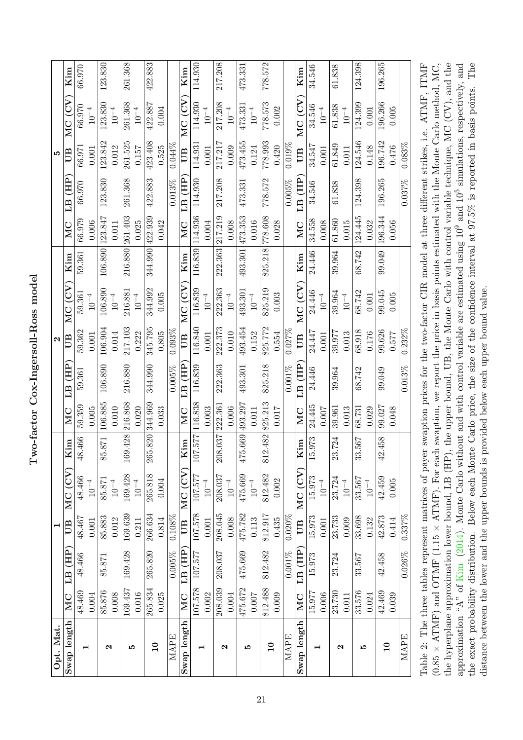# Two-factor Cox-Ingersoll-Ross model

| Opt. Mat. | 1 | | | | | 2 | | | | | 5 | | | | |
|---|---|---|---|---|---|---|---|---|---|---|---|---|---|---|---|
| Swap length | MC | LB (HP) | UB | MC (CV) | Kim | MC | LB (HP) | UB | MC (CV) | Kim | MC | LB (HP) | UB | MC (CV) | Kim |
| 1 | 48.469 | 48.466 | 48.467 | 48.466 | 48.466 | 59.359 | 59.361 | 59.362 | 59.361 | 59.361 | 66.979 | 66.970 | 66.971 | 66.970 | 66.970 |
| | 0.004 | | 0.001 | $10^{-4}$ | | 0.005 | | 0.001 | $10^{-4}$ | | 0.006 | | 0.001 | $10^{-4}$ | |
| 2 | 85.876 | 85.871 | 85.883 | 85.871 | 85.871 | 106.885 | 106.890 | 106.904 | 106.890 | 106.890 | 123.847 | 123.830 | 123.842 | 123.830 | 123.830 |
| | 0.008 | | 0.012 | $10^{-4}$ | | 0.010 | | 0.014 | $10^{-4}$ | | 0.011 | | 0.012 | $10^{-4}$ | |
| 5 | 169.437 | 169.428 | 169.639 | 169.428 | 169.428 | 216.868 | 216.880 | 217.103 | 216.881 | 216.880 | 261.403 | 261.368 | 261.525 | 261.368 | 261.368 |
| | 0.016 | | 0.211 | $10^{-4}$ | | 0.020 | | 0.222 | $10^{-4}$ | | 0.025 | | 0.157 | $10^{-4}$ | |
| 10 | 265.834 | 265.820 | 266.634 | 265.818 | 265.820 | 344.969 | 344.990 | 345.795 | 344.992 | 344.990 | 422.939 | 422.883 | 423.408 | 422.887 | 422.883 |
| | 0.025 | | 0.814 | 0.004 | | 0.033 | | 0.805 | 0.005 | | 0.042 | | 0.525 | 0.004 | |
| MAPE | | 0.005% | 0.108% | | | | 0.005% | 0.093% | | | | 0.013% | 0.044% | | |
| Swap length | MC | LB (HP) | UB | MC (CV) | Kim | MC | LB (HP) | UB | MC (CV) | Kim | MC | LB (HP) | UB | MC (CV) | Kim |
| 1 | 107.578 | 107.577 | 107.578 | 107.577 | 107.577 | 116.838 | 116.839 | 116.840 | 116.839 | 116.839 | 114.936 | 114.930 | 114.931 | 114.930 | 114.930 |
| | 0.002 | | 0.001 | $10^{-4}$ | | 0.003 | | 0.001 | $10^{-4}$ | | 0.004 | | 0.001 | $10^{-4}$ | |
| 2 | 208.039 | 208.037 | 208.045 | 208.037 | 208.037 | 222.361 | 222.363 | 222.373 | 222.363 | 222.363 | 217.219 | 217.208 | 217.217 | 217.208 | 217.208 |
| | 0.004 | | 0.008 | $10^{-4}$ | | 0.006 | | 0.010 | $10^{-4}$ | | 0.008 | | 0.009 | $10^{-4}$ | |
| 5 | 475.672 | 475.669 | 475.782 | 475.669 | 475.669 | 493.297 | 493.301 | 493.454 | 493.301 | 493.301 | 473.353 | 473.331 | 473.455 | 473.331 | 473.331 |
| | 0.007 | | 0.113 | $10^{-4}$ | | 0.011 | | 0.152 | $10^{-4}$ | | 0.016 | | 0.124 | $10^{-4}$ | |
| 10 | 812.488 | 812.482 | 812.917 | 812.482 | 812.482 | 825.213 | 825.218 | 825.772 | 825.219 | 825.218 | 778.608 | 778.572 | 778.993 | 778.573 | 778.572 |
| | 0.009 | | 0.435 | 0.002 | | 0.017 | | 0.554 | 0.003 | | 0.028 | | 0.420 | 0.002 | |
| MAPE | | 0.001% | 0.020% | | | | 0.001% | 0.027% | | | | 0.005% | 0.019% | | |
| Swap length | MC | LB (HP) | UB | MC (CV) | Kim | MC | LB (HP) | UB | MC (CV) | Kim | MC | LB (HP) | UB | MC (CV) | Kim |
| 1 | 15.977 | 15.973 | 15.973 | 15.973 | 15.973 | 24.445 | 24.446 | 24.447 | 24.446 | 24.446 | 34.558 | 34.546 | 34.547 | 34.546 | 34.546 |
| | 0.006 | | 0.001 | $10^{-4}$ | | 0.007 | | 0.001 | $10^{-4}$ | | 0.008 | | 0.001 | $10^{-4}$ | |
| 2 | 23.730 | 23.724 | 23.733 | 23.724 | 23.724 | 39.961 | 39.964 | 39.977 | 39.964 | 39.964 | 61.860 | 61.838 | 61.849 | 61.838 | 61.838 |
| | 0.011 | | 0.009 | $10^{-4}$ | | 0.013 | | 0.013 | $10^{-4}$ | | 0.015 | | 0.011 | $10^{-4}$ | |
| 5 | 33.576 | 33.567 | 33.698 | 33.567 | 33.567 | 68.731 | 68.742 | 68.918 | 68.742 | 68.742 | 124.445 | 124.398 | 124.546 | 124.399 | 124.398 |
| | 0.024 | | 0.132 | $10^{-4}$ | | 0.029 | | 0.176 | 0.001 | | 0.032 | | 0.148 | 0.001 | |
| 10 | 42.469 | 42.458 | 42.873 | 42.459 | 42.458 | 99.027 | 99.049 | 99.626 | 99.045 | 99.049 | 196.344 | 196.265 | 196.742 | 196.266 | 196.265 |
| | 0.039 | | 0.414 | 0.005 | | 0.048 | | 0.577 | 0.005 | | 0.056 | | 0.476 | 0.005 | |
| MAPE | | 0.026% | 0.337% | | | | 0.013% | 0.232% | | | | 0.037% | 0.083% | | |

Table 2: The three tables represent matrices of payer swaption prices for the two-factor CIR model at three different strikes, i.e. ATMF, ITMF ($0.85 \times$ ATMF) and OTMF ($1.15 \times$ ATMF). For each swaption, we report the price in basis points estimated with the Monte Carlo method, MC, the hyperplane approximation lower bound, LB (HP), the upper bound, UB, the Monte Carlo with control variable technique, MC (CV), and the approximation "A" of Kim (2014). Monte Carlo without and with control variable are estimated using $10^9$ and $10^5$ simulations, respectively, and the exact probability distribution. Below each Monte Carlo price, the size of the confidence interval at 97.5% is reported in basis points. The distance between the lower and the upper bounds is provided below each upper bound value.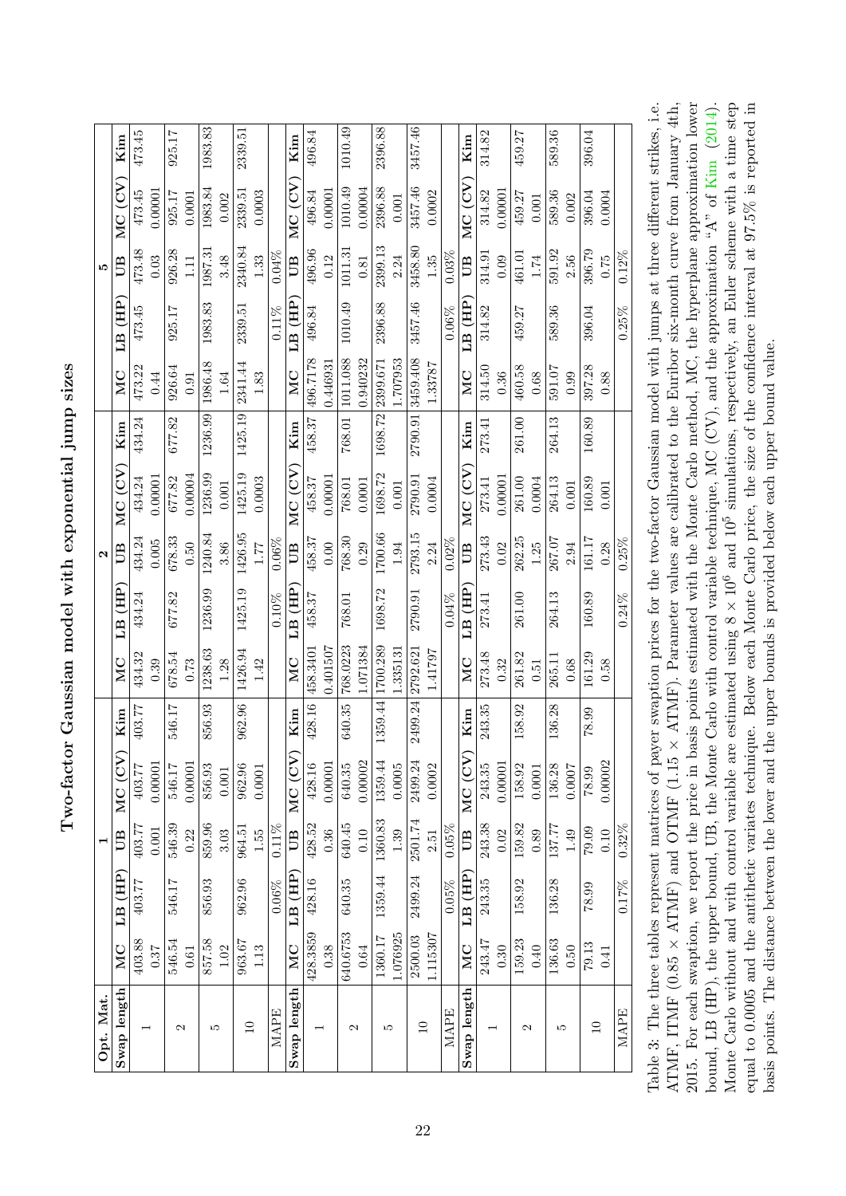# Two-factor Gaussian model with exponential jump sizes

| Opt. Mat. | 1 | | | | | 2 | | | | | 5 | | | | |
|---|---|---|---|---|---|---|---|---|---|---|---|---|---|---|---|
| Swap length | MC | LB (HP) | UB | MC (CV) | Kim | MC | LB (HP) | UB | MC (CV) | Kim | MC | LB (HP) | UB | MC (CV) | Kim |
| 1 | 403.88 | 403.77 | 403.77 | 403.77 | 403.77 | 434.32 | 434.24 | 434.24 | 434.24 | 434.24 | 473.22 | 473.45 | 473.48 | 473.45 | 473.45 |
| | 0.37 | | 0.001 | 0.00001 | | 0.39 | | 0.005 | 0.00001 | | 0.44 | | 0.03 | 0.00001 | |
| 2 | 546.54 | 546.17 | 546.39 | 546.17 | 546.17 | 678.54 | 677.82 | 678.33 | 677.82 | 677.82 | 926.64 | 925.17 | 926.28 | 925.17 | 925.17 |
| | 0.61 | | 0.22 | 0.00001 | | 0.73 | | 0.50 | 0.00004 | | 0.91 | | 1.11 | 0.0001 | |
| 5 | 857.58 | 856.93 | 859.96 | 856.93 | 856.93 | 1238.63 | 1236.99 | 1240.84 | 1236.99 | 1236.99 | 1986.48 | 1983.83 | 1987.31 | 1983.84 | 1983.83 |
| | 1.02 | | 3.03 | 0.001 | | 1.28 | | 3.86 | 0.001 | | 1.64 | | 3.48 | 0.002 | |
| 10 | 963.67 | 962.96 | 964.51 | 962.96 | 962.96 | 1426.94 | 1425.19 | 1426.95 | 1425.19 | 1425.19 | 2341.44 | 2339.51 | 2340.84 | 2339.51 | 2339.51 |
| | 1.13 | | 1.55 | 0.0001 | | 1.42 | | 1.77 | 0.0003 | | 1.83 | | 1.33 | 0.0003 | |
| MAPE | | 0.06% | 0.11% | | | | 0.10% | 0.06% | | | | 0.11% | 0.04% | | |
| Swap length | MC | LB (HP) | UB | MC (CV) | Kim | MC | LB (HP) | UB | MC (CV) | Kim | MC | LB (HP) | UB | MC (CV) | Kim |
| 1 | 428.3859 | 428.16 | 428.52 | 428.16 | 428.16 | 458.3401 | 458.37 | 458.37 | 458.37 | 458.37 | 496.7178 | 496.84 | 496.96 | 496.84 | 496.84 |
| | 0.38 | | 0.36 | 0.00001 | | 0.401507 | | 0.00 | 0.00001 | | 0.446931 | | 0.12 | 0.00001 | |
| 2 | 640.6753 | 640.35 | 640.45 | 640.35 | 640.35 | 768.0223 | 768.01 | 768.30 | 768.01 | 768.01 | 1011.088 | 1010.49 | 1011.31 | 1010.49 | 1010.49 |
| | 0.64 | | 0.10 | 0.00002 | | 1.071384 | | 0.29 | 0.0001 | | 0.940232 | | 0.81 | 0.00004 | |
| 5 | 1360.17 | 1359.44 | 1360.83 | 1359.44 | 1359.44 | 1700.289 | 1698.72 | 1700.66 | 1698.72 | 1698.72 | 2399.671 | 2396.88 | 2399.13 | 2396.88 | 2396.88 |
| | 1.076925 | | 1.39 | 0.0005 | | 1.335131 | | 1.94 | 0.001 | | 1.707953 | | 2.24 | 0.001 | |
| 10 | 2500.03 | 2499.24 | 2501.74 | 2499.24 | 2499.24 | 2792.621 | 2790.91 | 2793.15 | 2790.91 | 2790.91 | 3459.408 | 3457.46 | 3458.80 | 3457.46 | 3457.46 |
| | 1.115307 | | 2.51 | 0.0002 | | 1.41797 | | 2.24 | 0.0004 | | 1.33787 | | 1.35 | 0.0002 | |
| MAPE | | 0.05% | 0.05% | | | | 0.04% | 0.02% | | | | 0.06% | 0.03% | | |
| Swap length | MC | LB (HP) | UB | MC (CV) | Kim | MC | LB (HP) | UB | MC (CV) | Kim | MC | LB (HP) | UB | MC (CV) | Kim |
| 1 | 243.47 | 243.35 | 243.38 | 243.35 | 243.35 | 273.48 | 273.41 | 273.43 | 273.41 | 273.41 | 314.50 | 314.82 | 314.91 | 314.82 | 314.82 |
| | 0.30 | | 0.02 | 0.00001 | | 0.32 | | 0.02 | 0.00001 | | 0.36 | | 0.09 | 0.00001 | |
| 2 | 159.23 | 158.92 | 159.82 | 158.92 | 158.92 | 261.82 | 261.00 | 262.25 | 261.00 | 261.00 | 460.58 | 459.27 | 461.01 | 459.27 | 459.27 |
| | 0.40 | | 0.89 | 0.0001 | | 0.51 | | 1.25 | 0.0004 | | 0.68 | | 1.74 | 0.001 | |
| 5 | 136.63 | 136.28 | 137.77 | 136.28 | 136.28 | 265.11 | 264.13 | 267.07 | 264.13 | 264.13 | 591.07 | 589.36 | 591.92 | 589.36 | 589.36 |
| | 0.50 | | 1.49 | 0.0007 | | 0.68 | | 2.94 | 0.001 | | 0.99 | | 2.56 | 0.002 | |
| 10 | 79.13 | 78.99 | 79.09 | 78.99 | 78.99 | 161.29 | 160.89 | 161.17 | 160.89 | 160.89 | 397.28 | 396.04 | 396.79 | 396.04 | 396.04 |
| | 0.41 | | 0.10 | 0.00002 | | 0.58 | | 0.28 | 0.001 | | 0.88 | | 0.75 | 0.0004 | |
| MAPE | | 0.17% | 0.32% | | | | 0.24% | 0.25% | | | | 0.25% | 0.12% | | |

Table 3: The three tables represent matrices of payer swaption prices for the two-factor Gaussian model with jumps at three different strikes, i.e. ATMF, ITMF ($0.85 \times$ ATMF) and OTMF ($1.15 \times$ ATMF). Parameter values are calibrated to the Euribor six-month curve from January 4th, 2015. For each swaption, we report the price in basis points estimated with the Monte Carlo method, MC, the hyperplane approximation lower bound, LB (HP), the upper bound, UB, the Monte Carlo with control variable technique, MC (CV), and the approximation "A" of Kim (2014). Monte Carlo without and with control variable are estimated using $8 \times 10^6$ and $10^5$ simulations, respectively, an Euler scheme with a time step equal to 0.0005 and the antithetic variates technique. Below each Monte Carlo price, the size of the confidence interval at 97.5% is reported in basis points. The distance between the lower and the upper bounds is provided below each upper bound value.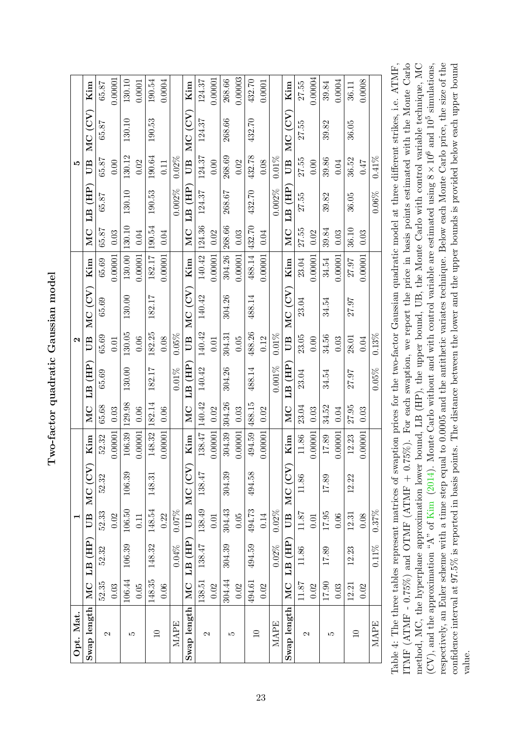## Two-factor quadratic Gaussian model

| Opt. Mat. | 1 | | | | | 2 | | | | | 5 | | | | |
|---|---|---|---|---|---|---|---|---|---|---|---|---|---|---|---|
| Swap length | MC | LB (HP) | UB | MC (CV) | Kim | MC | LB (HP) | UB | MC (CV) | Kim | MC | LB (HP) | UB | MC (CV) | Kim |
| 2 | 52.35 | 52.32 | 52.33 | 52.32 | 52.32 | 65.68 | 65.69 | 65.69 | 65.69 | 65.69 | 65.87 | 65.87 | 65.87 | 65.87 | 65.87 |
| | 0.03 | | 0.02 | | 0.00001 | 0.03 | | 0.01 | | 0.00001 | 0.03 | | 0.00 | | 0.00001 |
| 5 | 106.44 | 106.39 | 106.50 | 106.39 | 106.39 | 129.98 | 130.00 | 130.05 | 130.00 | 130.00 | 130.10 | 130.10 | 130.12 | 130.10 | 130.10 |
| | 0.05 | | 0.11 | | 0.00001 | 0.06 | | 0.06 | | 0.00001 | 0.04 | | 0.02 | | 0.0001 |
| 10 | 148.35 | 148.32 | 148.54 | 148.31 | 148.32 | 182.14 | 182.17 | 182.25 | 182.17 | 182.17 | 190.54 | 190.53 | 190.64 | 190.53 | 190.54 |
| | 0.06 | | 0.22 | | 0.00001 | 0.06 | | 0.08 | | 0.00001 | 0.04 | | 0.11 | | 0.0004 |
| MAPE | | 0.04% | 0.07% | | | | 0.01% | 0.05% | | | | 0.002% | 0.02% | | |
| Swap length | MC | LB (HP) | UB | MC (CV) | Kim | MC | LB (HP) | UB | MC (CV) | Kim | MC | LB (HP) | UB | MC (CV) | Kim |
| 2 | 138.51 | 138.47 | 138.49 | 138.47 | 138.47 | 140.42 | 140.42 | 140.42 | 140.42 | 140.42 | 124.36 | 124.37 | 124.37 | 124.37 | 124.37 |
| | 0.02 | | 0.01 | | 0.00001 | 0.02 | | 0.01 | | 0.00001 | 0.02 | | 0.00 | | 0.00001 |
| 5 | 304.44 | 304.39 | 304.43 | 304.39 | 304.39 | 304.26 | 304.26 | 304.31 | 304.26 | 304.26 | 268.66 | 268.67 | 268.69 | 268.66 | 268.66 |
| | 0.02 | | 0.05 | | 0.00001 | 0.03 | | 0.05 | | 0.00001 | 0.03 | | 0.02 | | 0.00003 |
| 10 | 494.61 | 494.59 | 494.73 | 494.58 | 494.59 | 488.15 | 488.14 | 488.26 | 488.14 | 488.14 | 432.70 | 432.70 | 432.78 | 432.70 | 432.70 |
| | 0.02 | | 0.14 | | 0.00001 | 0.02 | | 0.12 | | 0.00001 | 0.04 | | 0.08 | | 0.0001 |
| MAPE | | 0.02% | 0.02% | | | | 0.001% | 0.01% | | | | 0.002% | 0.01% | | |
| Swap length | MC | LB (HP) | UB | MC (CV) | Kim | MC | LB (HP) | UB | MC (CV) | Kim | MC | LB (HP) | UB | MC (CV) | Kim |
| 2 | 11.87 | 11.86 | 11.87 | 11.86 | 11.86 | 23.04 | 23.04 | 23.05 | 23.04 | 23.04 | 27.55 | 27.55 | 27.55 | 27.55 | 27.55 |
| | 0.02 | | 0.01 | | 0.00001 | 0.03 | | 0.00 | | 0.00001 | 0.02 | | 0.00 | | 0.00004 |
| 5 | 17.90 | 17.89 | 17.95 | 17.89 | 17.89 | 34.52 | 34.54 | 34.56 | 34.54 | 34.54 | 39.84 | 39.82 | 39.86 | 39.82 | 39.84 |
| | 0.03 | | 0.06 | | 0.00001 | 0.04 | | 0.03 | | 0.00001 | 0.03 | | 0.04 | | 0.0004 |
| 10 | 12.21 | 12.23 | 12.31 | 12.22 | 12.23 | 27.95 | 27.97 | 28.01 | 27.97 | 27.97 | 36.10 | 36.05 | 36.52 | 36.05 | 36.11 |
| | 0.02 | | 0.08 | | 0.00001 | 0.03 | | 0.04 | | 0.00001 | 0.03 | | 0.47 | | 0.0008 |
| MAPE | | 0.11% | 0.37% | | | | 0.05% | 0.13% | | | | 0.06% | 0.41% | | |

Table 4: The three tables represent matrices of swaption prices for the two-factor Gaussian quadratic model at three different strikes, i.e. ATMF, ITMF (ATMF - 0.75%) and OTMF (ATMF + 0.75%). For each swaption, we report the price in basis points estimated with the Monte Carlo method, MC, the hyperplane approximation lower bound, LB (HP), the upper bound, UB, the Monte Carlo with control variable technique, MC (CV), and the approximation "A" of Kim (2014). Monte Carlo without and with control variable are estimated using $8 \times 10^6$ and $10^5$ simulations, respectively, an Euler scheme with a time step equal to 0.0005 and the antithetic variates technique. Below each Monte Carlo price, the size of the confidence interval at 97.5% is reported in basis points. The distance between the lower and the upper bounds is provided below each upper bound value.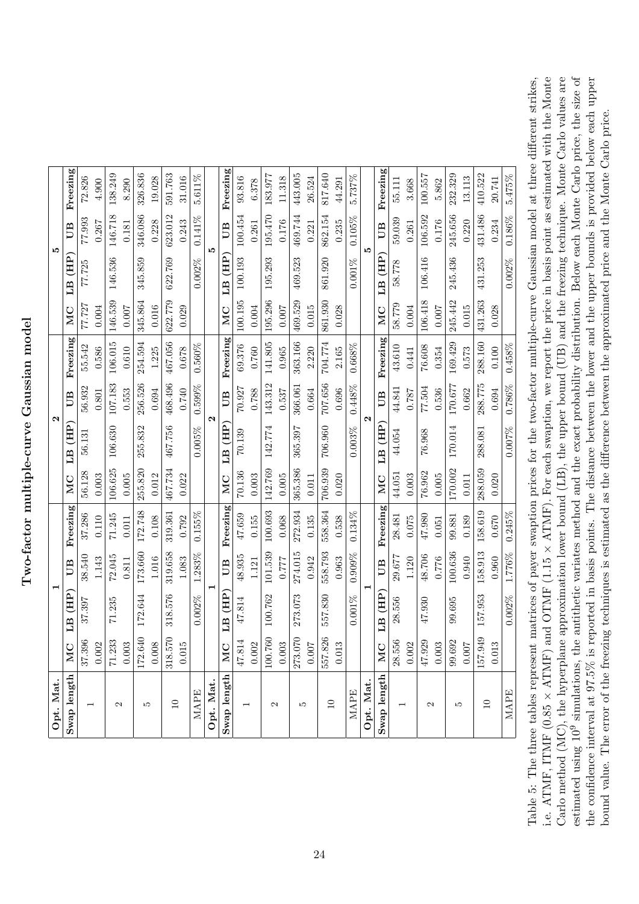# Two-factor multiple-curve Gaussian model

| Opt. Mat. | 1 | | | | 2 | | | | 5 | | | |
|---|---|---|---|---|---|---|---|---|---|---|---|---|
| Swap length | MC | LB (HP) | UB | Freezing | MC | LB (HP) | UB | Freezing | MC | LB (HP) | UB | Freezing |
| 1 | 37.396 | 37.397 | 38.540 | 37.286 | 56.128 | 56.131 | 56.932 | 55.542 | 77.727 | 77.725 | 77.993 | 72.826 |
| | 0.002 | | 1.143 | 0.110 | 0.003 | | 0.801 | 0.586 | 0.004 | | 0.267 | 4.900 |
| 2 | 71.233 | 71.235 | 72.045 | 71.245 | 106.625 | 106.630 | 107.183 | 106.015 | 146.539 | 146.536 | 146.718 | 138.249 |
| | 0.003 | | 0.811 | 0.011 | 0.005 | | 0.553 | 0.610 | 0.007 | | 0.181 | 8.290 |
| 5 | 172.640 | 172.644 | 173.660 | 172.748 | 255.820 | 255.832 | 256.526 | 254.594 | 345.864 | 345.859 | 346.086 | 326.836 |
| | 0.008 | | 1.016 | 0.108 | 0.012 | | 0.694 | 1.225 | 0.016 | | 0.228 | 19.028 |
| 10 | 318.570 | 318.576 | 319.658 | 319.361 | 467.734 | 467.756 | 468.496 | 467.056 | 622.779 | 622.769 | 623.012 | 591.763 |
| | 0.015 | | 1.083 | 0.792 | 0.022 | | 0.740 | 0.678 | 0.029 | | 0.243 | 31.016 |
| MAPE | | 0.002% | 1.283% | 0.155% | | 0.005% | 0.599% | 0.560% | | 0.002% | 0.141% | 5.611% |

| Opt. Mat. | 1 | | | | 2 | | | | 5 | | | |
|---|---|---|---|---|---|---|---|---|---|---|---|---|
| Swap length | MC | LB (HP) | UB | Freezing | MC | LB (HP) | UB | Freezing | MC | LB (HP) | UB | Freezing |
| 1 | 47.814 | 47.814 | 48.935 | 47.659 | 70.136 | 70.139 | 70.927 | 69.376 | 100.195 | 100.193 | 100.454 | 93.816 |
| | 0.002 | | 1.121 | 0.155 | 0.003 | | 0.788 | 0.760 | 0.004 | | 0.261 | 6.378 |
| 2 | 100.760 | 100.762 | 101.539 | 100.693 | 142.769 | 142.774 | 143.312 | 141.805 | 195.296 | 195.293 | 195.470 | 183.977 |
| | 0.003 | | 0.777 | 0.068 | 0.005 | | 0.537 | 0.965 | 0.007 | | 0.176 | 11.318 |
| 5 | 273.070 | 273.073 | 274.015 | 272.934 | 365.386 | 365.397 | 366.061 | 363.166 | 469.529 | 469.523 | 469.744 | 443.005 |
| | 0.007 | | 0.942 | 0.135 | 0.011 | | 0.664 | 2.220 | 0.015 | | 0.221 | 26.524 |
| 10 | 557.826 | 557.830 | 558.793 | 558.364 | 706.939 | 706.960 | 707.656 | 704.774 | 861.930 | 861.920 | 862.154 | 817.640 |
| | 0.013 | | 0.963 | 0.538 | 0.020 | | 0.696 | 2.165 | 0.028 | | 0.235 | 44.291 |
| MAPE | | 0.001% | 0.909% | 0.134% | | 0.003% | 0.448% | 0.668% | | 0.001% | 0.105% | 5.737% |

| Opt. Mat. | 1 | | | | 2 | | | | 5 | | | |
|---|---|---|---|---|---|---|---|---|---|---|---|---|
| Swap length | MC | LB (HP) | UB | Freezing | MC | LB (HP) | UB | Freezing | MC | LB (HP) | UB | Freezing |
| 1 | 28.556 | 28.556 | 29.677 | 28.481 | 44.051 | 44.054 | 44.841 | 43.610 | 58.779 | 58.778 | 59.039 | 55.111 |
| | 0.002 | | 1.120 | 0.075 | 0.003 | | 0.787 | 0.441 | 0.004 | | 0.261 | 3.668 |
| 2 | 47.929 | 47.930 | 48.706 | 47.980 | 76.962 | 76.968 | 77.504 | 76.608 | 106.418 | 106.416 | 106.592 | 100.557 |
| | 0.003 | | 0.776 | 0.051 | 0.005 | | 0.536 | 0.354 | 0.007 | | 0.176 | 5.862 |
| 5 | 99.692 | 99.695 | 100.636 | 99.881 | 170.002 | 170.014 | 170.677 | 169.429 | 245.442 | 245.436 | 245.656 | 232.329 |
| | 0.007 | | 0.940 | 0.189 | 0.011 | | 0.662 | 0.573 | 0.015 | | 0.220 | 13.113 |
| 10 | 157.949 | 157.953 | 158.913 | 158.619 | 288.059 | 288.081 | 288.775 | 288.160 | 431.263 | 431.253 | 431.486 | 410.522 |
| | 0.013 | | 0.960 | 0.670 | 0.020 | | 0.694 | 0.100 | 0.028 | | 0.234 | 20.741 |
| MAPE | | 0.002% | 1.776% | 0.245% | | 0.007% | 0.786% | 0.458% | | 0.002% | 0.186% | 5.475% |

Table 5: The three tables represent matrices of payer swaption prices for the two-factor multiple-curve Gaussian model at three different strikes, i.e. ATMF, ITMF ($0.85 \times$ ATMF) and OTMF ($1.15 \times$ ATMF). For each swaption, we report the price in basis point as estimated with the Monte Carlo method (MC), the hyperplane approximation lower bound (LB), the upper bound (UB) and the freezing technique. Monte Carlo values are estimated using $10^9$ simulations, the antithetic variates method and the exact probability distribution. Below each Monte Carlo price, the size of the confidence interval at 97.5% is reported in basis points. The distance between the lower and the upper bounds is provided below each upper bound value. The error of the freezing techniques is estimated as the difference between the approximated price and the Monte Carlo price.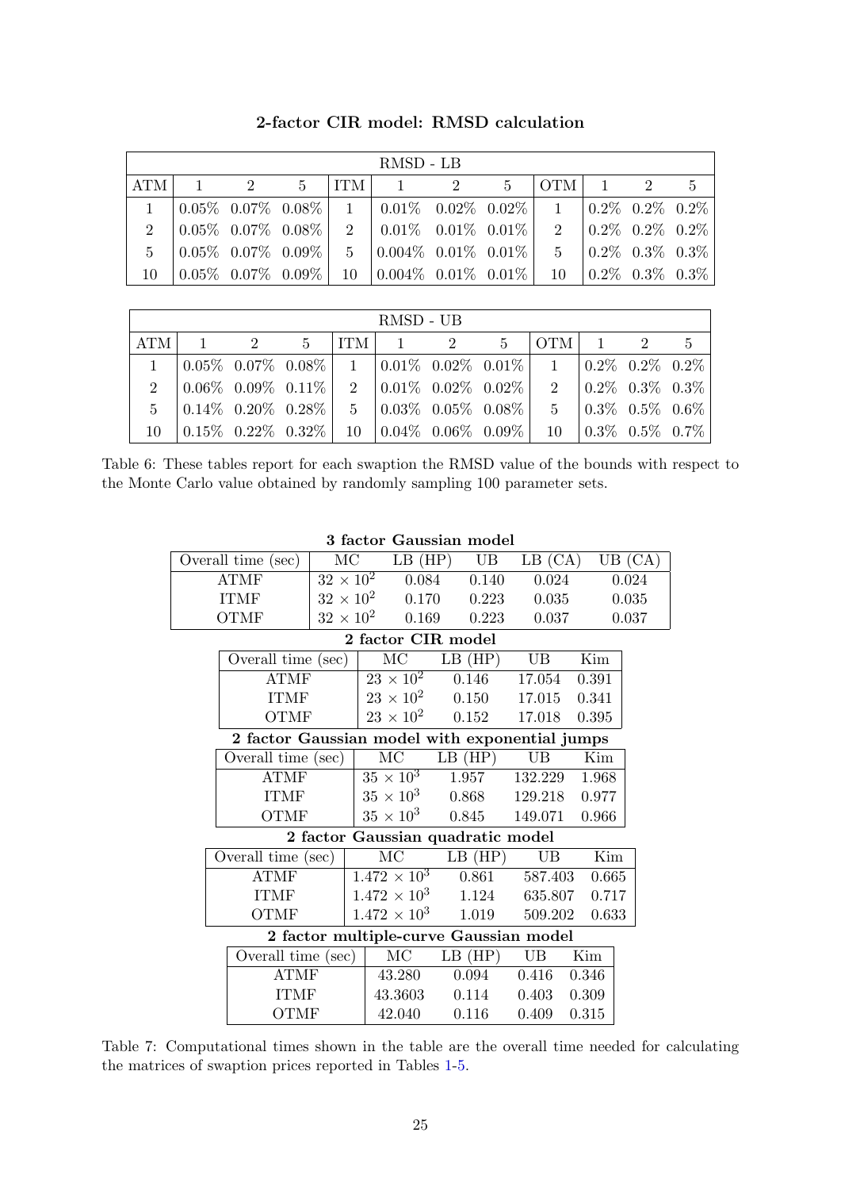**2-factor CIR model: RMSD calculation**

| RMSD - LB | | | | | | | | | | | |
|---|---|---|---|---|---|---|---|---|---|---|---|
| ATM | 1 | 2 | 5 | ITM | 1 | 2 | 5 | OTM | 1 | 2 | 5 |
| 1 | 0.05% | 0.07% | 0.08% | 1 | 0.01% | 0.02% | 0.02% | 1 | 0.2% | 0.2% | 0.2% |
| 2 | 0.05% | 0.07% | 0.08% | 2 | 0.01% | 0.01% | 0.01% | 2 | 0.2% | 0.2% | 0.2% |
| 5 | 0.05% | 0.07% | 0.09% | 5 | 0.004% | 0.01% | 0.01% | 5 | 0.2% | 0.3% | 0.3% |
| 10 | 0.05% | 0.07% | 0.09% | 10 | 0.004% | 0.01% | 0.01% | 10 | 0.2% | 0.3% | 0.3% |

| RMSD - UB | | | | | | | | | | | |
|---|---|---|---|---|---|---|---|---|---|---|---|
| ATM | 1 | 2 | 5 | ITM | 1 | 2 | 5 | OTM | 1 | 2 | 5 |
| 1 | 0.05% | 0.07% | 0.08% | 1 | 0.01% | 0.02% | 0.01% | 1 | 0.2% | 0.2% | 0.2% |
| 2 | 0.06% | 0.09% | 0.11% | 2 | 0.01% | 0.02% | 0.02% | 2 | 0.2% | 0.3% | 0.3% |
| 5 | 0.14% | 0.20% | 0.28% | 5 | 0.03% | 0.05% | 0.08% | 5 | 0.3% | 0.5% | 0.6% |
| 10 | 0.15% | 0.22% | 0.32% | 10 | 0.04% | 0.06% | 0.09% | 10 | 0.3% | 0.5% | 0.7% |

Table 6: These tables report for each swaption the RMSD value of the bounds with respect to the Monte Carlo value obtained by randomly sampling 100 parameter sets.

**3 factor Gaussian model**

| Overall time (sec) | MC | LB (HP) | UB | LB (CA) | UB (CA) |
|---|---|---|---|---|---|
| ATMF | $32 \times 10^2$ | 0.084 | 0.140 | 0.024 | 0.024 |
| ITMF | $32 \times 10^2$ | 0.170 | 0.223 | 0.035 | 0.035 |
| OTMF | $32 \times 10^2$ | 0.169 | 0.223 | 0.037 | 0.037 |

**2 factor CIR model**

| Overall time (sec) | MC | LB (HP) | UB | Kim |
|---|---|---|---|---|
| ATMF | $23 \times 10^2$ | 0.146 | 17.054 | 0.391 |
| ITMF | $23 \times 10^2$ | 0.150 | 17.015 | 0.341 |
| OTMF | $23 \times 10^2$ | 0.152 | 17.018 | 0.395 |

**2 factor Gaussian model with exponential jumps**

| Overall time (sec) | MC | LB (HP) | UB | Kim |
|---|---|---|---|---|
| ATMF | $35 \times 10^3$ | 1.957 | 132.229 | 1.968 |
| ITMF | $35 \times 10^3$ | 0.868 | 129.218 | 0.977 |
| OTMF | $35 \times 10^3$ | 0.845 | 149.071 | 0.966 |

**2 factor Gaussian quadratic model**

| Overall time (sec) | MC | LB (HP) | UB | Kim |
|---|---|---|---|---|
| ATMF | $1.472 \times 10^3$ | 0.861 | 587.403 | 0.665 |
| ITMF | $1.472 \times 10^3$ | 1.124 | 635.807 | 0.717 |
| OTMF | $1.472 \times 10^3$ | 1.019 | 509.202 | 0.633 |

**2 factor multiple-curve Gaussian model**

| Overall time (sec) | MC | LB (HP) | UB | Kim |
|---|---|---|---|---|
| ATMF | 43.280 | 0.094 | 0.416 | 0.346 |
| ITMF | 43.3603 | 0.114 | 0.403 | 0.309 |
| OTMF | 42.040 | 0.116 | 0.409 | 0.315 |

Table 7: Computational times shown in the table are the overall time needed for calculating the matrices of swaption prices reported in Tables 1-5.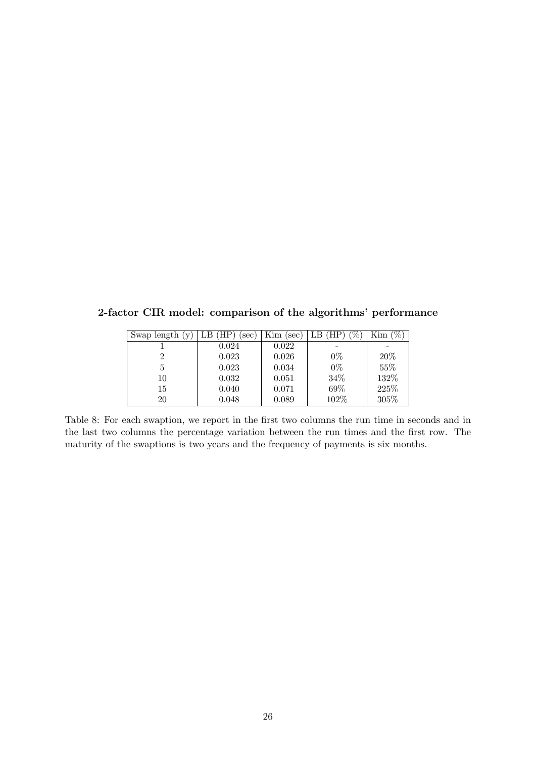**2-factor CIR model: comparison of the algorithms' performance**

| Swap length (y) | LB (HP) (sec) | Kim (sec) | LB (HP) (%) | Kim (%) |
|---|---|---|---|---|
| 1 | 0.024 | 0.022 | - | - |
| 2 | 0.023 | 0.026 | 0% | 20% |
| 5 | 0.023 | 0.034 | 0% | 55% |
| 10 | 0.032 | 0.051 | 34% | 132% |
| 15 | 0.040 | 0.071 | 69% | 225% |
| 20 | 0.048 | 0.089 | 102% | 305% |

Table 8: For each swaption, we report in the first two columns the run time in seconds and in the last two columns the percentage variation between the run times and the first row. The maturity of the swaptions is two years and the frequency of payments is six months.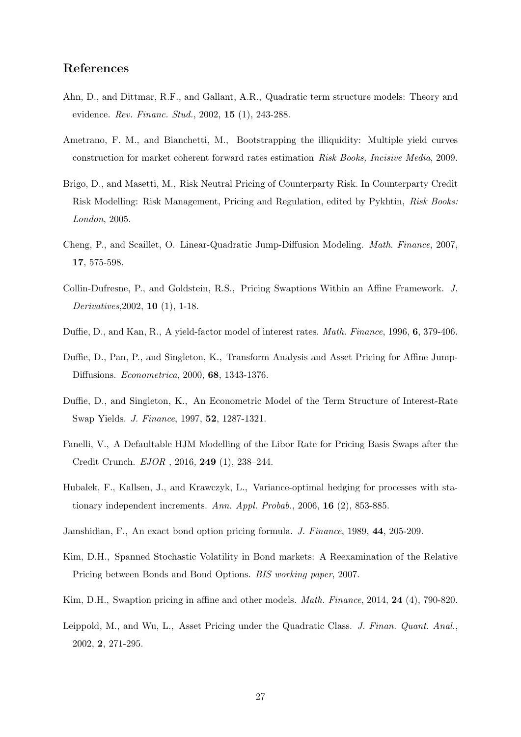## References

Ahn, D., and Dittmar, R.F., and Gallant, A.R., Quadratic term structure models: Theory and evidence. *Rev. Financ. Stud.*, 2002, **15** (1), 243-288.

Ametrano, F. M., and Bianchetti, M., Bootstrapping the illiquidity: Multiple yield curves construction for market coherent forward rates estimation *Risk Books, Incisive Media*, 2009.

Brigo, D., and Masetti, M., Risk Neutral Pricing of Counterparty Risk. In Counterparty Credit Risk Modelling: Risk Management, Pricing and Regulation, edited by Pykhtin, *Risk Books: London*, 2005.

Cheng, P., and Scaillet, O. Linear-Quadratic Jump-Diffusion Modeling. *Math. Finance*, 2007, **17**, 575-598.

Collin-Dufresne, P., and Goldstein, R.S., Pricing Swaptions Within an Affine Framework. *J. Derivatives*,2002, **10** (1), 1-18.

Duffie, D., and Kan, R., A yield-factor model of interest rates. *Math. Finance*, 1996, **6**, 379-406.

Duffie, D., Pan, P., and Singleton, K., Transform Analysis and Asset Pricing for Affine Jump-Diffusions. *Econometrica*, 2000, **68**, 1343-1376.

Duffie, D., and Singleton, K., An Econometric Model of the Term Structure of Interest-Rate Swap Yields. *J. Finance*, 1997, **52**, 1287-1321.

Fanelli, V., A Defaultable HJM Modelling of the Libor Rate for Pricing Basis Swaps after the Credit Crunch. *EJOR* , 2016, **249** (1), 238–244.

Hubalek, F., Kallsen, J., and Krawczyk, L., Variance-optimal hedging for processes with stationary independent increments. *Ann. Appl. Probab.*, 2006, **16** (2), 853-885.

Jamshidian, F., An exact bond option pricing formula. *J. Finance*, 1989, **44**, 205-209.

Kim, D.H., Spanned Stochastic Volatility in Bond markets: A Reexamination of the Relative Pricing between Bonds and Bond Options. *BIS working paper*, 2007.

Kim, D.H., Swaption pricing in affine and other models. *Math. Finance*, 2014, **24** (4), 790-820.

Leippold, M., and Wu, L., Asset Pricing under the Quadratic Class. *J. Finan. Quant. Anal.*, 2002, **2**, 271-295.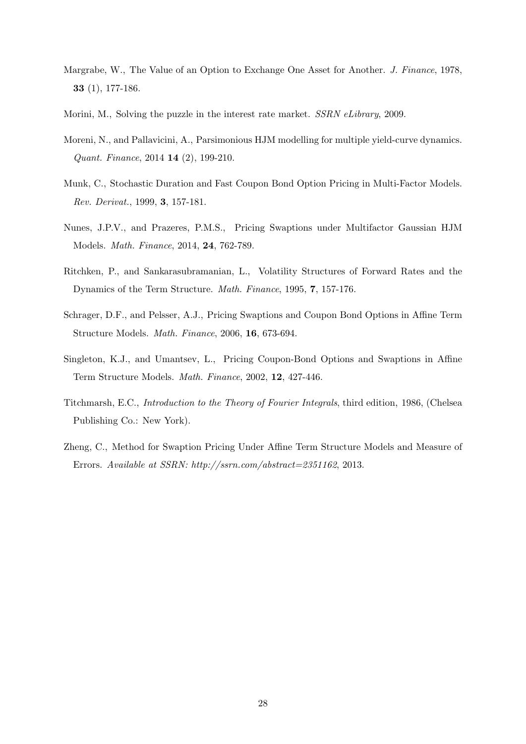Margrabe, W., The Value of an Option to Exchange One Asset for Another. *J. Finance*, 1978, **33** (1), 177-186.

Morini, M., Solving the puzzle in the interest rate market. *SSRN eLibrary*, 2009.

Moreni, N., and Pallavicini, A., Parsimonious HJM modelling for multiple yield-curve dynamics. *Quant. Finance*, 2014 **14** (2), 199-210.

Munk, C., Stochastic Duration and Fast Coupon Bond Option Pricing in Multi-Factor Models. *Rev. Derivat.*, 1999, **3**, 157-181.

Nunes, J.P.V., and Prazeres, P.M.S., Pricing Swaptions under Multifactor Gaussian HJM Models. *Math. Finance*, 2014, **24**, 762-789.

Ritchken, P., and Sankarasubramanian, L., Volatility Structures of Forward Rates and the Dynamics of the Term Structure. *Math. Finance*, 1995, **7**, 157-176.

Schrager, D.F., and Pelsser, A.J., Pricing Swaptions and Coupon Bond Options in Affine Term Structure Models. *Math. Finance*, 2006, **16**, 673-694.

Singleton, K.J., and Umantsev, L., Pricing Coupon-Bond Options and Swaptions in Affine Term Structure Models. *Math. Finance*, 2002, **12**, 427-446.

Titchmarsh, E.C., *Introduction to the Theory of Fourier Integrals*, third edition, 1986, (Chelsea Publishing Co.: New York).

Zheng, C., Method for Swaption Pricing Under Affine Term Structure Models and Measure of Errors. *Available at SSRN: http://ssrn.com/abstract=2351162*, 2013.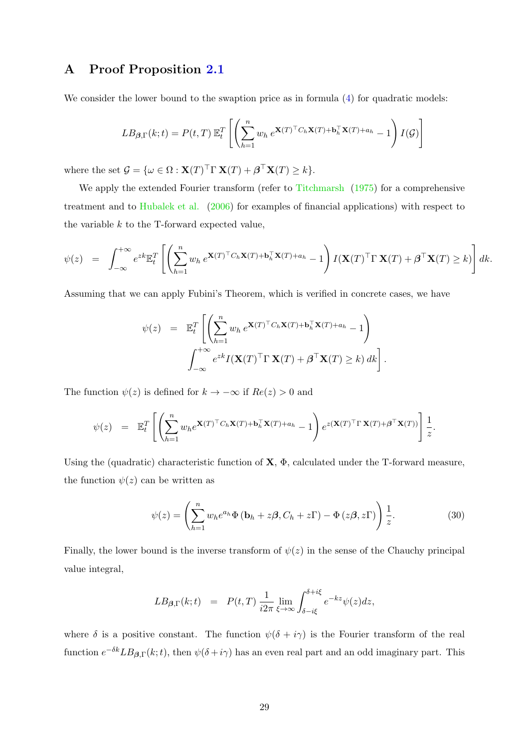# A Proof Proposition 2.1

We consider the lower bound to the swaption price as in formula (4) for quadratic models:

$$LB_{\boldsymbol{\beta},\Gamma}(k;t) = P(t,T)\,\mathbb{E}_t^T\left[\left(\sum_{h=1}^{n} w_h\, e^{\mathbf{X}(T)^\top C_h \mathbf{X}(T)+\mathbf{b}_h^\top \mathbf{X}(T)+a_h} - 1\right) I(\mathcal{G})\right]$$

where the set $\mathcal{G} = \{\omega \in \Omega : \mathbf{X}(T)^\top \Gamma\, \mathbf{X}(T) + \boldsymbol{\beta}^\top \mathbf{X}(T) \geq k\}$.

We apply the extended Fourier transform (refer to Titchmarsh (1975) for a comprehensive treatment and to Hubalek et al. (2006) for examples of financial applications) with respect to the variable $k$ to the T-forward expected value,

$$\psi(z) = \int_{-\infty}^{+\infty} e^{zk}\mathbb{E}_t^T\left[\left(\sum_{h=1}^{n} w_h\, e^{\mathbf{X}(T)^\top C_h \mathbf{X}(T)+\mathbf{b}_h^\top \mathbf{X}(T)+a_h} - 1\right) I(\mathbf{X}(T)^\top \Gamma\, \mathbf{X}(T) + \boldsymbol{\beta}^\top \mathbf{X}(T) \geq k)\right] dk.$$

Assuming that we can apply Fubini's Theorem, which is verified in concrete cases, we have

$$\begin{aligned}\psi(z) = \; & \mathbb{E}_t^T\left[\left(\sum_{h=1}^{n} w_h\, e^{\mathbf{X}(T)^\top C_h \mathbf{X}(T)+\mathbf{b}_h^\top \mathbf{X}(T)+a_h} - 1\right)\right. \\ & \left.\int_{-\infty}^{+\infty} e^{zk} I(\mathbf{X}(T)^\top \Gamma\, \mathbf{X}(T) + \boldsymbol{\beta}^\top \mathbf{X}(T) \geq k)\, dk\right].\end{aligned}$$

The function $\psi(z)$ is defined for $k \to -\infty$ if $Re(z) > 0$ and

$$\psi(z) = \mathbb{E}_t^T\left[\left(\sum_{h=1}^{n} w_h e^{\mathbf{X}(T)^\top C_h \mathbf{X}(T)+\mathbf{b}_h^\top \mathbf{X}(T)+a_h} - 1\right) e^{z(\mathbf{X}(T)^\top \Gamma\, \mathbf{X}(T)+\boldsymbol{\beta}^\top \mathbf{X}(T))}\right]\frac{1}{z}.$$

Using the (quadratic) characteristic function of $\mathbf{X}$, $\Phi$, calculated under the T-forward measure, the function $\psi(z)$ can be written as

$$\psi(z) = \left(\sum_{h=1}^{n} w_h e^{a_h} \Phi\left(\mathbf{b}_h + z\boldsymbol{\beta}, C_h + z\Gamma\right) - \Phi\left(z\boldsymbol{\beta}, z\Gamma\right)\right)\frac{1}{z}. \tag{30}$$

Finally, the lower bound is the inverse transform of $\psi(z)$ in the sense of the Chauchy principal value integral,

$$LB_{\boldsymbol{\beta},\Gamma}(k;t) = P(t,T)\,\frac{1}{i2\pi}\lim_{\xi\to\infty}\int_{\delta-i\xi}^{\delta+i\xi} e^{-kz}\psi(z)dz,$$

where $\delta$ is a positive constant. The function $\psi(\delta + i\gamma)$ is the Fourier transform of the real function $e^{-\delta k} LB_{\boldsymbol{\beta},\Gamma}(k;t)$, then $\psi(\delta+i\gamma)$ has an even real part and an odd imaginary part. This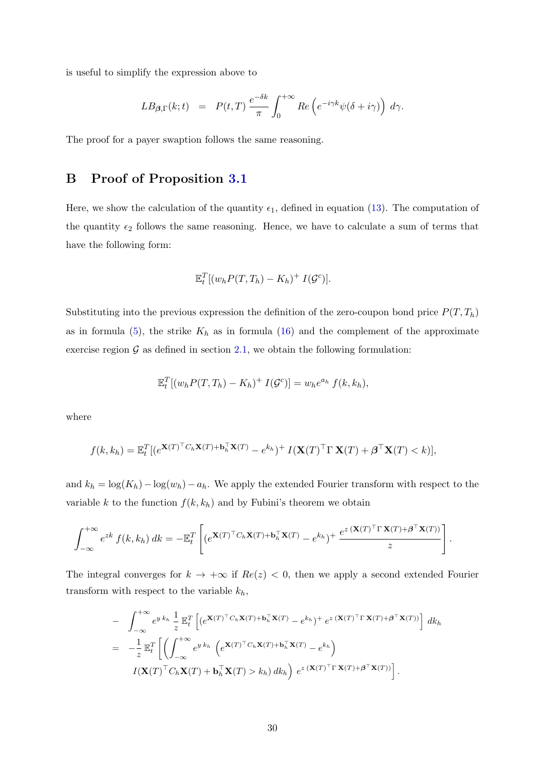is useful to simplify the expression above to

$$LB_{\boldsymbol{\beta},\Gamma}(k;t) \quad = \quad P(t,T)\,\frac{e^{-\delta k}}{\pi}\int_0^{+\infty} Re\left(e^{-i\gamma k}\psi(\delta+i\gamma)\right)\,d\gamma.$$

The proof for a payer swaption follows the same reasoning.

# B Proof of Proposition 3.1

Here, we show the calculation of the quantity $\epsilon_1$, defined in equation (13). The computation of the quantity $\epsilon_2$ follows the same reasoning. Hence, we have to calculate a sum of terms that have the following form:

$$\mathbb{E}_t^T[(w_h P(T,T_h) - K_h)^+\, I(\mathcal{G}^c)].$$

Substituting into the previous expression the definition of the zero-coupon bond price $P(T,T_h)$ as in formula (5), the strike $K_h$ as in formula (16) and the complement of the approximate exercise region $\mathcal{G}$ as defined in section 2.1, we obtain the following formulation:

$$\mathbb{E}_t^T[(w_h P(T,T_h) - K_h)^+\, I(\mathcal{G}^c)] = w_h e^{a_h}\, f(k,k_h),$$

where

$$f(k,k_h) = \mathbb{E}_t^T[(e^{\mathbf{X}(T)^\top C_h \mathbf{X}(T) + \mathbf{b}_h^\top \mathbf{X}(T)} - e^{k_h})^+\, I(\mathbf{X}(T)^\top \Gamma\, \mathbf{X}(T) + \boldsymbol{\beta}^\top \mathbf{X}(T) < k)],$$

and $k_h = \log(K_h) - \log(w_h) - a_h$. We apply the extended Fourier transform with respect to the variable $k$ to the function $f(k,k_h)$ and by Fubini's theorem we obtain

$$\int_{-\infty}^{+\infty} e^{zk}\, f(k,k_h)\, dk = -\mathbb{E}_t^T\left[(e^{\mathbf{X}(T)^\top C_h \mathbf{X}(T) + \mathbf{b}_h^\top \mathbf{X}(T)} - e^{k_h})^+\, \frac{e^{z\,(\mathbf{X}(T)^\top \Gamma\, \mathbf{X}(T) + \boldsymbol{\beta}^\top \mathbf{X}(T))}}{z}\right].$$

The integral converges for $k \to +\infty$ if $Re(z) < 0$, then we apply a second extended Fourier transform with respect to the variable $k_h$,

$$\begin{aligned}
&- \int_{-\infty}^{+\infty} e^{y\,k_h}\, \frac{1}{z}\, \mathbb{E}_t^T\left[(e^{\mathbf{X}(T)^\top C_h \mathbf{X}(T) + \mathbf{b}_h^\top \mathbf{X}(T)} - e^{k_h})^+\, e^{z\,(\mathbf{X}(T)^\top \Gamma\, \mathbf{X}(T) + \boldsymbol{\beta}^\top \mathbf{X}(T))}\right] dk_h \\
&= -\frac{1}{z}\,\mathbb{E}_t^T\Bigg[\left(\int_{-\infty}^{+\infty} e^{y\,k_h}\, \left(e^{\mathbf{X}(T)^\top C_h \mathbf{X}(T) + \mathbf{b}_h^\top \mathbf{X}(T)} - e^{k_h}\right)\right. \\
&\qquad \left. I(\mathbf{X}(T)^\top C_h \mathbf{X}(T) + \mathbf{b}_h^\top \mathbf{X}(T) > k_h)\, dk_h\right)\, e^{z\,(\mathbf{X}(T)^\top \Gamma\, \mathbf{X}(T) + \boldsymbol{\beta}^\top \mathbf{X}(T))}\Bigg].
\end{aligned}$$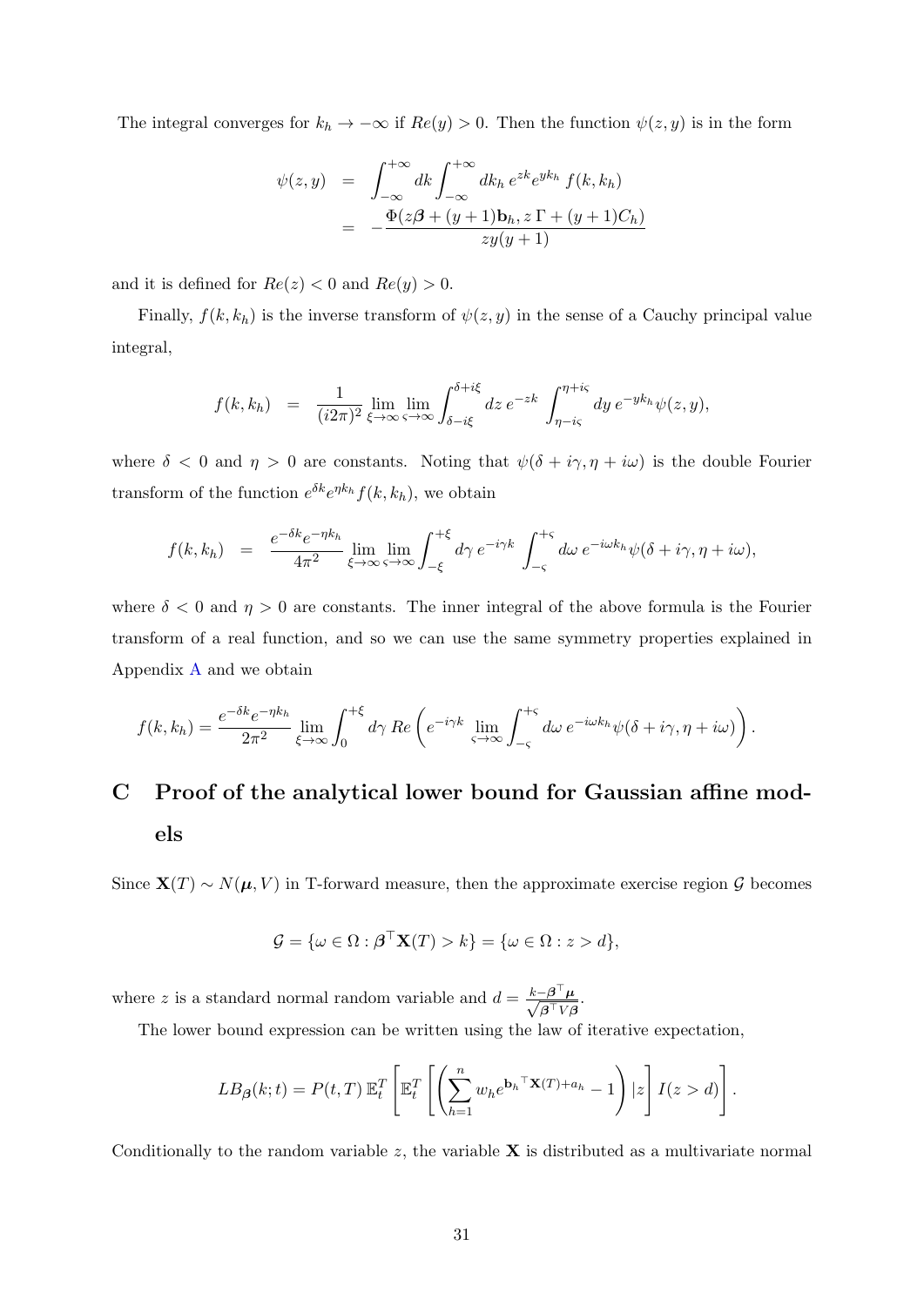The integral converges for $k_h \to -\infty$ if $Re(y) > 0$. Then the function $\psi(z,y)$ is in the form

$$
\begin{aligned}
\psi(z,y) &= \int_{-\infty}^{+\infty} dk \int_{-\infty}^{+\infty} dk_h \, e^{zk} e^{yk_h} \, f(k,k_h) \\
&= -\frac{\Phi(z\boldsymbol{\beta} + (y+1)\mathbf{b}_h, z\,\Gamma + (y+1)C_h)}{zy(y+1)}
\end{aligned}
$$

and it is defined for $Re(z) < 0$ and $Re(y) > 0$.

Finally, $f(k,k_h)$ is the inverse transform of $\psi(z,y)$ in the sense of a Cauchy principal value integral,

$$
f(k,k_h) = \frac{1}{(i2\pi)^2} \lim_{\xi\to\infty} \lim_{\varsigma\to\infty} \int_{\delta-i\xi}^{\delta+i\xi} dz \, e^{-zk} \int_{\eta-i\varsigma}^{\eta+i\varsigma} dy \, e^{-yk_h} \psi(z,y),
$$

where $\delta < 0$ and $\eta > 0$ are constants. Noting that $\psi(\delta + i\gamma, \eta + i\omega)$ is the double Fourier transform of the function $e^{\delta k} e^{\eta k_h} f(k,k_h)$, we obtain

$$
f(k,k_h) = \frac{e^{-\delta k} e^{-\eta k_h}}{4\pi^2} \lim_{\xi\to\infty} \lim_{\varsigma\to\infty} \int_{-\xi}^{+\xi} d\gamma \, e^{-i\gamma k} \int_{-\varsigma}^{+\varsigma} d\omega \, e^{-i\omega k_h} \psi(\delta + i\gamma, \eta + i\omega),
$$

where $\delta < 0$ and $\eta > 0$ are constants. The inner integral of the above formula is the Fourier transform of a real function, and so we can use the same symmetry properties explained in Appendix A and we obtain

$$
f(k,k_h) = \frac{e^{-\delta k} e^{-\eta k_h}}{2\pi^2} \lim_{\xi\to\infty} \int_{0}^{+\xi} d\gamma \, Re\left( e^{-i\gamma k} \lim_{\varsigma\to\infty} \int_{-\varsigma}^{+\varsigma} d\omega \, e^{-i\omega k_h} \psi(\delta + i\gamma, \eta + i\omega) \right).
$$

# C Proof of the analytical lower bound for Gaussian affine models

Since $\mathbf{X}(T) \sim N(\boldsymbol{\mu}, V)$ in T-forward measure, then the approximate exercise region $\mathcal{G}$ becomes

$$
\mathcal{G} = \{\omega \in \Omega : \boldsymbol{\beta}^\top \mathbf{X}(T) > k\} = \{\omega \in \Omega : z > d\},
$$

where $z$ is a standard normal random variable and $d = \frac{k - \boldsymbol{\beta}^\top \boldsymbol{\mu}}{\sqrt{\boldsymbol{\beta}^\top V \boldsymbol{\beta}}}$.

The lower bound expression can be written using the law of iterative expectation,

$$
LB_{\boldsymbol{\beta}}(k;t) = P(t,T)\, \mathbb{E}_t^T \left[ \mathbb{E}_t^T \left[ \left( \sum_{h=1}^n w_h e^{\mathbf{b}_h{}^\top \mathbf{X}(T) + a_h} - 1 \right) | z \right] I(z > d) \right].
$$

Conditionally to the random variable $z$, the variable $\mathbf{X}$ is distributed as a multivariate normal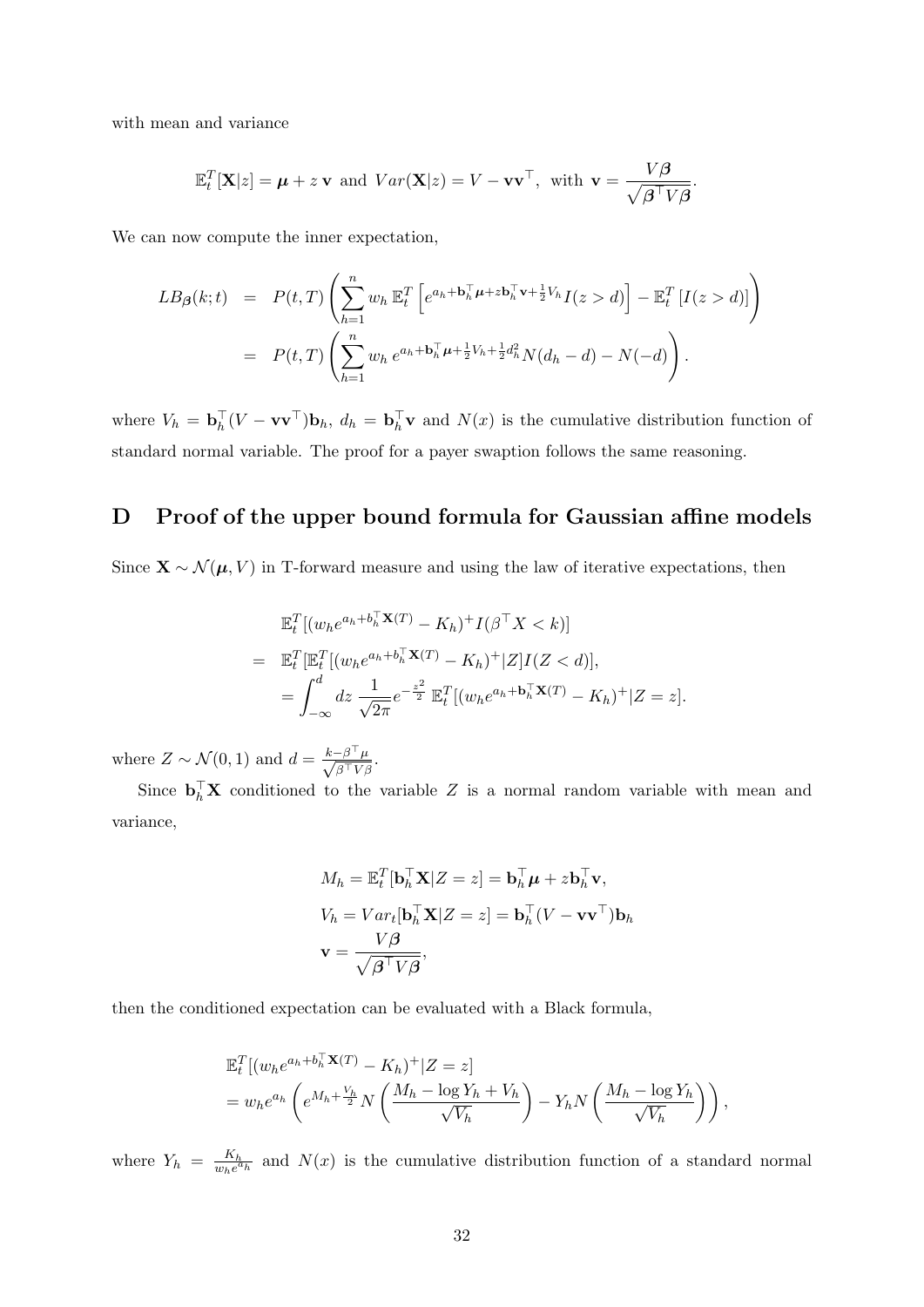with mean and variance

$$\mathbb{E}_t^T[\mathbf{X}|z] = \boldsymbol{\mu} + z\,\mathbf{v} \text{ and } Var(\mathbf{X}|z) = V - \mathbf{v}\mathbf{v}^\top, \text{ with } \mathbf{v} = \frac{V\boldsymbol{\beta}}{\sqrt{\boldsymbol{\beta}^\top V \boldsymbol{\beta}}}.$$

We can now compute the inner expectation,

$$\begin{aligned} LB_{\boldsymbol{\beta}}(k;t) &= P(t,T)\left(\sum_{h=1}^n w_h\,\mathbb{E}_t^T\left[e^{a_h + \mathbf{b}_h^\top \boldsymbol{\mu} + z\mathbf{b}_h^\top \mathbf{v} + \frac{1}{2}V_h} I(z>d)\right] - \mathbb{E}_t^T\left[I(z>d)\right]\right) \\ &= P(t,T)\left(\sum_{h=1}^n w_h\, e^{a_h + \mathbf{b}_h^\top \boldsymbol{\mu} + \frac{1}{2}V_h + \frac{1}{2}d_h^2} N(d_h - d) - N(-d)\right). \end{aligned}$$

where $V_h = \mathbf{b}_h^\top(V - \mathbf{v}\mathbf{v}^\top)\mathbf{b}_h$, $d_h = \mathbf{b}_h^\top \mathbf{v}$ and $N(x)$ is the cumulative distribution function of standard normal variable. The proof for a payer swaption follows the same reasoning.

# D Proof of the upper bound formula for Gaussian affine models

Since $\mathbf{X} \sim \mathcal{N}(\boldsymbol{\mu}, V)$ in T-forward measure and using the law of iterative expectations, then

$$\begin{aligned} &\mathbb{E}_t^T[(w_h e^{a_h + b_h^\top \mathbf{X}(T)} - K_h)^+ I(\beta^\top X < k)] \\ =\ &\mathbb{E}_t^T[\mathbb{E}_t^T[(w_h e^{a_h + b_h^\top \mathbf{X}(T)} - K_h)^+ | Z] I(Z < d)], \\ =\ &\int_{-\infty}^{d} dz\, \frac{1}{\sqrt{2\pi}} e^{-\frac{z^2}{2}}\, \mathbb{E}_t^T[(w_h e^{a_h + \mathbf{b}_h^\top \mathbf{X}(T)} - K_h)^+ | Z = z]. \end{aligned}$$

where $Z \sim \mathcal{N}(0,1)$ and $d = \frac{k - \beta^\top \mu}{\sqrt{\beta^\top V \beta}}$.

Since $\mathbf{b}_h^\top \mathbf{X}$ conditioned to the variable $Z$ is a normal random variable with mean and variance,

$$\begin{aligned} M_h &= \mathbb{E}_t^T[\mathbf{b}_h^\top \mathbf{X} | Z = z] = \mathbf{b}_h^\top \boldsymbol{\mu} + z\mathbf{b}_h^\top \mathbf{v}, \\ V_h &= Var_t[\mathbf{b}_h^\top \mathbf{X} | Z = z] = \mathbf{b}_h^\top (V - \mathbf{v}\mathbf{v}^\top)\mathbf{b}_h \\ \mathbf{v} &= \frac{V\boldsymbol{\beta}}{\sqrt{\boldsymbol{\beta}^\top V \boldsymbol{\beta}}}, \end{aligned}$$

then the conditioned expectation can be evaluated with a Black formula,

$$\begin{aligned} &\mathbb{E}_t^T[(w_h e^{a_h + b_h^\top \mathbf{X}(T)} - K_h)^+ | Z = z] \\ &= w_h e^{a_h}\left(e^{M_h + \frac{V_h}{2}} N\left(\frac{M_h - \log Y_h + V_h}{\sqrt{V_h}}\right) - Y_h N\left(\frac{M_h - \log Y_h}{\sqrt{V_h}}\right)\right), \end{aligned}$$

where $Y_h = \frac{K_h}{w_h e^{a_h}}$ and $N(x)$ is the cumulative distribution function of a standard normal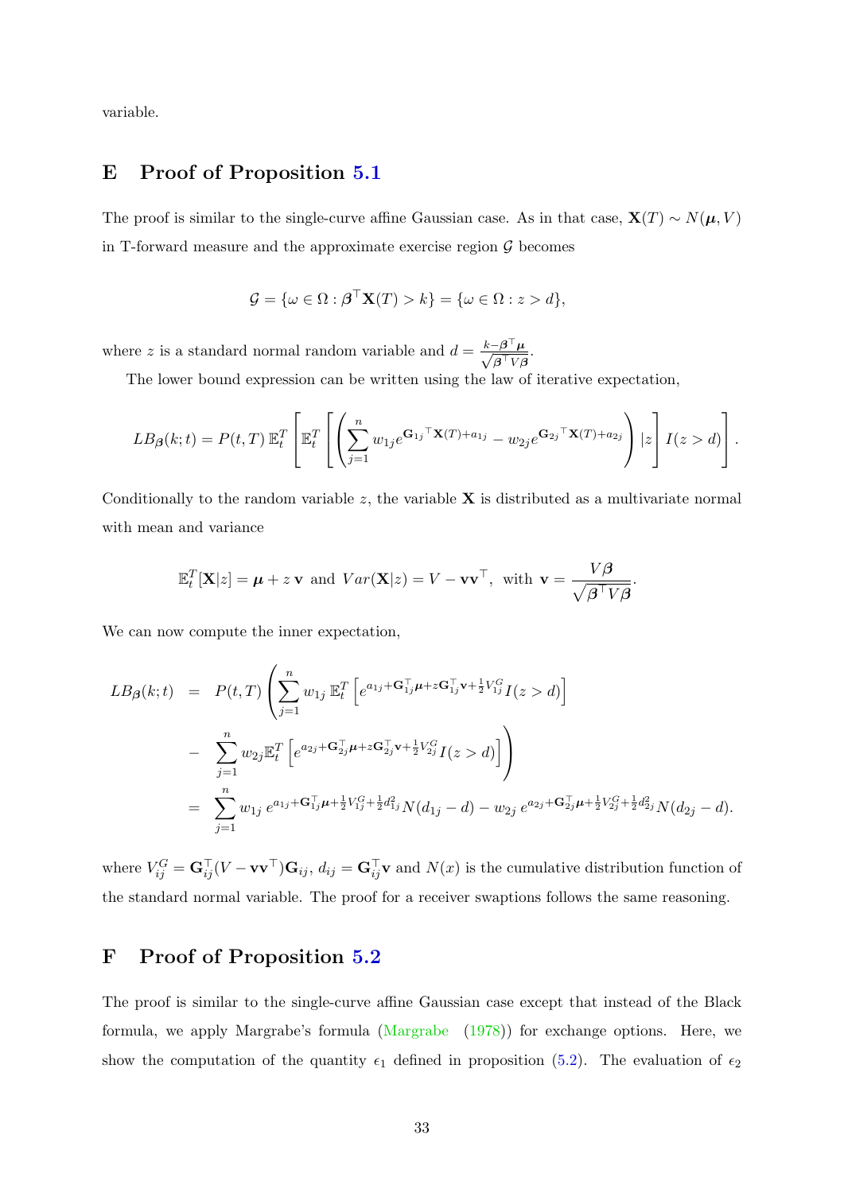variable.

# E Proof of Proposition 5.1

The proof is similar to the single-curve affine Gaussian case. As in that case, $\mathbf{X}(T) \sim N(\boldsymbol{\mu}, V)$ in T-forward measure and the approximate exercise region $\mathcal{G}$ becomes

$$\mathcal{G} = \{\omega \in \Omega : \boldsymbol{\beta}^\top \mathbf{X}(T) > k\} = \{\omega \in \Omega : z > d\},$$

where $z$ is a standard normal random variable and $d = \frac{k - \boldsymbol{\beta}^\top \boldsymbol{\mu}}{\sqrt{\boldsymbol{\beta}^\top V \boldsymbol{\beta}}}$.

The lower bound expression can be written using the law of iterative expectation,

$$LB_{\boldsymbol{\beta}}(k;t) = P(t,T)\, \mathbb{E}_t^T \left[ \mathbb{E}_t^T \left[ \left( \sum_{j=1}^n w_{1j} e^{\mathbf{G}_{1j}{}^\top \mathbf{X}(T) + a_{1j}} - w_{2j} e^{\mathbf{G}_{2j}{}^\top \mathbf{X}(T) + a_{2j}} \right) | z \right] I(z > d) \right].$$

Conditionally to the random variable $z$, the variable $\mathbf{X}$ is distributed as a multivariate normal with mean and variance

$$\mathbb{E}_t^T[\mathbf{X}|z] = \boldsymbol{\mu} + z\, \mathbf{v} \text{ and } Var(\mathbf{X}|z) = V - \mathbf{v}\mathbf{v}^\top, \text{ with } \mathbf{v} = \frac{V\boldsymbol{\beta}}{\sqrt{\boldsymbol{\beta}^\top V \boldsymbol{\beta}}}.$$

We can now compute the inner expectation,

$$\begin{aligned}
LB_{\boldsymbol{\beta}}(k;t) &= P(t,T) \left( \sum_{j=1}^n w_{1j}\, \mathbb{E}_t^T \left[ e^{a_{1j} + \mathbf{G}_{1j}^\top \boldsymbol{\mu} + z \mathbf{G}_{1j}^\top \mathbf{v} + \frac{1}{2} V_{1j}^G} I(z > d) \right] \right. \\
&- \left. \sum_{j=1}^n w_{2j} \mathbb{E}_t^T \left[ e^{a_{2j} + \mathbf{G}_{2j}^\top \boldsymbol{\mu} + z \mathbf{G}_{2j}^\top \mathbf{v} + \frac{1}{2} V_{2j}^G} I(z > d) \right] \right) \\
&= \sum_{j=1}^n w_{1j}\, e^{a_{1j} + \mathbf{G}_{1j}^\top \boldsymbol{\mu} + \frac{1}{2} V_{1j}^G + \frac{1}{2} d_{1j}^2} N(d_{1j} - d) - w_{2j}\, e^{a_{2j} + \mathbf{G}_{2j}^\top \boldsymbol{\mu} + \frac{1}{2} V_{2j}^G + \frac{1}{2} d_{2j}^2} N(d_{2j} - d).
\end{aligned}$$

where $V_{ij}^G = \mathbf{G}_{ij}^\top (V - \mathbf{v}\mathbf{v}^\top) \mathbf{G}_{ij}$, $d_{ij} = \mathbf{G}_{ij}^\top \mathbf{v}$ and $N(x)$ is the cumulative distribution function of the standard normal variable. The proof for a receiver swaptions follows the same reasoning.

# F Proof of Proposition 5.2

The proof is similar to the single-curve affine Gaussian case except that instead of the Black formula, we apply Margrabe's formula (Margrabe (1978)) for exchange options. Here, we show the computation of the quantity $\epsilon_1$ defined in proposition (5.2). The evaluation of $\epsilon_2$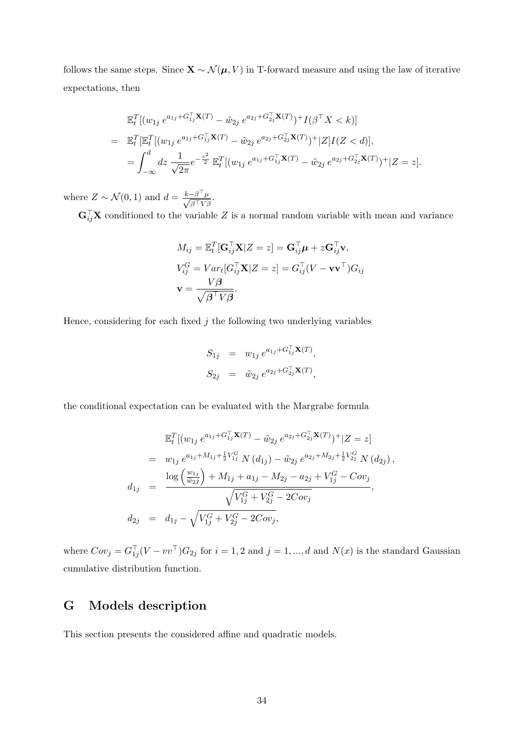follows the same steps. Since $\mathbf{X} \sim \mathcal{N}(\boldsymbol{\mu}, V)$ in T-forward measure and using the law of iterative expectations, then

$$
\begin{aligned}
& \mathbb{E}_t^T[(w_{1j}\, e^{a_{1j}+G_{1j}^\top \mathbf{X}(T)} - \tilde{w}_{2j}\, e^{a_{2j}+G_{2j}^\top \mathbf{X}(T)})^+ I(\beta^\top X < k)] \\
= \;& \mathbb{E}_t^T[\mathbb{E}_t^T[(w_{1j}\, e^{a_{1j}+G_{1j}^\top \mathbf{X}(T)} - \tilde{w}_{2j}\, e^{a_{2j}+G_{2j}^\top \mathbf{X}(T)})^+ | Z] I(Z < d)], \\
= & \int_{-\infty}^{d} dz\, \frac{1}{\sqrt{2\pi}} e^{-\frac{z^2}{2}}\, \mathbb{E}_t^T[(w_{1j}\, e^{a_{1j}+G_{1j}^\top \mathbf{X}(T)} - \tilde{w}_{2j}\, e^{a_{2j}+G_{2j}^\top \mathbf{X}(T)})^+ | Z = z].
\end{aligned}
$$

where $Z \sim \mathcal{N}(0, 1)$ and $d = \frac{k - \beta^\top \mu}{\sqrt{\beta^\top V \beta}}$.

$\mathbf{G}_{ij}^\top \mathbf{X}$ conditioned to the variable $Z$ is a normal random variable with mean and variance

$$
\begin{aligned}
M_{ij} &= \mathbb{E}_t^T[\mathbf{G}_{ij}^\top \mathbf{X} | Z = z] = \mathbf{G}_{ij}^\top \boldsymbol{\mu} + z \mathbf{G}_{ij}^\top \mathbf{v}, \\
V_{ij}^G &= Var_t[G_{ij}^\top \mathbf{X} | Z = z] = G_{ij}^\top (V - \mathbf{v}\mathbf{v}^\top) G_{ij} \\
\mathbf{v} &= \frac{V \boldsymbol{\beta}}{\sqrt{\boldsymbol{\beta}^\top V \boldsymbol{\beta}}}.
\end{aligned}
$$

Hence, considering for each fixed $j$ the following two underlying variables

$$
\begin{aligned}
S_{1j} &= w_{1j}\, e^{a_{1j}+G_{1j}^\top \mathbf{X}(T)}, \\
S_{2j} &= \tilde{w}_{2j}\, e^{a_{2j}+G_{2j}^\top \mathbf{X}(T)},
\end{aligned}
$$

the conditional expectation can be evaluated with the Margrabe formula

$$
\begin{aligned}
& \mathbb{E}_t^T[(w_{1j}\, e^{a_{1j}+G_{1j}^\top \mathbf{X}(T)} - \tilde{w}_{2j}\, e^{a_{2j}+G_{2j}^\top \mathbf{X}(T)})^+ | Z = z] \\
= \;& w_{1j}\, e^{a_{1j}+M_{1j}+\frac{1}{2}V_{1j}^G}\, N(d_{1j}) - \tilde{w}_{2j}\, e^{a_{2j}+M_{2j}+\frac{1}{2}V_{2j}^G}\, N(d_{2j}), \\
d_{1j} \;=\; & \frac{\log\left(\frac{w_{1j}}{\tilde{w}_{2j}}\right) + M_{1j} + a_{1j} - M_{2j} - a_{2j} + V_{1j}^G - Cov_j}{\sqrt{V_{1j}^G + V_{2j}^G - 2Cov_j}}, \\
d_{2j} \;=\; & d_{1j} - \sqrt{V_{1j}^G + V_{2j}^G - 2Cov_j},
\end{aligned}
$$

where $Cov_j = G_{1j}^\top (V - vv^\top) G_{2j}$ for $i = 1, 2$ and $j = 1, ..., d$ and $N(x)$ is the standard Gaussian cumulative distribution function.

# G Models description

This section presents the considered affine and quadratic models.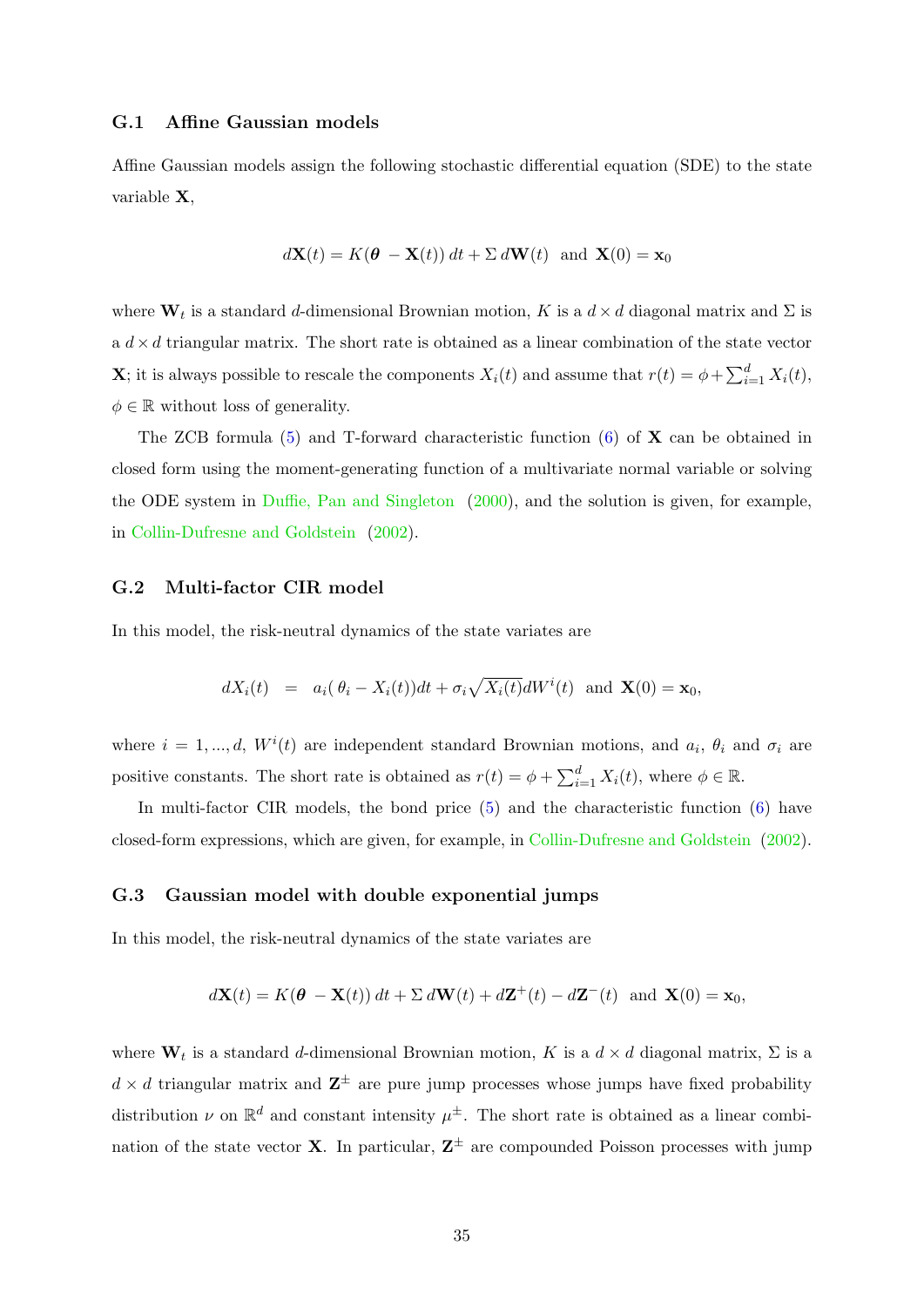### G.1 Affine Gaussian models

Affine Gaussian models assign the following stochastic differential equation (SDE) to the state variable $\mathbf{X}$,

$$d\mathbf{X}(t) = K(\boldsymbol{\theta} - \mathbf{X}(t))\, dt + \Sigma\, d\mathbf{W}(t) \;\; \text{and} \;\; \mathbf{X}(0) = \mathbf{x}_0$$

where $\mathbf{W}_t$ is a standard $d$-dimensional Brownian motion, $K$ is a $d \times d$ diagonal matrix and $\Sigma$ is a $d \times d$ triangular matrix. The short rate is obtained as a linear combination of the state vector $\mathbf{X}$; it is always possible to rescale the components $X_i(t)$ and assume that $r(t) = \phi + \sum_{i=1}^{d} X_i(t)$, $\phi \in \mathbb{R}$ without loss of generality.

The ZCB formula (5) and T-forward characteristic function (6) of $\mathbf{X}$ can be obtained in closed form using the moment-generating function of a multivariate normal variable or solving the ODE system in Duffie, Pan and Singleton (2000), and the solution is given, for example, in Collin-Dufresne and Goldstein (2002).

### G.2 Multi-factor CIR model

In this model, the risk-neutral dynamics of the state variates are

$$dX_i(t) \;\; = \;\; a_i(\,\theta_i - X_i(t))dt + \sigma_i\sqrt{X_i(t)}dW^i(t) \;\; \text{and} \;\; \mathbf{X}(0) = \mathbf{x}_0,$$

where $i = 1, ..., d$, $W^i(t)$ are independent standard Brownian motions, and $a_i$, $\theta_i$ and $\sigma_i$ are positive constants. The short rate is obtained as $r(t) = \phi + \sum_{i=1}^{d} X_i(t)$, where $\phi \in \mathbb{R}$.

In multi-factor CIR models, the bond price (5) and the characteristic function (6) have closed-form expressions, which are given, for example, in Collin-Dufresne and Goldstein (2002).

### G.3 Gaussian model with double exponential jumps

In this model, the risk-neutral dynamics of the state variates are

$$d\mathbf{X}(t) = K(\boldsymbol{\theta} - \mathbf{X}(t))\, dt + \Sigma\, d\mathbf{W}(t) + d\mathbf{Z}^{+}(t) - d\mathbf{Z}^{-}(t) \;\; \text{and} \;\; \mathbf{X}(0) = \mathbf{x}_0,$$

where $\mathbf{W}_t$ is a standard $d$-dimensional Brownian motion, $K$ is a $d \times d$ diagonal matrix, $\Sigma$ is a $d \times d$ triangular matrix and $\mathbf{Z}^{\pm}$ are pure jump processes whose jumps have fixed probability distribution $\nu$ on $\mathbb{R}^d$ and constant intensity $\mu^{\pm}$. The short rate is obtained as a linear combination of the state vector $\mathbf{X}$. In particular, $\mathbf{Z}^{\pm}$ are compounded Poisson processes with jump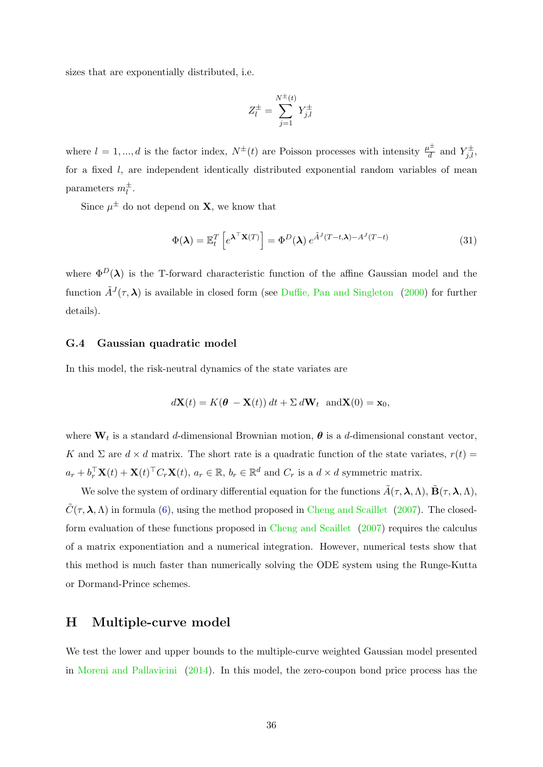sizes that are exponentially distributed, i.e.

$$Z_l^{\pm} = \sum_{j=1}^{N^{\pm}(t)} Y_{j,l}^{\pm}$$

where $l = 1, ..., d$ is the factor index, $N^{\pm}(t)$ are Poisson processes with intensity $\frac{\mu^{\pm}}{d}$ and $Y_{j,l}^{\pm}$, for a fixed $l$, are independent identically distributed exponential random variables of mean parameters $m_l^{\pm}$.

Since $\mu^{\pm}$ do not depend on $\mathbf{X}$, we know that

$$\Phi(\boldsymbol{\lambda}) = \mathbb{E}_t^T \left[ e^{\boldsymbol{\lambda}^\top \mathbf{X}(T)} \right] = \Phi^D(\boldsymbol{\lambda}) \, e^{\tilde{A}^J(T-t,\boldsymbol{\lambda}) - A^J(T-t)} \tag{31}$$

where $\Phi^D(\boldsymbol{\lambda})$ is the T-forward characteristic function of the affine Gaussian model and the function $\tilde{A}^J(\tau, \boldsymbol{\lambda})$ is available in closed form (see Duffie, Pan and Singleton (2000) for further details).

### G.4 Gaussian quadratic model

In this model, the risk-neutral dynamics of the state variates are

$$d\mathbf{X}(t) = K(\boldsymbol{\theta} - \mathbf{X}(t)) \, dt + \Sigma \, d\mathbf{W}_t \quad \text{and} \mathbf{X}(0) = \mathbf{x}_0,$$

where $\mathbf{W}_t$ is a standard $d$-dimensional Brownian motion, $\boldsymbol{\theta}$ is a $d$-dimensional constant vector, $K$ and $\Sigma$ are $d \times d$ matrix. The short rate is a quadratic function of the state variates, $r(t) = a_r + b_r^\top \mathbf{X}(t) + \mathbf{X}(t)^\top C_r \mathbf{X}(t)$, $a_r \in \mathbb{R}$, $b_r \in \mathbb{R}^d$ and $C_r$ is a $d \times d$ symmetric matrix.

We solve the system of ordinary differential equation for the functions $\tilde{A}(\tau, \boldsymbol{\lambda}, \Lambda)$, $\tilde{\mathbf{B}}(\tau, \boldsymbol{\lambda}, \Lambda)$, $\tilde{C}(\tau, \boldsymbol{\lambda}, \Lambda)$ in formula (6), using the method proposed in Cheng and Scaillet (2007). The closed-form evaluation of these functions proposed in Cheng and Scaillet (2007) requires the calculus of a matrix exponentiation and a numerical integration. However, numerical tests show that this method is much faster than numerically solving the ODE system using the Runge-Kutta or Dormand-Prince schemes.

## H Multiple-curve model

We test the lower and upper bounds to the multiple-curve weighted Gaussian model presented in Moreni and Pallavicini (2014). In this model, the zero-coupon bond price process has the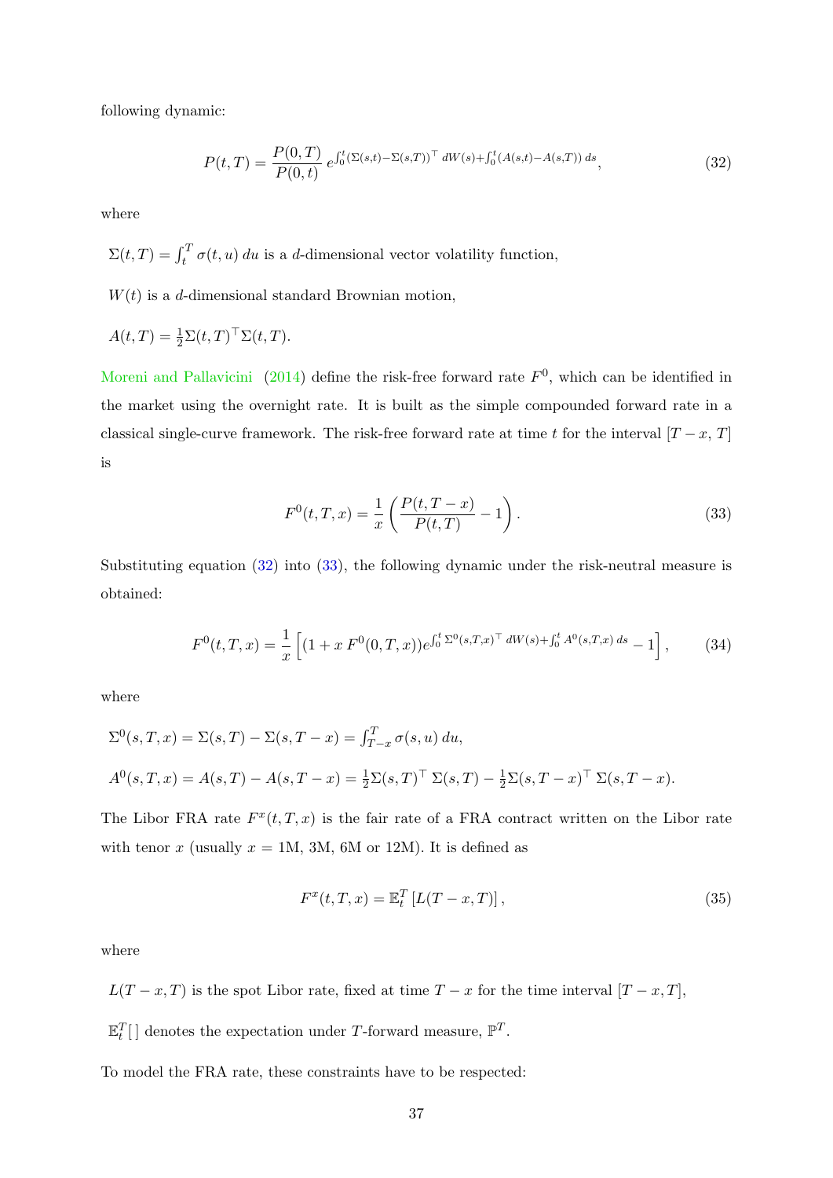following dynamic:

$$P(t,T) = \frac{P(0,T)}{P(0,t)}\, e^{\int_0^t (\Sigma(s,t)-\Sigma(s,T))^\top \, dW(s) + \int_0^t (A(s,t)-A(s,T))\, ds}, \tag{32}$$

where

$\Sigma(t,T) = \int_t^T \sigma(t,u)\, du$ is a $d$-dimensional vector volatility function,

$W(t)$ is a $d$-dimensional standard Brownian motion,

$A(t,T) = \frac{1}{2}\Sigma(t,T)^\top \Sigma(t,T)$.

Moreni and Pallavicini (2014) define the risk-free forward rate $F^0$, which can be identified in the market using the overnight rate. It is built as the simple compounded forward rate in a classical single-curve framework. The risk-free forward rate at time $t$ for the interval $[T-x,\, T]$ is

$$F^0(t,T,x) = \frac{1}{x}\left(\frac{P(t,T-x)}{P(t,T)} - 1\right). \tag{33}$$

Substituting equation (32) into (33), the following dynamic under the risk-neutral measure is obtained:

$$F^0(t,T,x) = \frac{1}{x}\left[(1 + x\, F^0(0,T,x)) e^{\int_0^t \Sigma^0(s,T,x)^\top \, dW(s) + \int_0^t A^0(s,T,x)\, ds} - 1\right], \tag{34}$$

where

$\Sigma^0(s,T,x) = \Sigma(s,T) - \Sigma(s,T-x) = \int_{T-x}^T \sigma(s,u)\, du$,

$A^0(s,T,x) = A(s,T) - A(s,T-x) = \frac{1}{2}\Sigma(s,T)^\top\, \Sigma(s,T) - \frac{1}{2}\Sigma(s,T-x)^\top\, \Sigma(s,T-x)$.

The Libor FRA rate $F^x(t,T,x)$ is the fair rate of a FRA contract written on the Libor rate with tenor $x$ (usually $x =$ 1M, 3M, 6M or 12M). It is defined as

$$F^x(t,T,x) = \mathbb{E}_t^T\left[L(T-x,T)\right], \tag{35}$$

where

$L(T-x,T)$ is the spot Libor rate, fixed at time $T-x$ for the time interval $[T-x,T]$,

$\mathbb{E}_t^T[\,]$ denotes the expectation under $T$-forward measure, $\mathbb{P}^T$.

To model the FRA rate, these constraints have to be respected: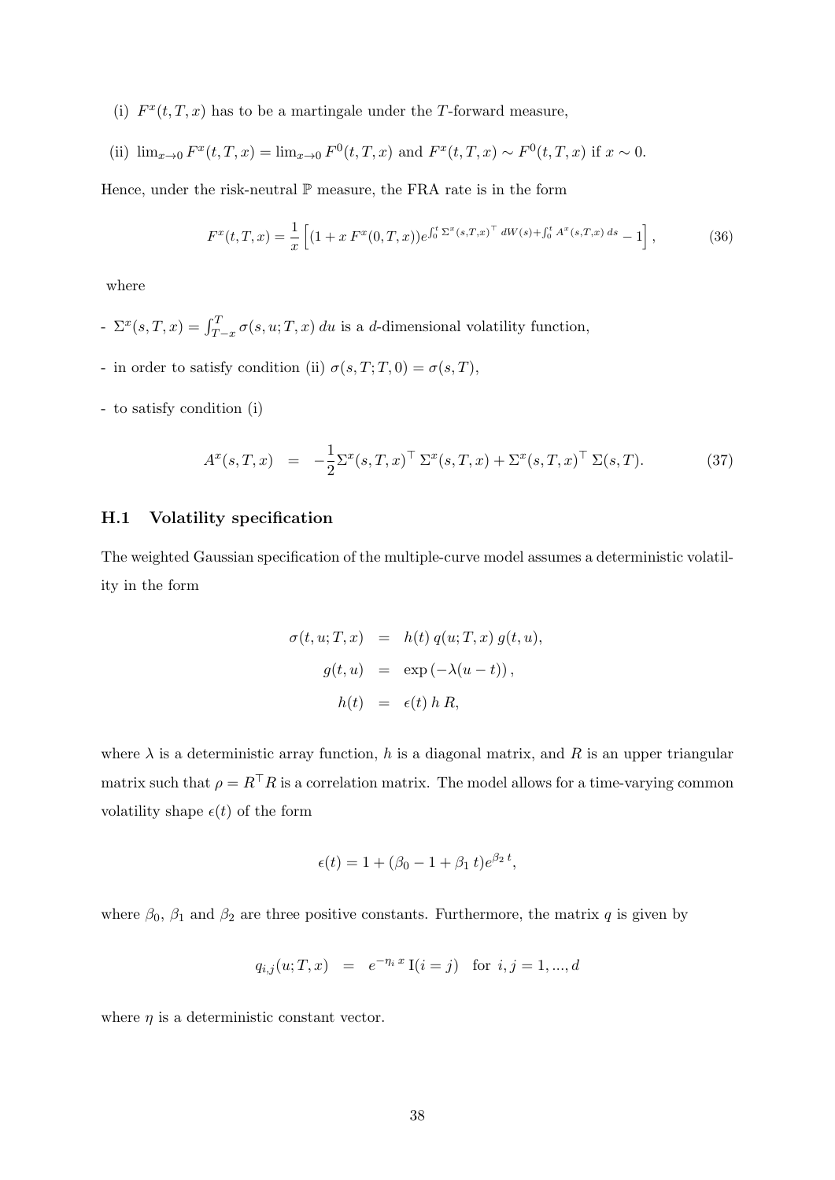(i) $F^x(t,T,x)$ has to be a martingale under the $T$-forward measure,

(ii) $\lim_{x\to 0} F^x(t,T,x) = \lim_{x\to 0} F^0(t,T,x)$ and $F^x(t,T,x) \sim F^0(t,T,x)$ if $x \sim 0$.

Hence, under the risk-neutral $\mathbb{P}$ measure, the FRA rate is in the form

$$F^x(t,T,x) = \frac{1}{x}\left[(1 + x\, F^x(0,T,x))e^{\int_0^t \Sigma^x(s,T,x)^\top\, dW(s) + \int_0^t A^x(s,T,x)\, ds} - 1\right], \tag{36}$$

where

- $\Sigma^x(s,T,x) = \int_{T-x}^{T} \sigma(s,u;T,x)\, du$ is a $d$-dimensional volatility function,
- in order to satisfy condition (ii) $\sigma(s,T;T,0) = \sigma(s,T)$,
- to satisfy condition (i)

$$A^x(s,T,x) \;\; = \;\; -\frac{1}{2}\Sigma^x(s,T,x)^\top\, \Sigma^x(s,T,x) + \Sigma^x(s,T,x)^\top\, \Sigma(s,T). \tag{37}$$

### H.1 Volatility specification

The weighted Gaussian specification of the multiple-curve model assumes a deterministic volatility in the form

$$\begin{aligned}
\sigma(t,u;T,x) &= h(t)\, q(u;T,x)\, g(t,u), \\
g(t,u) &= \exp\left(-\lambda(u-t)\right), \\
h(t) &= \epsilon(t)\, h\, R,
\end{aligned}$$

where $\lambda$ is a deterministic array function, $h$ is a diagonal matrix, and $R$ is an upper triangular matrix such that $\rho = R^\top R$ is a correlation matrix. The model allows for a time-varying common volatility shape $\epsilon(t)$ of the form

$$\epsilon(t) = 1 + (\beta_0 - 1 + \beta_1\, t)e^{\beta_2\, t},$$

where $\beta_0$, $\beta_1$ and $\beta_2$ are three positive constants. Furthermore, the matrix $q$ is given by

$$q_{i,j}(u;T,x) \;\; = \;\; e^{-\eta_i\, x}\, \mathrm{I}(i=j) \quad \text{for } i,j = 1,...,d$$

where $\eta$ is a deterministic constant vector.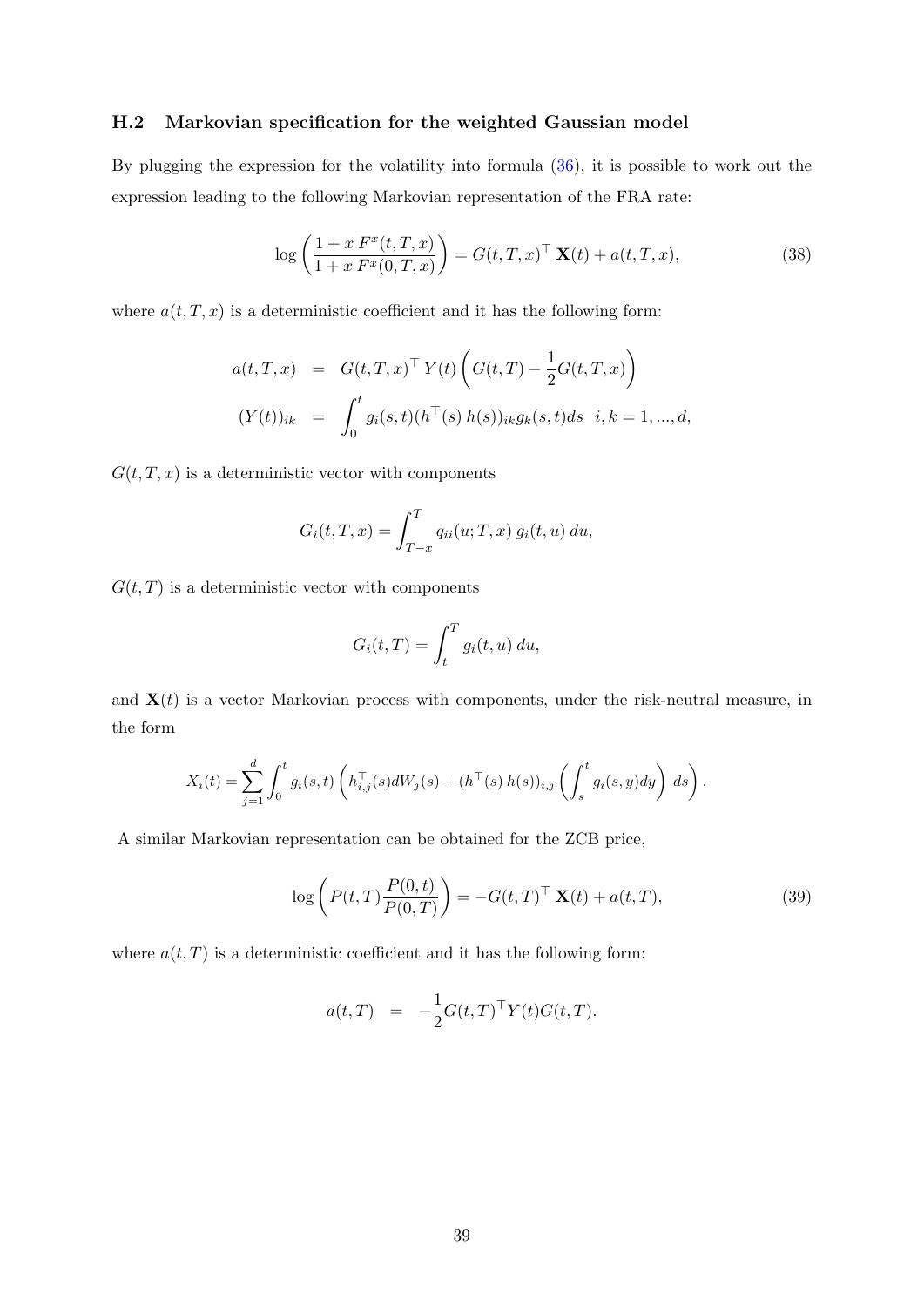### H.2 Markovian specification for the weighted Gaussian model

By plugging the expression for the volatility into formula (36), it is possible to work out the expression leading to the following Markovian representation of the FRA rate:

$$\log\left(\frac{1 + x\, F^x(t,T,x)}{1 + x\, F^x(0,T,x)}\right) = G(t,T,x)^\top\, \mathbf{X}(t) + a(t,T,x), \tag{38}$$

where $a(t,T,x)$ is a deterministic coefficient and it has the following form:

$$\begin{aligned}
a(t,T,x) &= G(t,T,x)^\top\, Y(t)\left(G(t,T) - \frac{1}{2}G(t,T,x)\right) \\
(Y(t))_{ik} &= \int_0^t g_i(s,t)(h^\top(s)\, h(s))_{ik}\, g_k(s,t) ds \quad i,k = 1,...,d,
\end{aligned}$$

$G(t,T,x)$ is a deterministic vector with components

$$G_i(t,T,x) = \int_{T-x}^T q_{ii}(u;T,x)\, g_i(t,u)\, du,$$

$G(t,T)$ is a deterministic vector with components

$$G_i(t,T) = \int_t^T g_i(t,u)\, du,$$

and $\mathbf{X}(t)$ is a vector Markovian process with components, under the risk-neutral measure, in the form

$$X_i(t) = \sum_{j=1}^d \int_0^t g_i(s,t)\left(h_{i,j}^\top(s) dW_j(s) + (h^\top(s)\, h(s))_{i,j}\left(\int_s^t g_i(s,y) dy\right) ds\right).$$

A similar Markovian representation can be obtained for the ZCB price,

$$\log\left(P(t,T)\frac{P(0,t)}{P(0,T)}\right) = -G(t,T)^\top\, \mathbf{X}(t) + a(t,T), \tag{39}$$

where $a(t,T)$ is a deterministic coefficient and it has the following form:

$$a(t,T) = -\frac{1}{2}G(t,T)^\top Y(t) G(t,T).$$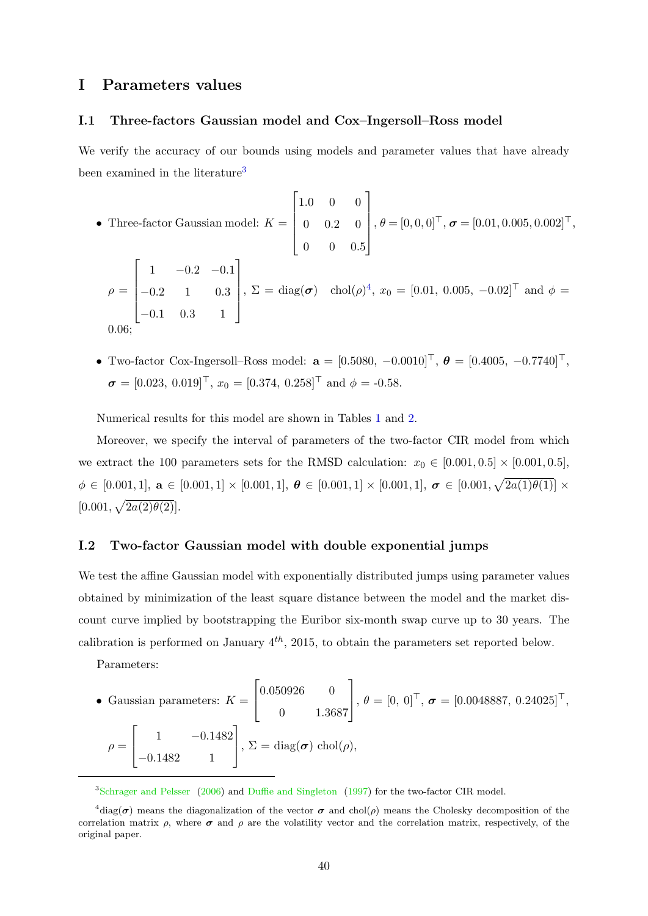# I Parameters values

## I.1 Three-factors Gaussian model and Cox–Ingersoll–Ross model

We verify the accuracy of our bounds using models and parameter values that have already been examined in the literature[3]

- Three-factor Gaussian model: $K = \begin{bmatrix} 1.0 & 0 & 0 \\ 0 & 0.2 & 0 \\ 0 & 0 & 0.5 \end{bmatrix}$, $\theta = [0, 0, 0]^\top$, $\boldsymbol{\sigma} = [0.01, 0.005, 0.002]^\top$, $\rho = \begin{bmatrix} 1 & -0.2 & -0.1 \\ -0.2 & 1 & 0.3 \\ -0.1 & 0.3 & 1 \end{bmatrix}$, $\Sigma = \text{diag}(\boldsymbol{\sigma}) \quad \text{chol}(\rho)$[4], $x_0 = [0.01,\ 0.005,\ -0.02]^\top$ and $\phi = 0.06$;

- Two-factor Cox-Ingersoll–Ross model: $\mathbf{a} = [0.5080,\ -0.0010]^\top$, $\boldsymbol{\theta} = [0.4005,\ -0.7740]^\top$, $\boldsymbol{\sigma} = [0.023,\ 0.019]^\top$, $x_0 = [0.374,\ 0.258]^\top$ and $\phi =$ -0.58.

Numerical results for this model are shown in Tables 1 and 2.

Moreover, we specify the interval of parameters of the two-factor CIR model from which we extract the 100 parameters sets for the RMSD calculation: $x_0 \in [0.001, 0.5] \times [0.001, 0.5]$, $\phi \in [0.001, 1]$, $\mathbf{a} \in [0.001, 1] \times [0.001, 1]$, $\boldsymbol{\theta} \in [0.001, 1] \times [0.001, 1]$, $\boldsymbol{\sigma} \in [0.001, \sqrt{2a(1)\theta(1)}] \times [0.001, \sqrt{2a(2)\theta(2)}]$.

## I.2 Two-factor Gaussian model with double exponential jumps

We test the affine Gaussian model with exponentially distributed jumps using parameter values obtained by minimization of the least square distance between the model and the market discount curve implied by bootstrapping the Euribor six-month swap curve up to 30 years. The calibration is performed on January $4^{th}$, 2015, to obtain the parameters set reported below.

Parameters:

- Gaussian parameters: $K = \begin{bmatrix} 0.050926 & 0 \\ 0 & 1.3687 \end{bmatrix}$, $\theta = [0,\ 0]^\top$, $\boldsymbol{\sigma} = [0.0048887,\ 0.24025]^\top$, $\rho = \begin{bmatrix} 1 & -0.1482 \\ -0.1482 & 1 \end{bmatrix}$, $\Sigma = \text{diag}(\boldsymbol{\sigma})\ \text{chol}(\rho)$,

---

[3] Schrager and Pelsser (2006) and Duffie and Singleton (1997) for the two-factor CIR model.

[4] diag($\boldsymbol{\sigma}$) means the diagonalization of the vector $\boldsymbol{\sigma}$ and chol($\rho$) means the Cholesky decomposition of the correlation matrix $\rho$, where $\boldsymbol{\sigma}$ and $\rho$ are the volatility vector and the correlation matrix, respectively, of the original paper.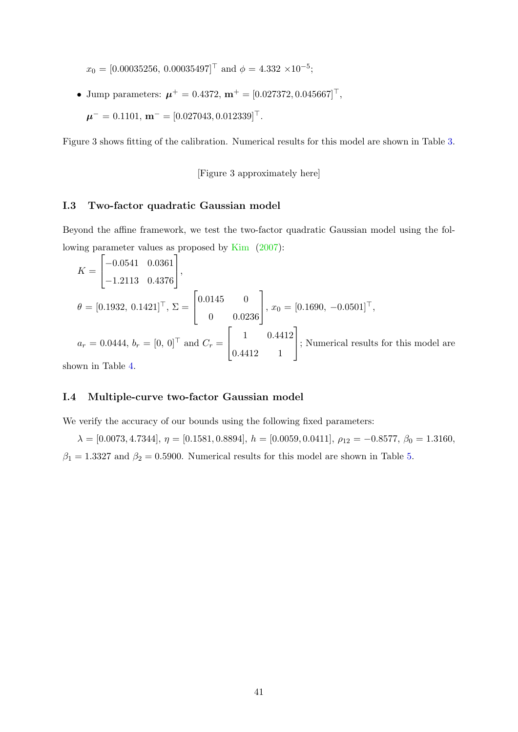$x_0 = [0.00035256,\ 0.00035497]^\top$ and $\phi = 4.332\ \times 10^{-5}$;

- Jump parameters: $\boldsymbol{\mu}^+ = 0.4372$, $\mathbf{m}^+ = [0.027372, 0.045667]^\top$,

  $\boldsymbol{\mu}^- = 0.1101$, $\mathbf{m}^- = [0.027043, 0.012339]^\top$.

Figure 3 shows fitting of the calibration. Numerical results for this model are shown in Table 3.

[Figure 3 approximately here]

### I.3 Two-factor quadratic Gaussian model

Beyond the affine framework, we test the two-factor quadratic Gaussian model using the following parameter values as proposed by Kim (2007):

$K = \begin{bmatrix} -0.0541 & 0.0361 \\ -1.2113 & 0.4376 \end{bmatrix}$,

$\theta = [0.1932,\ 0.1421]^\top$, $\Sigma = \begin{bmatrix} 0.0145 & 0 \\ 0 & 0.0236 \end{bmatrix}$, $x_0 = [0.1690,\ -0.0501]^\top$,

$a_r = 0.0444$, $b_r = [0,\ 0]^\top$ and $C_r = \begin{bmatrix} 1 & 0.4412 \\ 0.4412 & 1 \end{bmatrix}$; Numerical results for this model are shown in Table 4.

### I.4 Multiple-curve two-factor Gaussian model

We verify the accuracy of our bounds using the following fixed parameters:

$\lambda = [0.0073, 4.7344]$, $\eta = [0.1581, 0.8894]$, $h = [0.0059, 0.0411]$, $\rho_{12} = -0.8577$, $\beta_0 = 1.3160$, $\beta_1 = 1.3327$ and $\beta_2 = 0.5900$. Numerical results for this model are shown in Table 5.